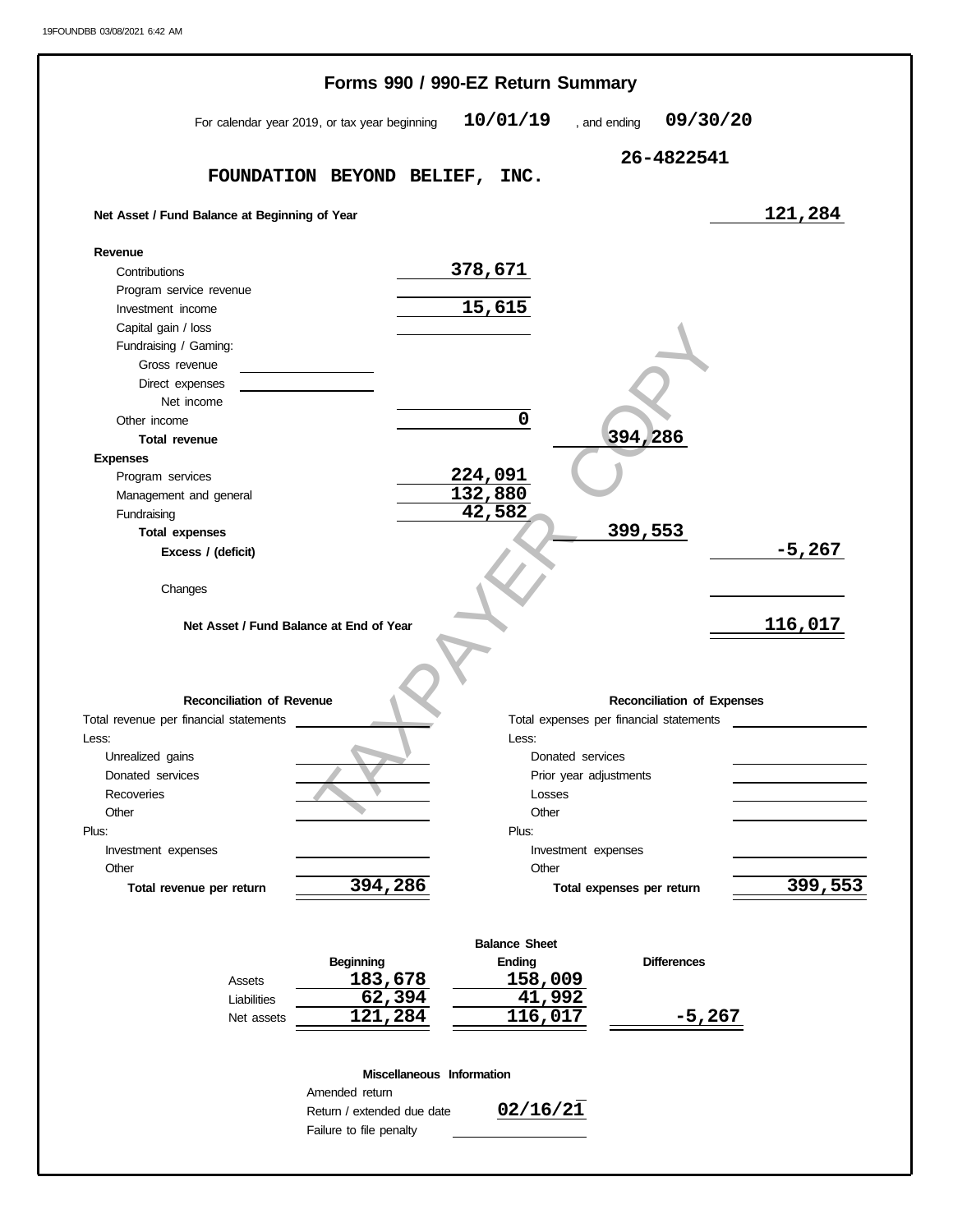# Forms 990 / 990-EZ Return Summary

For calendar year 2019, or tax year beginning **10/01/19** , and ending **09/30/20**

**FOUNDATION BEYOND BELIEF, INC.** **26-4822541**

| | | | |
|---|---|---|---|
| **Net Asset / Fund Balance at Beginning of Year** | | | **121,284** |
| **Revenue** | | | |
| Contributions | 378,671 | | |
| Program service revenue | | | |
| Investment income | 15,615 | | |
| Capital gain / loss | | | |
| Fundraising / Gaming: | | | |
| Gross revenue | | | |
| Direct expenses | | | |
| Net income | | | |
| Other income | 0 | | |
| **Total revenue** | | 394,286 | |
| **Expenses** | | | |
| Program services | 224,091 | | |
| Management and general | 132,880 | | |
| Fundraising | 42,582 | | |
| **Total expenses** | | 399,553 | |
| **Excess / (deficit)** | | | -5,267 |
| Changes | | | |
| **Net Asset / Fund Balance at End of Year** | | | **116,017** |

| **Reconciliation of Revenue** | | **Reconciliation of Expenses** | |
|---|---|---|---|
| Total revenue per financial statements | | Total expenses per financial statements | |
| Less: | | Less: | |
| Unrealized gains | | Donated services | |
| Donated services | | Prior year adjustments | |
| Recoveries | | Losses | |
| Other | | Other | |
| Plus: | | Plus: | |
| Investment expenses | | Investment expenses | |
| Other | | Other | |
| **Total revenue per return** | 394,286 | **Total expenses per return** | 399,553 |

**Balance Sheet**

| | Beginning | Ending | Differences |
|---|---|---|---|
| Assets | 183,678 | 158,009 | |
| Liabilities | 62,394 | 41,992 | |
| Net assets | 121,284 | 116,017 | -5,267 |

**Miscellaneous Information**

| | |
|---|---|
| Amended return | |
| Return / extended due date | 02/16/21 |
| Failure to file penalty | |

TAXPAYER COPY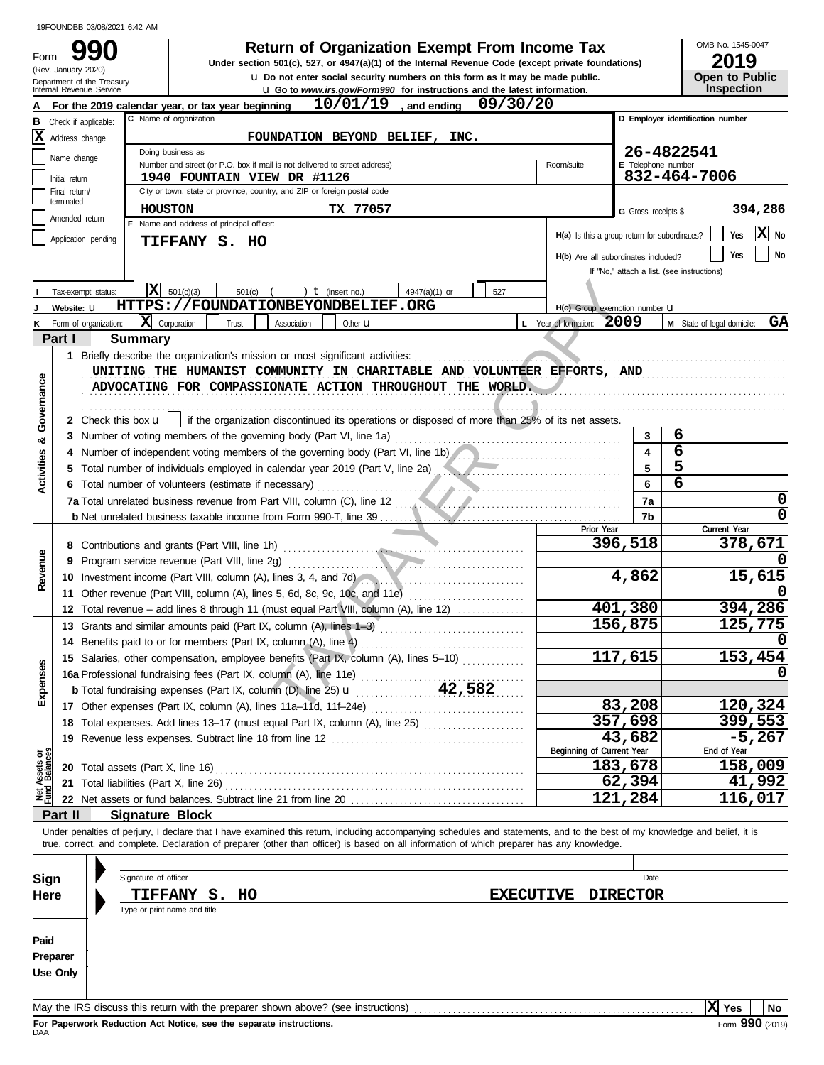19FOUNDBB 03/08/2021 6:42 AM

# Form 990 — Return of Organization Exempt From Income Tax

(Rev. January 2020) Department of the Treasury Internal Revenue Service

Under section 501(c), 527, or 4947(a)(1) of the Internal Revenue Code (except private foundations)

u Do not enter social security numbers on this form as it may be made public.

u Go to *www.irs.gov/Form990* for instructions and the latest information.

OMB No. 1545-0047 — **2019** — **Open to Public Inspection**

**A** For the 2019 calendar year, or tax year beginning 10/01/19, and ending 09/30/20

**B** Check if applicable:
- [X] Address change
- [ ] Name change
- [ ] Initial return
- [ ] Final return/terminated
- [ ] Amended return
- [ ] Application pending

**C** Name of organization: FOUNDATION BEYOND BELIEF, INC.

Doing business as:

Number and street (or P.O. box if mail is not delivered to street address): 1940 FOUNTAIN VIEW DR #1126 — Room/suite:

City or town, state or province, country, and ZIP or foreign postal code: HOUSTON TX 77057

**D** Employer identification number: 26-4822541

**E** Telephone number: 832-464-7006

**G** Gross receipts $ 394,286

**F** Name and address of principal officer: TIFFANY S. HO

**H(a)** Is this a group return for subordinates? [ ] Yes [X] No

**H(b)** Are all subordinates included? [ ] Yes [ ] No — If "No," attach a list. (see instructions)

**H(c)** Group exemption number u

**I** Tax-exempt status: [X] 501(c)(3) [ ] 501(c) ( ) t (insert no.) [ ] 4947(a)(1) or [ ] 527

**J** Website: u HTTPS://FOUNDATIONBEYONDBELIEF.ORG

**K** Form of organization: [X] Corporation [ ] Trust [ ] Association [ ] Other u

**L** Year of formation: 2009 **M** State of legal domicile: GA

## Part I Summary

**Activities & Governance**

1 Briefly describe the organization's mission or most significant activities:
UNITING THE HUMANIST COMMUNITY IN CHARITABLE AND VOLUNTEER EFFORTS, AND ADVOCATING FOR COMPASSIONATE ACTION THROUGHOUT THE WORLD.

2 Check this box u [ ] if the organization discontinued its operations or disposed of more than 25% of its net assets.

| | | | |
|---|---|---|---|
| 3 | Number of voting members of the governing body (Part VI, line 1a) | 3 | 6 |
| 4 | Number of independent voting members of the governing body (Part VI, line 1b) | 4 | 6 |
| 5 | Total number of individuals employed in calendar year 2019 (Part V, line 2a) | 5 | 5 |
| 6 | Total number of volunteers (estimate if necessary) | 6 | 6 |
| 7a | Total unrelated business revenue from Part VIII, column (C), line 12 | 7a | 0 |
| b | Net unrelated business taxable income from Form 990-T, line 39 | 7b | 0 |

| | | | Prior Year | Current Year |
|---|---|---|---|---|
| **Revenue** | 8 | Contributions and grants (Part VIII, line 1h) | 396,518 | 378,671 |
| | 9 | Program service revenue (Part VIII, line 2g) | | 0 |
| | 10 | Investment income (Part VIII, column (A), lines 3, 4, and 7d) | 4,862 | 15,615 |
| | 11 | Other revenue (Part VIII, column (A), lines 5, 6d, 8c, 9c, 10c, and 11e) | | 0 |
| | 12 | Total revenue – add lines 8 through 11 (must equal Part VIII, column (A), line 12) | 401,380 | 394,286 |
| **Expenses** | 13 | Grants and similar amounts paid (Part IX, column (A), lines 1–3) | 156,875 | 125,775 |
| | 14 | Benefits paid to or for members (Part IX, column (A), line 4) | | 0 |
| | 15 | Salaries, other compensation, employee benefits (Part IX, column (A), lines 5–10) | 117,615 | 153,454 |
| | 16a | Professional fundraising fees (Part IX, column (A), line 11e) | | 0 |
| | b | Total fundraising expenses (Part IX, column (D), line 25) u 42,582 | | |
| | 17 | Other expenses (Part IX, column (A), lines 11a–11d, 11f–24e) | 83,208 | 120,324 |
| | 18 | Total expenses. Add lines 13–17 (must equal Part IX, column (A), line 25) | 357,698 | 399,553 |
| | 19 | Revenue less expenses. Subtract line 18 from line 12 | 43,682 | -5,267 |
| | | | **Beginning of Current Year** | **End of Year** |
| **Net Assets or Fund Balances** | 20 | Total assets (Part X, line 16) | 183,678 | 158,009 |
| | 21 | Total liabilities (Part X, line 26) | 62,394 | 41,992 |
| | 22 | Net assets or fund balances. Subtract line 21 from line 20 | 121,284 | 116,017 |

## Part II Signature Block

Under penalties of perjury, I declare that I have examined this return, including accompanying schedules and statements, and to the best of my knowledge and belief, it is true, correct, and complete. Declaration of preparer (other than officer) is based on all information of which preparer has any knowledge.

**Sign Here**

Signature of officer — Date

TIFFANY S. HO — EXECUTIVE DIRECTOR

Type or print name and title

**Paid Preparer Use Only**

May the IRS discuss this return with the preparer shown above? (see instructions) [X] Yes [ ] No

**For Paperwork Reduction Act Notice, see the separate instructions.**

DAA — Form **990** (2019)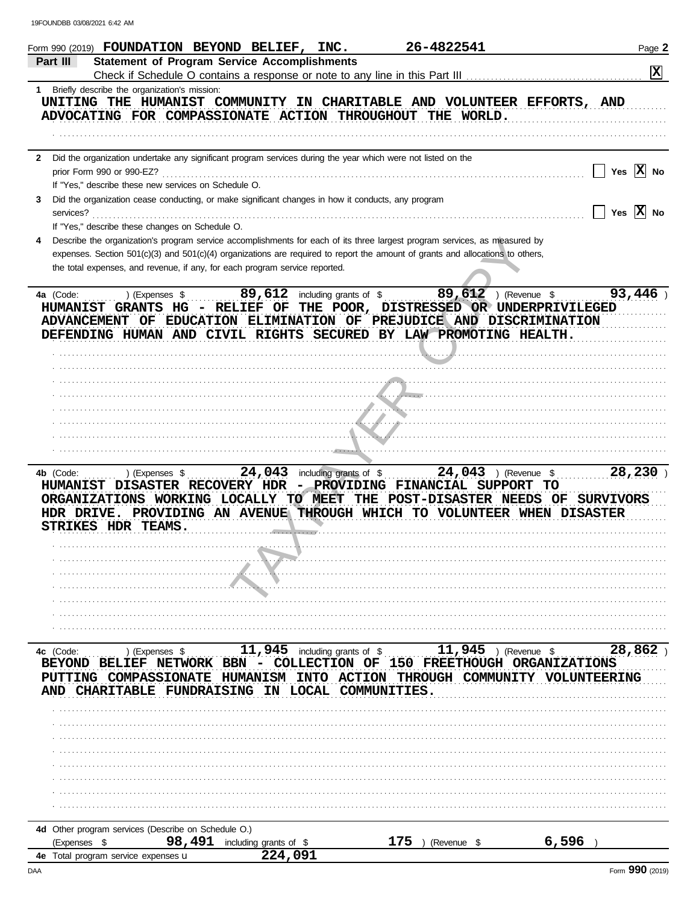19FOUNDBB 03/08/2021 6:42 AM

Form 990 (2019) **FOUNDATION BEYOND BELIEF, INC.** **26-4822541** Page **2**

## Part III Statement of Program Service Accomplishments

Check if Schedule O contains a response or note to any line in this Part III . . . . . . . . . . . . . . . . . . . . . . . . . . . . . . **X**

**1** Briefly describe the organization's mission:

UNITING THE HUMANIST COMMUNITY IN CHARITABLE AND VOLUNTEER EFFORTS, AND ADVOCATING FOR COMPASSIONATE ACTION THROUGHOUT THE WORLD.

**2** Did the organization undertake any significant program services during the year which were not listed on the prior Form 990 or 990-EZ? . . . . . . . . . . . . . . . . . . . . . . . . . . . . . . . . . . . . . . . . . . . Yes **X** No

If "Yes," describe these new services on Schedule O.

**3** Did the organization cease conducting, or make significant changes in how it conducts, any program services? . . . . . . . . . . . . . . . . . . . . . . . . . . . . . . . . . . . . . . . . . . . . . Yes **X** No

If "Yes," describe these changes on Schedule O.

**4** Describe the organization's program service accomplishments for each of its three largest program services, as measured by expenses. Section 501(c)(3) and 501(c)(4) organizations are required to report the amount of grants and allocations to others, the total expenses, and revenue, if any, for each program service reported.

**4a** (Code: ) (Expenses $ **89,612** including grants of $ **89,612** ) (Revenue $ **93,446** )

HUMANIST GRANTS HG - RELIEF OF THE POOR, DISTRESSED OR UNDERPRIVILEGED ADVANCEMENT OF EDUCATION ELIMINATION OF PREJUDICE AND DISCRIMINATION DEFENDING HUMAN AND CIVIL RIGHTS SECURED BY LAW PROMOTING HEALTH.

**4b** (Code: ) (Expenses $ **24,043** including grants of $ **24,043** ) (Revenue $ **28,230** )

HUMANIST DISASTER RECOVERY HDR - PROVIDING FINANCIAL SUPPORT TO ORGANIZATIONS WORKING LOCALLY TO MEET THE POST-DISASTER NEEDS OF SURVIVORS HDR DRIVE. PROVIDING AN AVENUE THROUGH WHICH TO VOLUNTEER WHEN DISASTER STRIKES HDR TEAMS.

**4c** (Code: ) (Expenses $ **11,945** including grants of $ **11,945** ) (Revenue $ **28,862** )

BEYOND BELIEF NETWORK BBN - COLLECTION OF 150 FREETHOUGH ORGANIZATIONS PUTTING COMPASSIONATE HUMANISM INTO ACTION THROUGH COMMUNITY VOLUNTEERING AND CHARITABLE FUNDRAISING IN LOCAL COMMUNITIES.

**4d** Other program services (Describe on Schedule O.)

(Expenses $ **98,491** including grants of $ **175** ) (Revenue $ **6,596** )

**4e** Total program service expenses **224,091**

DAA Form **990** (2019)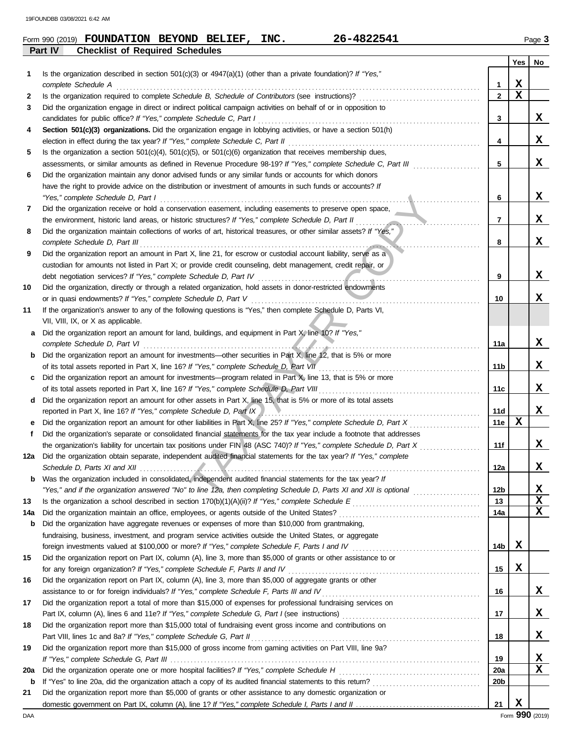Form 990 (2019) **FOUNDATION BEYOND BELIEF, INC.** **26-4822541**

## Part IV Checklist of Required Schedules

| | | | Yes | No |
|---|---|---|---|---|
| **1** | Is the organization described in section 501(c)(3) or 4947(a)(1) (other than a private foundation)? *If "Yes," complete Schedule A* | 1 | X | |
| **2** | Is the organization required to complete *Schedule B, Schedule of Contributors* (see instructions)? | 2 | X | |
| **3** | Did the organization engage in direct or indirect political campaign activities on behalf of or in opposition to candidates for public office? *If "Yes," complete Schedule C, Part I* | 3 | | X |
| **4** | **Section 501(c)(3) organizations.** Did the organization engage in lobbying activities, or have a section 501(h) election in effect during the tax year? *If "Yes," complete Schedule C, Part II* | 4 | | X |
| **5** | Is the organization a section 501(c)(4), 501(c)(5), or 501(c)(6) organization that receives membership dues, assessments, or similar amounts as defined in Revenue Procedure 98-19? *If "Yes," complete Schedule C, Part III* | 5 | | X |
| **6** | Did the organization maintain any donor advised funds or any similar funds or accounts for which donors have the right to provide advice on the distribution or investment of amounts in such funds or accounts? *If "Yes," complete Schedule D, Part I* | 6 | | X |
| **7** | Did the organization receive or hold a conservation easement, including easements to preserve open space, the environment, historic land areas, or historic structures? *If "Yes," complete Schedule D, Part II* | 7 | | X |
| **8** | Did the organization maintain collections of works of art, historical treasures, or other similar assets? *If "Yes," complete Schedule D, Part III* | 8 | | X |
| **9** | Did the organization report an amount in Part X, line 21, for escrow or custodial account liability, serve as a custodian for amounts not listed in Part X; or provide credit counseling, debt management, credit repair, or debt negotiation services? *If "Yes," complete Schedule D, Part IV* | 9 | | X |
| **10** | Did the organization, directly or through a related organization, hold assets in donor-restricted endowments or in quasi endowments? *If "Yes," complete Schedule D, Part V* | 10 | | X |
| **11** | If the organization's answer to any of the following questions is "Yes," then complete Schedule D, Parts VI, VII, VIII, IX, or X as applicable. | | | |
| **a** | Did the organization report an amount for land, buildings, and equipment in Part X, line 10? *If "Yes," complete Schedule D, Part VI* | 11a | | X |
| **b** | Did the organization report an amount for investments—other securities in Part X, line 12, that is 5% or more of its total assets reported in Part X, line 16? *If "Yes," complete Schedule D, Part VII* | 11b | | X |
| **c** | Did the organization report an amount for investments—program related in Part X, line 13, that is 5% or more of its total assets reported in Part X, line 16? *If "Yes," complete Schedule D, Part VIII* | 11c | | X |
| **d** | Did the organization report an amount for other assets in Part X, line 15, that is 5% or more of its total assets reported in Part X, line 16? *If "Yes," complete Schedule D, Part IX* | 11d | | X |
| **e** | Did the organization report an amount for other liabilities in Part X, line 25? *If "Yes," complete Schedule D, Part X* | 11e | X | |
| **f** | Did the organization's separate or consolidated financial statements for the tax year include a footnote that addresses the organization's liability for uncertain tax positions under FIN 48 (ASC 740)? *If "Yes," complete Schedule D, Part X* | 11f | | X |
| **12a** | Did the organization obtain separate, independent audited financial statements for the tax year? *If "Yes," complete Schedule D, Parts XI and XII* | 12a | | X |
| **b** | Was the organization included in consolidated, independent audited financial statements for the tax year? *If "Yes," and if the organization answered "No" to line 12a, then completing Schedule D, Parts XI and XII is optional* | 12b | | X |
| **13** | Is the organization a school described in section 170(b)(1)(A)(ii)? *If "Yes," complete Schedule E* | 13 | | X |
| **14a** | Did the organization maintain an office, employees, or agents outside of the United States? | 14a | | X |
| **b** | Did the organization have aggregate revenues or expenses of more than $10,000 from grantmaking, fundraising, business, investment, and program service activities outside the United States, or aggregate foreign investments valued at $100,000 or more? *If "Yes," complete Schedule F, Parts I and IV* | 14b | X | |
| **15** | Did the organization report on Part IX, column (A), line 3, more than $5,000 of grants or other assistance to or for any foreign organization? *If "Yes," complete Schedule F, Parts II and IV* | 15 | X | |
| **16** | Did the organization report on Part IX, column (A), line 3, more than $5,000 of aggregate grants or other assistance to or for foreign individuals? *If "Yes," complete Schedule F, Parts III and IV* | 16 | | X |
| **17** | Did the organization report a total of more than $15,000 of expenses for professional fundraising services on Part IX, column (A), lines 6 and 11e? *If "Yes," complete Schedule G, Part I* (see instructions) | 17 | | X |
| **18** | Did the organization report more than $15,000 total of fundraising event gross income and contributions on Part VIII, lines 1c and 8a? *If "Yes," complete Schedule G, Part II* | 18 | | X |
| **19** | Did the organization report more than $15,000 of gross income from gaming activities on Part VIII, line 9a? *If "Yes," complete Schedule G, Part III* | 19 | | X |
| **20a** | Did the organization operate one or more hospital facilities? *If "Yes," complete Schedule H* | 20a | | X |
| **b** | If "Yes" to line 20a, did the organization attach a copy of its audited financial statements to this return? | 20b | | |
| **21** | Did the organization report more than $5,000 of grants or other assistance to any domestic organization or domestic government on Part IX, column (A), line 1? *If "Yes," complete Schedule I, Parts I and II* | 21 | X | |

Form **990** (2019)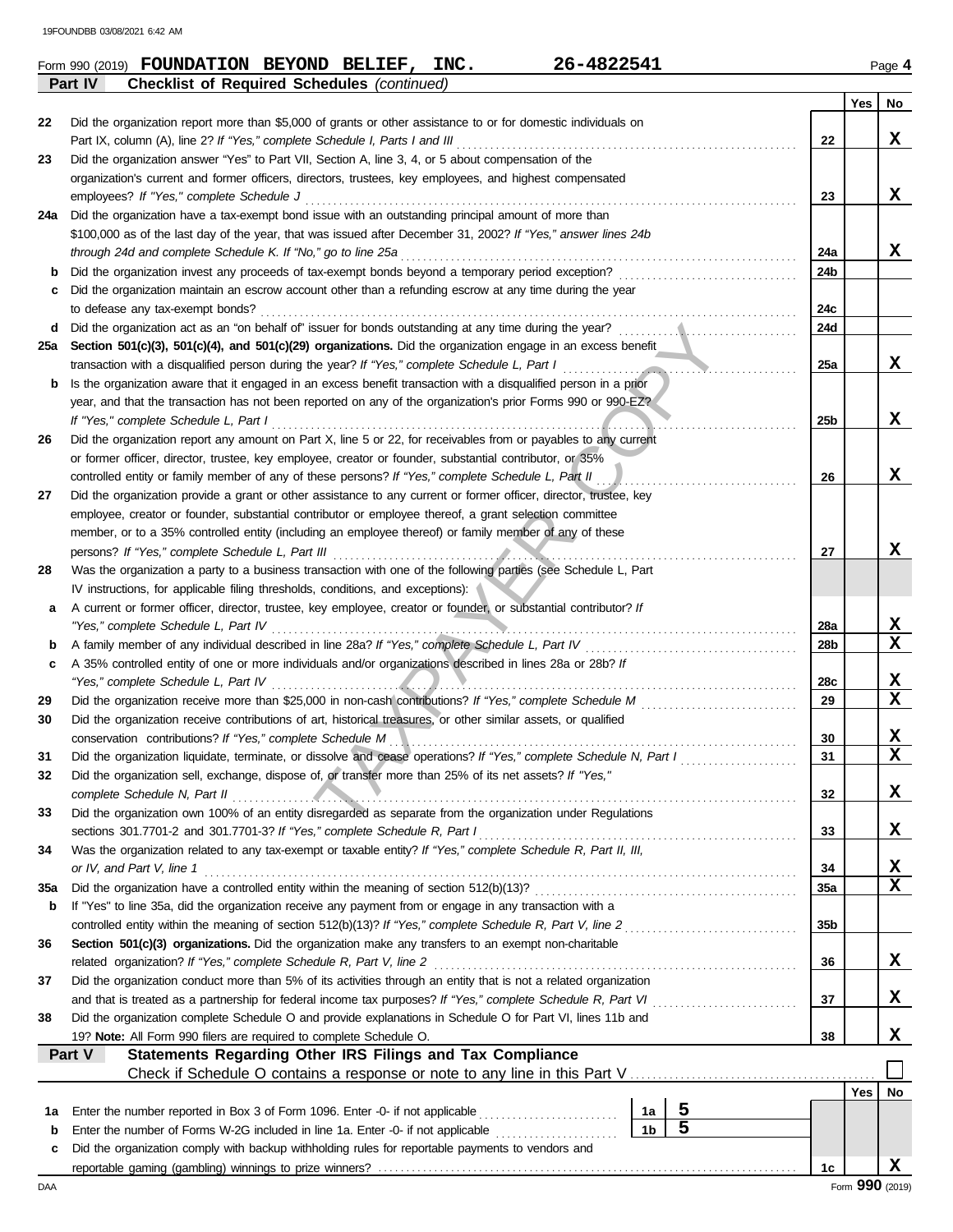Form 990 (2019) **FOUNDATION BEYOND BELIEF, INC.** **26-4822541** Page **4**

**Part IV Checklist of Required Schedules** *(continued)*

| | | | Yes | No |
|---|---|---|---|---|
| 22 | Did the organization report more than $5,000 of grants or other assistance to or for domestic individuals on Part IX, column (A), line 2? *If "Yes," complete Schedule I, Parts I and III* | 22 | | X |
| 23 | Did the organization answer "Yes" to Part VII, Section A, line 3, 4, or 5 about compensation of the organization's current and former officers, directors, trustees, key employees, and highest compensated employees? *If "Yes," complete Schedule J* | 23 | | X |
| 24a | Did the organization have a tax-exempt bond issue with an outstanding principal amount of more than $100,000 as of the last day of the year, that was issued after December 31, 2002? *If "Yes," answer lines 24b through 24d and complete Schedule K. If "No," go to line 25a* | 24a | | X |
| b | Did the organization invest any proceeds of tax-exempt bonds beyond a temporary period exception? | 24b | | |
| c | Did the organization maintain an escrow account other than a refunding escrow at any time during the year to defease any tax-exempt bonds? | 24c | | |
| d | Did the organization act as an "on behalf of" issuer for bonds outstanding at any time during the year? | 24d | | |
| 25a | **Section 501(c)(3), 501(c)(4), and 501(c)(29) organizations.** Did the organization engage in an excess benefit transaction with a disqualified person during the year? *If "Yes," complete Schedule L, Part I* | 25a | | X |
| b | Is the organization aware that it engaged in an excess benefit transaction with a disqualified person in a prior year, and that the transaction has not been reported on any of the organization's prior Forms 990 or 990-EZ? *If "Yes," complete Schedule L, Part I* | 25b | | X |
| 26 | Did the organization report any amount on Part X, line 5 or 22, for receivables from or payables to any current or former officer, director, trustee, key employee, creator or founder, substantial contributor, or 35% controlled entity or family member of any of these persons? *If "Yes," complete Schedule L, Part II* | 26 | | X |
| 27 | Did the organization provide a grant or other assistance to any current or former officer, director, trustee, key employee, creator or founder, substantial contributor or employee thereof, a grant selection committee member, or to a 35% controlled entity (including an employee thereof) or family member of any of these persons? *If "Yes," complete Schedule L, Part III* | 27 | | X |
| 28 | Was the organization a party to a business transaction with one of the following parties (see Schedule L, Part IV instructions, for applicable filing thresholds, conditions, and exceptions): | | | |
| a | A current or former officer, director, trustee, key employee, creator or founder, or substantial contributor? *If "Yes," complete Schedule L, Part IV* | 28a | | X |
| b | A family member of any individual described in line 28a? *If "Yes," complete Schedule L, Part IV* | 28b | | X |
| c | A 35% controlled entity of one or more individuals and/or organizations described in lines 28a or 28b? *If "Yes," complete Schedule L, Part IV* | 28c | | X |
| 29 | Did the organization receive more than $25,000 in non-cash contributions? *If "Yes," complete Schedule M* | 29 | | X |
| 30 | Did the organization receive contributions of art, historical treasures, or other similar assets, or qualified conservation contributions? *If "Yes," complete Schedule M* | 30 | | X |
| 31 | Did the organization liquidate, terminate, or dissolve and cease operations? *If "Yes," complete Schedule N, Part I* | 31 | | X |
| 32 | Did the organization sell, exchange, dispose of, or transfer more than 25% of its net assets? *If "Yes," complete Schedule N, Part II* | 32 | | X |
| 33 | Did the organization own 100% of an entity disregarded as separate from the organization under Regulations sections 301.7701-2 and 301.7701-3? *If "Yes," complete Schedule R, Part I* | 33 | | X |
| 34 | Was the organization related to any tax-exempt or taxable entity? *If "Yes," complete Schedule R, Part II, III, or IV, and Part V, line 1* | 34 | | X |
| 35a | Did the organization have a controlled entity within the meaning of section 512(b)(13)? | 35a | | X |
| b | If "Yes" to line 35a, did the organization receive any payment from or engage in any transaction with a controlled entity within the meaning of section 512(b)(13)? *If "Yes," complete Schedule R, Part V, line 2* | 35b | | |
| 36 | **Section 501(c)(3) organizations.** Did the organization make any transfers to an exempt non-charitable related organization? *If "Yes," complete Schedule R, Part V, line 2* | 36 | | X |
| 37 | Did the organization conduct more than 5% of its activities through an entity that is not a related organization and that is treated as a partnership for federal income tax purposes? *If "Yes," complete Schedule R, Part VI* | 37 | | X |
| 38 | Did the organization complete Schedule O and provide explanations in Schedule O for Part VI, lines 11b and 19? **Note:** All Form 990 filers are required to complete Schedule O. | 38 | | X |

**Part V Statements Regarding Other IRS Filings and Tax Compliance**

Check if Schedule O contains a response or note to any line in this Part V ☐

| | | | | | Yes | No |
|---|---|---|---|---|---|---|
| 1a | Enter the number reported in Box 3 of Form 1096. Enter -0- if not applicable | 1a | 5 | | | |
| b | Enter the number of Forms W-2G included in line 1a. Enter -0- if not applicable | 1b | 5 | | | |
| c | Did the organization comply with backup withholding rules for reportable payments to vendors and reportable gaming (gambling) winnings to prize winners? | | | 1c | | X |

Form **990** (2019)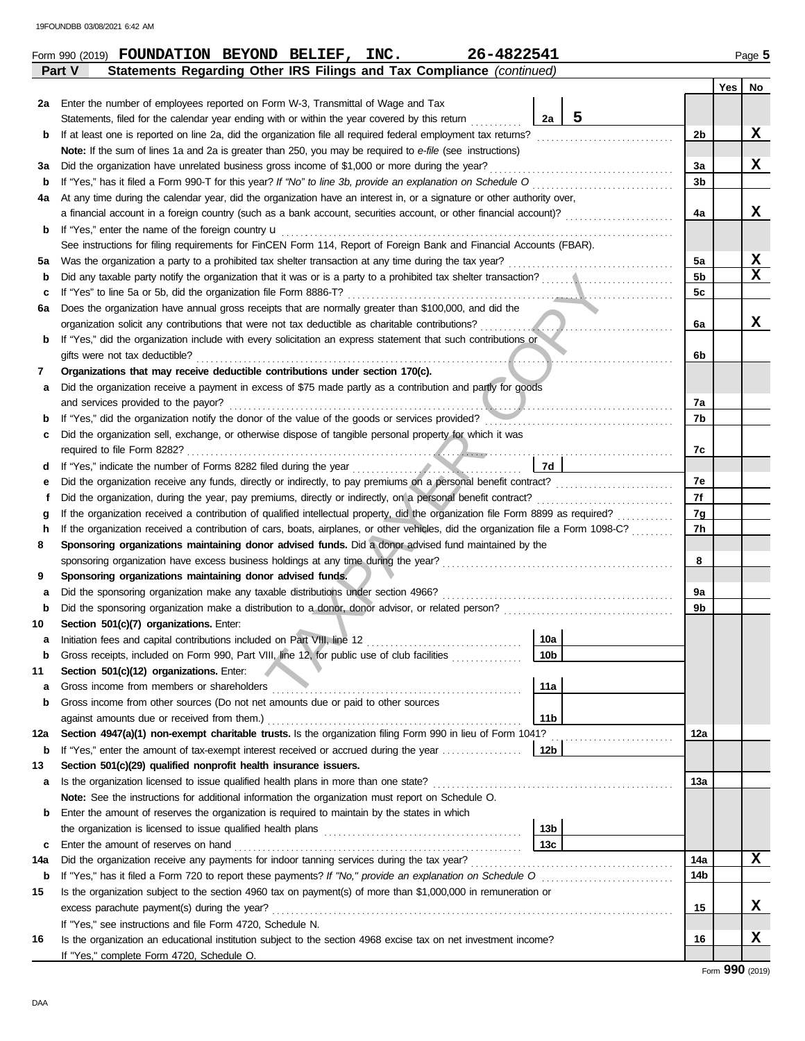Form 990 (2019) **FOUNDATION BEYOND BELIEF, INC. 26-4822541** Page 5

## Part V Statements Regarding Other IRS Filings and Tax Compliance *(continued)*

| | | | | Yes | No |
|---|---|---|---|---|---|
| **2a** | Enter the number of employees reported on Form W-3, Transmittal of Wage and Tax Statements, filed for the calendar year ending with or within the year covered by this return | 2a 5 | | | |
| **b** | If at least one is reported on line 2a, did the organization file all required federal employment tax returns? | | 2b | | X |
| | **Note:** If the sum of lines 1a and 2a is greater than 250, you may be required to *e-file* (see instructions) | | | | |
| **3a** | Did the organization have unrelated business gross income of $1,000 or more during the year? | | 3a | | X |
| **b** | If "Yes," has it filed a Form 990-T for this year? *If "No" to line 3b, provide an explanation on Schedule O* | | 3b | | |
| **4a** | At any time during the calendar year, did the organization have an interest in, or a signature or other authority over, a financial account in a foreign country (such as a bank account, securities account, or other financial account)? | | 4a | | X |
| **b** | If "Yes," enter the name of the foreign country u | | | | |
| | See instructions for filing requirements for FinCEN Form 114, Report of Foreign Bank and Financial Accounts (FBAR). | | | | |
| **5a** | Was the organization a party to a prohibited tax shelter transaction at any time during the tax year? | | 5a | | X |
| **b** | Did any taxable party notify the organization that it was or is a party to a prohibited tax shelter transaction? | | 5b | | X |
| **c** | If "Yes" to line 5a or 5b, did the organization file Form 8886-T? | | 5c | | |
| **6a** | Does the organization have annual gross receipts that are normally greater than $100,000, and did the organization solicit any contributions that were not tax deductible as charitable contributions? | | 6a | | X |
| **b** | If "Yes," did the organization include with every solicitation an express statement that such contributions or gifts were not tax deductible? | | 6b | | |
| **7** | **Organizations that may receive deductible contributions under section 170(c).** | | | | |
| **a** | Did the organization receive a payment in excess of $75 made partly as a contribution and partly for goods and services provided to the payor? | | 7a | | |
| **b** | If "Yes," did the organization notify the donor of the value of the goods or services provided? | | 7b | | |
| **c** | Did the organization sell, exchange, or otherwise dispose of tangible personal property for which it was required to file Form 8282? | | 7c | | |
| **d** | If "Yes," indicate the number of Forms 8282 filed during the year | 7d | | | |
| **e** | Did the organization receive any funds, directly or indirectly, to pay premiums on a personal benefit contract? | | 7e | | |
| **f** | Did the organization, during the year, pay premiums, directly or indirectly, on a personal benefit contract? | | 7f | | |
| **g** | If the organization received a contribution of qualified intellectual property, did the organization file Form 8899 as required? | | 7g | | |
| **h** | If the organization received a contribution of cars, boats, airplanes, or other vehicles, did the organization file a Form 1098-C? | | 7h | | |
| **8** | **Sponsoring organizations maintaining donor advised funds.** Did a donor advised fund maintained by the sponsoring organization have excess business holdings at any time during the year? | | 8 | | |
| **9** | **Sponsoring organizations maintaining donor advised funds.** | | | | |
| **a** | Did the sponsoring organization make any taxable distributions under section 4966? | | 9a | | |
| **b** | Did the sponsoring organization make a distribution to a donor, donor advisor, or related person? | | 9b | | |
| **10** | **Section 501(c)(7) organizations.** Enter: | | | | |
| **a** | Initiation fees and capital contributions included on Part VIII, line 12 | 10a | | | |
| **b** | Gross receipts, included on Form 990, Part VIII, line 12, for public use of club facilities | 10b | | | |
| **11** | **Section 501(c)(12) organizations.** Enter: | | | | |
| **a** | Gross income from members or shareholders | 11a | | | |
| **b** | Gross income from other sources (Do not net amounts due or paid to other sources against amounts due or received from them.) | 11b | | | |
| **12a** | **Section 4947(a)(1) non-exempt charitable trusts.** Is the organization filing Form 990 in lieu of Form 1041? | | 12a | | |
| **b** | If "Yes," enter the amount of tax-exempt interest received or accrued during the year | 12b | | | |
| **13** | **Section 501(c)(29) qualified nonprofit health insurance issuers.** | | | | |
| **a** | Is the organization licensed to issue qualified health plans in more than one state? | | 13a | | |
| | **Note:** See the instructions for additional information the organization must report on Schedule O. | | | | |
| **b** | Enter the amount of reserves the organization is required to maintain by the states in which the organization is licensed to issue qualified health plans | 13b | | | |
| **c** | Enter the amount of reserves on hand | 13c | | | |
| **14a** | Did the organization receive any payments for indoor tanning services during the tax year? | | 14a | | X |
| **b** | If "Yes," has it filed a Form 720 to report these payments? *If "No," provide an explanation on Schedule O* | | 14b | | |
| **15** | Is the organization subject to the section 4960 tax on payment(s) of more than $1,000,000 in remuneration or excess parachute payment(s) during the year? | | 15 | | X |
| | If "Yes," see instructions and file Form 4720, Schedule N. | | | | |
| **16** | Is the organization an educational institution subject to the section 4968 excise tax on net investment income? | | 16 | | X |
| | If "Yes," complete Form 4720, Schedule O. | | | | |

Form **990** (2019)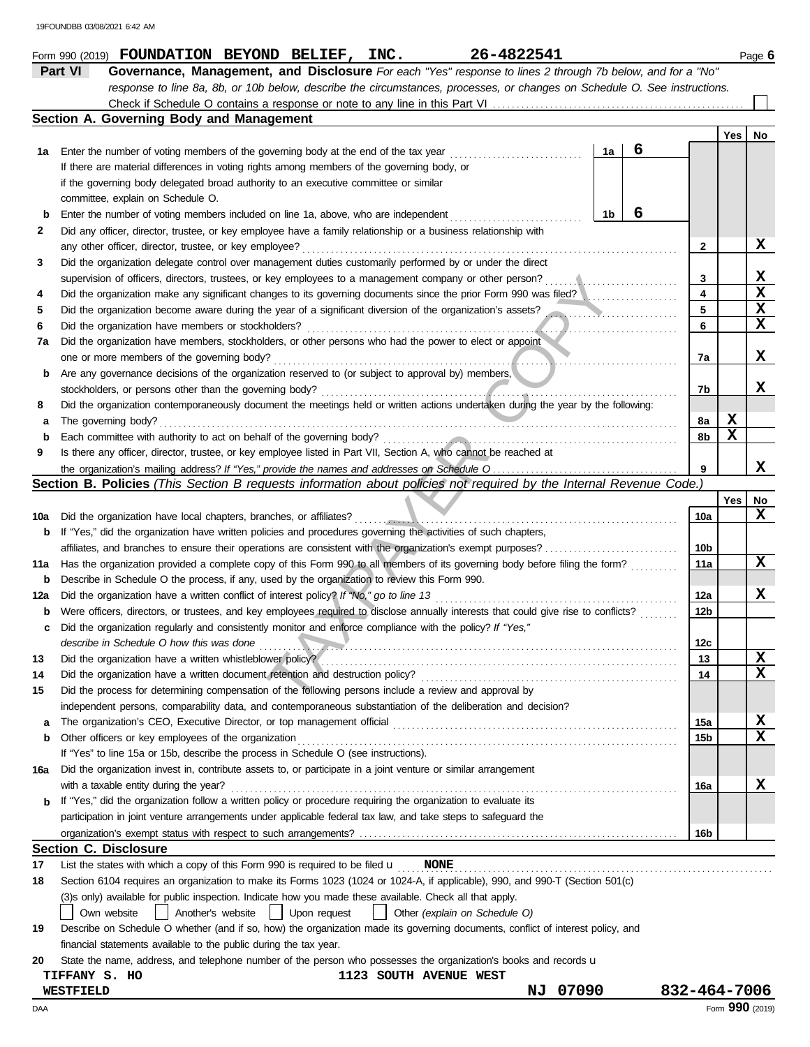Form 990 (2019) **FOUNDATION BEYOND BELIEF, INC.** **26-4822541** Page **6**

## Part VI Governance, Management, and Disclosure

*For each "Yes" response to lines 2 through 7b below, and for a "No" response to line 8a, 8b, or 10b below, describe the circumstances, processes, or changes on Schedule O. See instructions.*

Check if Schedule O contains a response or note to any line in this Part VI . . . . . ☐

### Section A. Governing Body and Management

| | | | | Yes | No |
|---|---|---|---|---|---|
| **1a** | Enter the number of voting members of the governing body at the end of the tax year . . . **1a** 6<br>If there are material differences in voting rights among members of the governing body, or if the governing body delegated broad authority to an executive committee or similar committee, explain on Schedule O. | | | | |
| **b** | Enter the number of voting members included on line 1a, above, who are independent . . . **1b** 6 | | | | |
| **2** | Did any officer, director, trustee, or key employee have a family relationship or a business relationship with any other officer, director, trustee, or key employee? | 2 | | | X |
| **3** | Did the organization delegate control over management duties customarily performed by or under the direct supervision of officers, directors, trustees, or key employees to a management company or other person? | 3 | | | X |
| **4** | Did the organization make any significant changes to its governing documents since the prior Form 990 was filed? | 4 | | | X |
| **5** | Did the organization become aware during the year of a significant diversion of the organization's assets? | 5 | | | X |
| **6** | Did the organization have members or stockholders? | 6 | | | X |
| **7a** | Did the organization have members, stockholders, or other persons who had the power to elect or appoint one or more members of the governing body? | 7a | | | X |
| **b** | Are any governance decisions of the organization reserved to (or subject to approval by) members, stockholders, or persons other than the governing body? | 7b | | | X |
| **8** | Did the organization contemporaneously document the meetings held or written actions undertaken during the year by the following: | | | | |
| **a** | The governing body? | 8a | | X | |
| **b** | Each committee with authority to act on behalf of the governing body? | 8b | | X | |
| **9** | Is there any officer, director, trustee, or key employee listed in Part VII, Section A, who cannot be reached at the organization's mailing address? *If "Yes," provide the names and addresses on Schedule O* | 9 | | | X |

### Section B. Policies *(This Section B requests information about policies not required by the Internal Revenue Code.)*

| | | | Yes | No |
|---|---|---|---|---|
| **10a** | Did the organization have local chapters, branches, or affiliates? | 10a | | X |
| **b** | If "Yes," did the organization have written policies and procedures governing the activities of such chapters, affiliates, and branches to ensure their operations are consistent with the organization's exempt purposes? | 10b | | |
| **11a** | Has the organization provided a complete copy of this Form 990 to all members of its governing body before filing the form? | 11a | | X |
| **b** | Describe in Schedule O the process, if any, used by the organization to review this Form 990. | | | |
| **12a** | Did the organization have a written conflict of interest policy? *If "No," go to line 13* | 12a | | X |
| **b** | Were officers, directors, or trustees, and key employees required to disclose annually interests that could give rise to conflicts? | 12b | | |
| **c** | Did the organization regularly and consistently monitor and enforce compliance with the policy? *If "Yes," describe in Schedule O how this was done* | 12c | | |
| **13** | Did the organization have a written whistleblower policy? | 13 | | X |
| **14** | Did the organization have a written document retention and destruction policy? | 14 | | X |
| **15** | Did the process for determining compensation of the following persons include a review and approval by independent persons, comparability data, and contemporaneous substantiation of the deliberation and decision? | | | |
| **a** | The organization's CEO, Executive Director, or top management official | 15a | | X |
| **b** | Other officers or key employees of the organization | 15b | | X |
| | If "Yes" to line 15a or 15b, describe the process in Schedule O (see instructions). | | | |
| **16a** | Did the organization invest in, contribute assets to, or participate in a joint venture or similar arrangement with a taxable entity during the year? | 16a | | X |
| **b** | If "Yes," did the organization follow a written policy or procedure requiring the organization to evaluate its participation in joint venture arrangements under applicable federal tax law, and take steps to safeguard the organization's exempt status with respect to such arrangements? | 16b | | |

### Section C. Disclosure

**17** List the states with which a copy of this Form 990 is required to be filed u **NONE**

**18** Section 6104 requires an organization to make its Forms 1023 (1024 or 1024-A, if applicable), 990, and 990-T (Section 501(c)(3)s only) available for public inspection. Indicate how you made these available. Check all that apply.

☐ Own website ☐ Another's website ☐ Upon request ☐ Other *(explain on Schedule O)*

**19** Describe on Schedule O whether (and if so, how) the organization made its governing documents, conflict of interest policy, and financial statements available to the public during the tax year.

**20** State the name, address, and telephone number of the person who possesses the organization's books and records u

**TIFFANY S. HO** **1123 SOUTH AVENUE WEST**
**WESTFIELD** **NJ 07090** **832-464-7006**

DAA Form **990** (2019)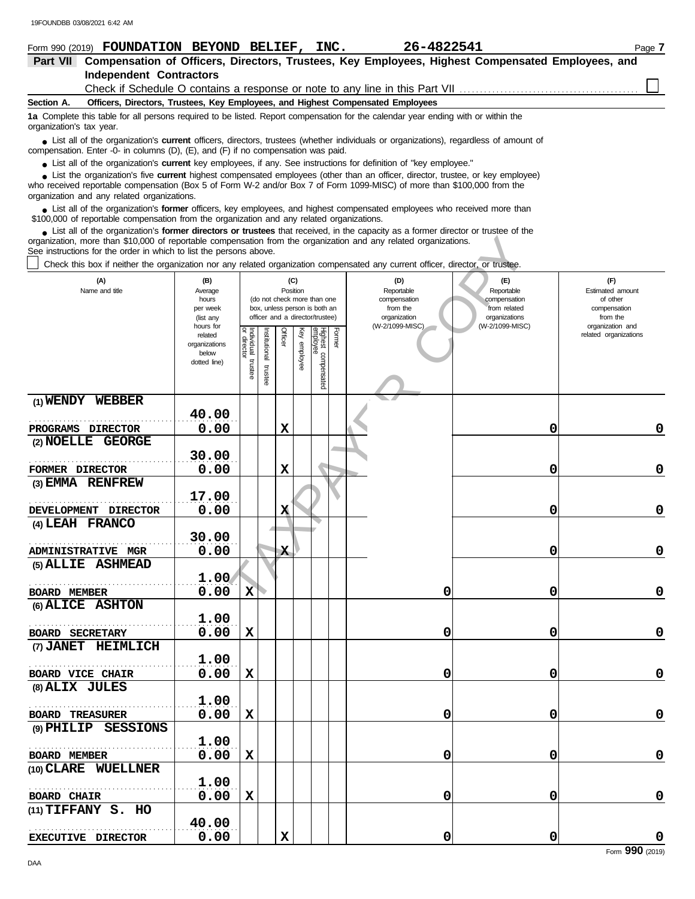Form 990 (2019) **FOUNDATION BEYOND BELIEF, INC.** **26-4822541** Page **7**

## Part VII Compensation of Officers, Directors, Trustees, Key Employees, Highest Compensated Employees, and Independent Contractors

Check if Schedule O contains a response or note to any line in this Part VII ☐

**Section A. Officers, Directors, Trustees, Key Employees, and Highest Compensated Employees**

**1a** Complete this table for all persons required to be listed. Report compensation for the calendar year ending with or within the organization's tax year.

- List all of the organization's **current** officers, directors, trustees (whether individuals or organizations), regardless of amount of compensation. Enter -0- in columns (D), (E), and (F) if no compensation was paid.
- List all of the organization's **current** key employees, if any. See instructions for definition of "key employee."
- List the organization's five **current** highest compensated employees (other than an officer, director, trustee, or key employee) who received reportable compensation (Box 5 of Form W-2 and/or Box 7 of Form 1099-MISC) of more than $100,000 from the organization and any related organizations.
- List all of the organization's **former** officers, key employees, and highest compensated employees who received more than $100,000 of reportable compensation from the organization and any related organizations.
- List all of the organization's **former directors or trustees** that received, in the capacity as a former director or trustee of the organization, more than $10,000 of reportable compensation from the organization and any related organizations.

See instructions for the order in which to list the persons above.

☐ Check this box if neither the organization nor any related organization compensated any current officer, director, or trustee.

| (A) Name and title | (B) Average hours per week (list any hours for related organizations below dotted line) | (C) Position (do not check more than one box, unless person is both an officer and a director/trustee) | | | | | | (D) Reportable compensation from the organization (W-2/1099-MISC) | (E) Reportable compensation from related organizations (W-2/1099-MISC) | (F) Estimated amount of other compensation from the organization and related organizations |
|---|---|---|---|---|---|---|---|---|---|---|
| | | Individual trustee or director | Institutional trustee | Officer | Key employee | Highest compensated employee | Former | | | |
| (1) WENDY WEBBER<br>PROGRAMS DIRECTOR | 40.00<br>0.00 | | | X | | | | | 0 | 0 |
| (2) NOELLE GEORGE<br>FORMER DIRECTOR | 30.00<br>0.00 | | | X | | | | | 0 | 0 |
| (3) EMMA RENFREW<br>DEVELOPMENT DIRECTOR | 17.00<br>0.00 | | | X | | | | | 0 | 0 |
| (4) LEAH FRANCO<br>ADMINISTRATIVE MGR | 30.00<br>0.00 | | | X | | | | | 0 | 0 |
| (5) ALLIE ASHMEAD<br>BOARD MEMBER | 1.00<br>0.00 | X | | | | | | 0 | 0 | 0 |
| (6) ALICE ASHTON<br>BOARD SECRETARY | 1.00<br>0.00 | X | | | | | | 0 | 0 | 0 |
| (7) JANET HEIMLICH<br>BOARD VICE CHAIR | 1.00<br>0.00 | X | | | | | | 0 | 0 | 0 |
| (8) ALIX JULES<br>BOARD TREASURER | 1.00<br>0.00 | X | | | | | | 0 | 0 | 0 |
| (9) PHILIP SESSIONS<br>BOARD MEMBER | 1.00<br>0.00 | X | | | | | | 0 | 0 | 0 |
| (10) CLARE WUELLNER<br>BOARD CHAIR | 1.00<br>0.00 | X | | | | | | 0 | 0 | 0 |
| (11) TIFFANY S. HO<br>EXECUTIVE DIRECTOR | 40.00<br>0.00 | | | X | | | | 0 | 0 | 0 |

Form **990** (2019)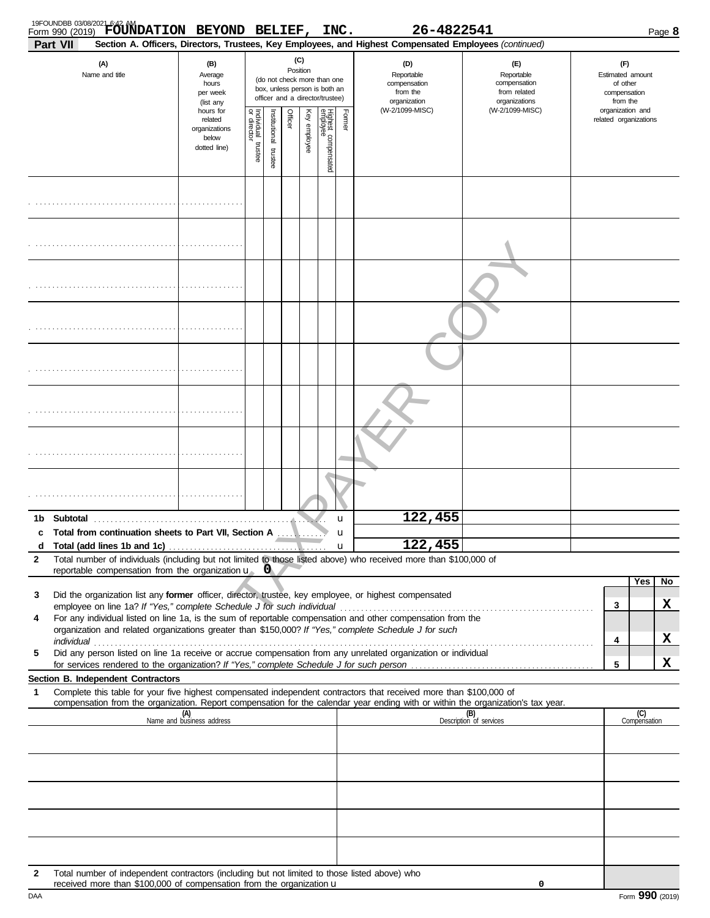Form 990 (2019) **FOUNDATION BEYOND BELIEF, INC.** **26-4822541** Page **8**

**Part VII** **Section A. Officers, Directors, Trustees, Key Employees, and Highest Compensated Employees** *(continued)*

| (A) Name and title | (B) Average hours per week (list any hours for related organizations below dotted line) | (C) Position: Individual trustee or director | Institutional trustee | Officer | Key employee | Highest compensated employee | Former | (D) Reportable compensation from the organization (W-2/1099-MISC) | (E) Reportable compensation from related organizations (W-2/1099-MISC) | (F) Estimated amount of other compensation from the organization and related organizations |
|---|---|---|---|---|---|---|---|---|---|---|
| | | | | | | | | | | |
| | | | | | | | | | | |
| | | | | | | | | | | |
| | | | | | | | | | | |
| | | | | | | | | | | |
| | | | | | | | | | | |
| | | | | | | | | | | |
| | | | | | | | | | | |

| | | (D) | (E) | (F) |
|---|---|---|---|---|
| **1b** | **Subtotal** | 122,455 | | |
| **c** | **Total from continuation sheets to Part VII, Section A** | | | |
| **d** | **Total (add lines 1b and 1c)** | 122,455 | | |

**2** Total number of individuals (including but not limited to those listed above) who received more than $100,000 of reportable compensation from the organization u **0**

| | | | Yes | No |
|---|---|---|---|---|
| **3** | Did the organization list any **former** officer, director, trustee, key employee, or highest compensated employee on line 1a? *If "Yes," complete Schedule J for such individual* | 3 | | X |
| **4** | For any individual listed on line 1a, is the sum of reportable compensation and other compensation from the organization and related organizations greater than $150,000? *If "Yes," complete Schedule J for such individual* | 4 | | X |
| **5** | Did any person listed on line 1a receive or accrue compensation from any unrelated organization or individual for services rendered to the organization? *If "Yes," complete Schedule J for such person* | 5 | | X |

**Section B. Independent Contractors**

**1** Complete this table for your five highest compensated independent contractors that received more than $100,000 of compensation from the organization. Report compensation for the calendar year ending with or within the organization's tax year.

| (A) Name and business address | (B) Description of services | (C) Compensation |
|---|---|---|
| | | |
| | | |
| | | |
| | | |
| | | |

**2** Total number of independent contractors (including but not limited to those listed above) who received more than $100,000 of compensation from the organization u **0**

Form **990** (2019)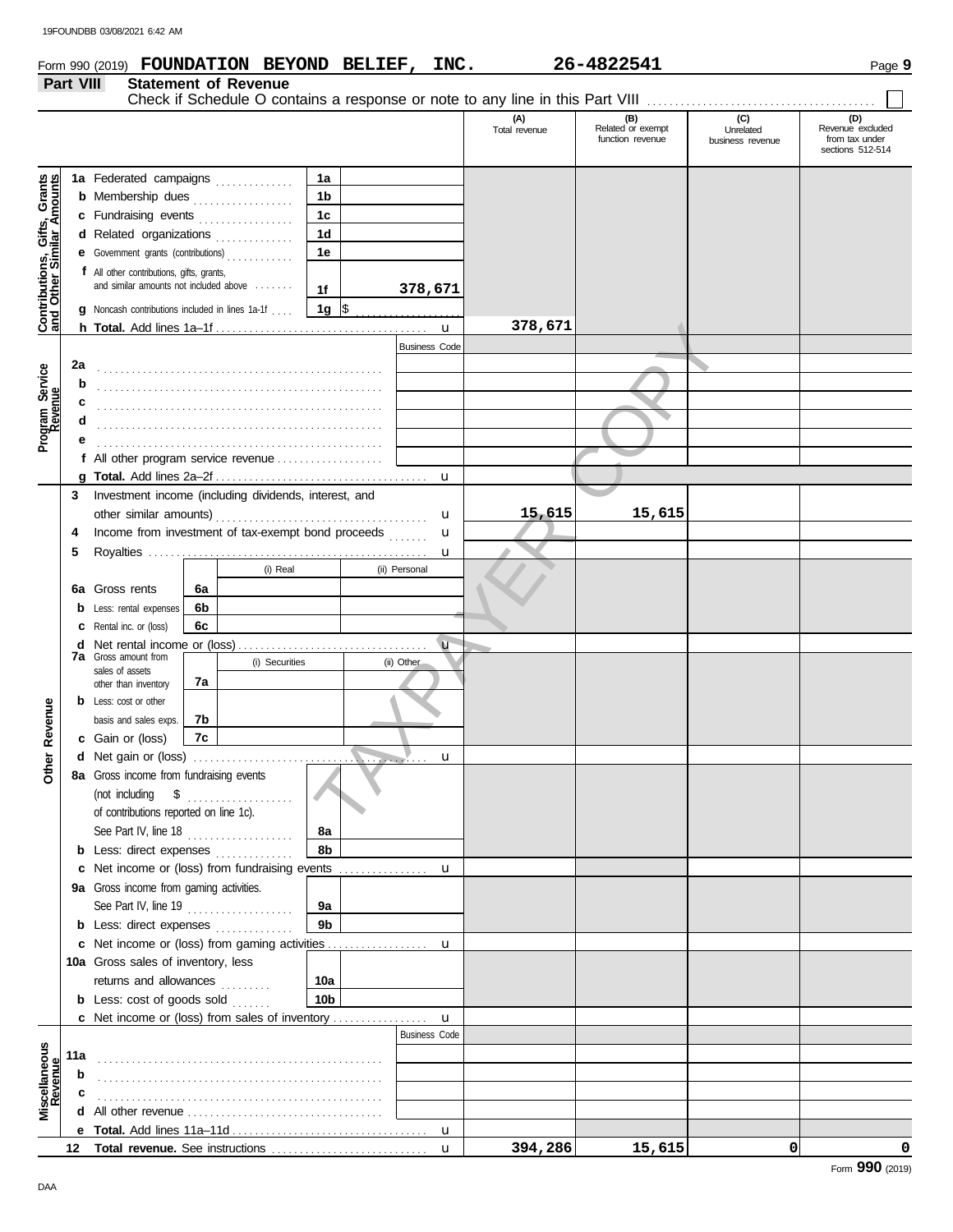Form 990 (2019) **FOUNDATION BEYOND BELIEF, INC.** 26-4822541 Page **9**

## Part VIII Statement of Revenue

Check if Schedule O contains a response or note to any line in this Part VIII ☐

| | | | | (A) Total revenue | (B) Related or exempt function revenue | (C) Unrelated business revenue | (D) Revenue excluded from tax under sections 512-514 |
|---|---|---|---|---|---|---|---|
| **Contributions, Gifts, Grants and Other Similar Amounts** | **1a** Federated campaigns | 1a | | | | | |
| | **b** Membership dues | 1b | | | | | |
| | **c** Fundraising events | 1c | | | | | |
| | **d** Related organizations | 1d | | | | | |
| | **e** Government grants (contributions) | 1e | | | | | |
| | **f** All other contributions, gifts, grants, and similar amounts not included above | 1f | 378,671 | | | | |
| | **g** Noncash contributions included in lines 1a-1f | 1g | $ | | | | |
| | **h Total.** Add lines 1a–1f | | | 378,671 | | | |
| **Program Service Revenue** | | | Business Code | | | | |
| | **2a** | | | | | | |
| | **b** | | | | | | |
| | **c** | | | | | | |
| | **d** | | | | | | |
| | **e** | | | | | | |
| | **f** All other program service revenue | | | | | | |
| | **g Total.** Add lines 2a–2f | | | | | | |
| **Other Revenue** | **3** Investment income (including dividends, interest, and other similar amounts) | | | 15,615 | 15,615 | | |
| | **4** Income from investment of tax-exempt bond proceeds | | | | | | |
| | **5** Royalties | | | | | | |
| | | | (i) Real / (ii) Personal | | | | |
| | **6a** Gross rents | 6a | | | | | |
| | **b** Less: rental expenses | 6b | | | | | |
| | **c** Rental inc. or (loss) | 6c | | | | | |
| | **d** Net rental income or (loss) | | | | | | |
| | | | (i) Securities / (ii) Other | | | | |
| | **7a** Gross amount from sales of assets other than inventory | 7a | | | | | |
| | **b** Less: cost or other basis and sales exps. | 7b | | | | | |
| | **c** Gain or (loss) | 7c | | | | | |
| | **d** Net gain or (loss) | | | | | | |
| | **8a** Gross income from fundraising events (not including $ of contributions reported on line 1c). See Part IV, line 18 | 8a | | | | | |
| | **b** Less: direct expenses | 8b | | | | | |
| | **c** Net income or (loss) from fundraising events | | | | | | |
| | **9a** Gross income from gaming activities. See Part IV, line 19 | 9a | | | | | |
| | **b** Less: direct expenses | 9b | | | | | |
| | **c** Net income or (loss) from gaming activities | | | | | | |
| | **10a** Gross sales of inventory, less returns and allowances | 10a | | | | | |
| | **b** Less: cost of goods sold | 10b | | | | | |
| | **c** Net income or (loss) from sales of inventory | | | | | | |
| **Miscellaneous Revenue** | | | Business Code | | | | |
| | **11a** | | | | | | |
| | **b** | | | | | | |
| | **c** | | | | | | |
| | **d** All other revenue | | | | | | |
| | **e Total.** Add lines 11a–11d | | | | | | |
| | **12 Total revenue.** See instructions | | | 394,286 | 15,615 | 0 | 0 |

Form **990** (2019)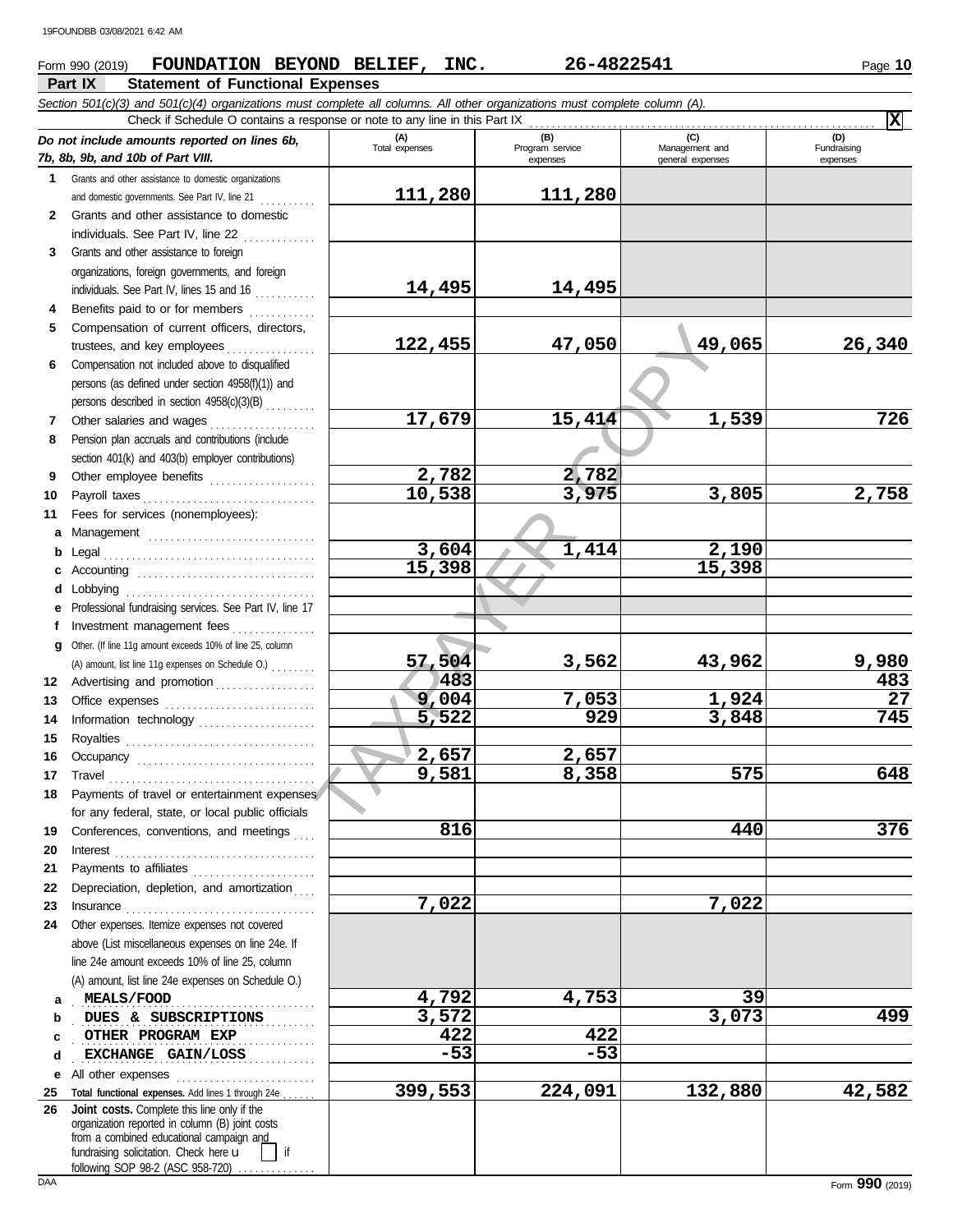Form 990 (2019) **FOUNDATION BEYOND BELIEF, INC.** **26-4822541**

## Part IX Statement of Functional Expenses

*Section 501(c)(3) and 501(c)(4) organizations must complete all columns. All other organizations must complete column (A).*

Check if Schedule O contains a response or note to any line in this Part IX ... [X]

| *Do not include amounts reported on lines 6b, 7b, 8b, 9b, and 10b of Part VIII.* | (A) Total expenses | (B) Program service expenses | (C) Management and general expenses | (D) Fundraising expenses |
|---|---|---|---|---|
| **1** Grants and other assistance to domestic organizations and domestic governments. See Part IV, line 21 | 111,280 | 111,280 | | |
| **2** Grants and other assistance to domestic individuals. See Part IV, line 22 | | | | |
| **3** Grants and other assistance to foreign organizations, foreign governments, and foreign individuals. See Part IV, lines 15 and 16 | 14,495 | 14,495 | | |
| **4** Benefits paid to or for members | | | | |
| **5** Compensation of current officers, directors, trustees, and key employees | 122,455 | 47,050 | 49,065 | 26,340 |
| **6** Compensation not included above to disqualified persons (as defined under section 4958(f)(1)) and persons described in section 4958(c)(3)(B) | | | | |
| **7** Other salaries and wages | 17,679 | 15,414 | 1,539 | 726 |
| **8** Pension plan accruals and contributions (include section 401(k) and 403(b) employer contributions) | | | | |
| **9** Other employee benefits | 2,782 | 2,782 | | |
| **10** Payroll taxes | 10,538 | 3,975 | 3,805 | 2,758 |
| **11** Fees for services (nonemployees): | | | | |
| **a** Management | | | | |
| **b** Legal | 3,604 | 1,414 | 2,190 | |
| **c** Accounting | 15,398 | | 15,398 | |
| **d** Lobbying | | | | |
| **e** Professional fundraising services. See Part IV, line 17 | | | | |
| **f** Investment management fees | | | | |
| **g** Other. (If line 11g amount exceeds 10% of line 25, column (A) amount, list line 11g expenses on Schedule O.) | 57,504 | 3,562 | 43,962 | 9,980 |
| **12** Advertising and promotion | 483 | | | 483 |
| **13** Office expenses | 9,004 | 7,053 | 1,924 | 27 |
| **14** Information technology | 5,522 | 929 | 3,848 | 745 |
| **15** Royalties | | | | |
| **16** Occupancy | 2,657 | 2,657 | | |
| **17** Travel | 9,581 | 8,358 | 575 | 648 |
| **18** Payments of travel or entertainment expenses for any federal, state, or local public officials | | | | |
| **19** Conferences, conventions, and meetings | 816 | | 440 | 376 |
| **20** Interest | | | | |
| **21** Payments to affiliates | | | | |
| **22** Depreciation, depletion, and amortization | | | | |
| **23** Insurance | 7,022 | | 7,022 | |
| **24** Other expenses. Itemize expenses not covered above (List miscellaneous expenses on line 24e. If line 24e amount exceeds 10% of line 25, column (A) amount, list line 24e expenses on Schedule O.) | | | | |
| **a** MEALS/FOOD | 4,792 | 4,753 | 39 | |
| **b** DUES & SUBSCRIPTIONS | 3,572 | | 3,073 | 499 |
| **c** OTHER PROGRAM EXP | 422 | 422 | | |
| **d** EXCHANGE GAIN/LOSS | -53 | -53 | | |
| **e** All other expenses | | | | |
| **25** **Total functional expenses.** Add lines 1 through 24e | 399,553 | 224,091 | 132,880 | 42,582 |
| **26** **Joint costs.** Complete this line only if the organization reported in column (B) joint costs from a combined educational campaign and fundraising solicitation. Check here u [ ] if following SOP 98-2 (ASC 958-720) | | | | |

Form **990** (2019)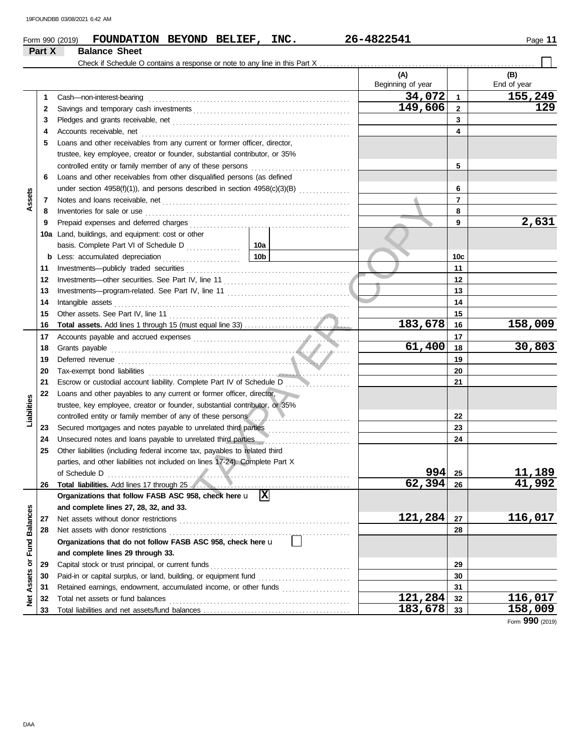Form 990 (2019) **FOUNDATION BEYOND BELIEF, INC.** **26-4822541**

## Part X Balance Sheet

Check if Schedule O contains a response or note to any line in this Part X ☐

| | | | | (A) Beginning of year | | (B) End of year |
|---|---|---|---|---|---|---|
| **Assets** | 1 | Cash—non-interest-bearing | | 34,072 | 1 | 155,249 |
| | 2 | Savings and temporary cash investments | | 149,606 | 2 | 129 |
| | 3 | Pledges and grants receivable, net | | | 3 | |
| | 4 | Accounts receivable, net | | | 4 | |
| | 5 | Loans and other receivables from any current or former officer, director, trustee, key employee, creator or founder, substantial contributor, or 35% controlled entity or family member of any of these persons | | | 5 | |
| | 6 | Loans and other receivables from other disqualified persons (as defined under section 4958(f)(1)), and persons described in section 4958(c)(3)(B) | | | 6 | |
| | 7 | Notes and loans receivable, net | | | 7 | |
| | 8 | Inventories for sale or use | | | 8 | |
| | 9 | Prepaid expenses and deferred charges | | | 9 | 2,631 |
| | 10a | Land, buildings, and equipment: cost or other basis. Complete Part VI of Schedule D | 10a | | | |
| | b | Less: accumulated depreciation | 10b | | 10c | |
| | 11 | Investments—publicly traded securities | | | 11 | |
| | 12 | Investments—other securities. See Part IV, line 11 | | | 12 | |
| | 13 | Investments—program-related. See Part IV, line 11 | | | 13 | |
| | 14 | Intangible assets | | | 14 | |
| | 15 | Other assets. See Part IV, line 11 | | | 15 | |
| | 16 | **Total assets.** Add lines 1 through 15 (must equal line 33) | | 183,678 | 16 | 158,009 |
| **Liabilities** | 17 | Accounts payable and accrued expenses | | | 17 | |
| | 18 | Grants payable | | 61,400 | 18 | 30,803 |
| | 19 | Deferred revenue | | | 19 | |
| | 20 | Tax-exempt bond liabilities | | | 20 | |
| | 21 | Escrow or custodial account liability. Complete Part IV of Schedule D | | | 21 | |
| | 22 | Loans and other payables to any current or former officer, director, trustee, key employee, creator or founder, substantial contributor, or 35% controlled entity or family member of any of these persons | | | 22 | |
| | 23 | Secured mortgages and notes payable to unrelated third parties | | | 23 | |
| | 24 | Unsecured notes and loans payable to unrelated third parties | | | 24 | |
| | 25 | Other liabilities (including federal income tax, payables to related third parties, and other liabilities not included on lines 17-24). Complete Part X of Schedule D | | 994 | 25 | 11,189 |
| | 26 | **Total liabilities.** Add lines 17 through 25 | | 62,394 | 26 | 41,992 |
| **Net Assets or Fund Balances** | | **Organizations that follow FASB ASC 958, check here** ☒ **and complete lines 27, 28, 32, and 33.** | | | | |
| | 27 | Net assets without donor restrictions | | 121,284 | 27 | 116,017 |
| | 28 | Net assets with donor restrictions | | | 28 | |
| | | **Organizations that do not follow FASB ASC 958, check here** ☐ **and complete lines 29 through 33.** | | | | |
| | 29 | Capital stock or trust principal, or current funds | | | 29 | |
| | 30 | Paid-in or capital surplus, or land, building, or equipment fund | | | 30 | |
| | 31 | Retained earnings, endowment, accumulated income, or other funds | | | 31 | |
| | 32 | Total net assets or fund balances | | 121,284 | 32 | 116,017 |
| | 33 | Total liabilities and net assets/fund balances | | 183,678 | 33 | 158,009 |

Form **990** (2019)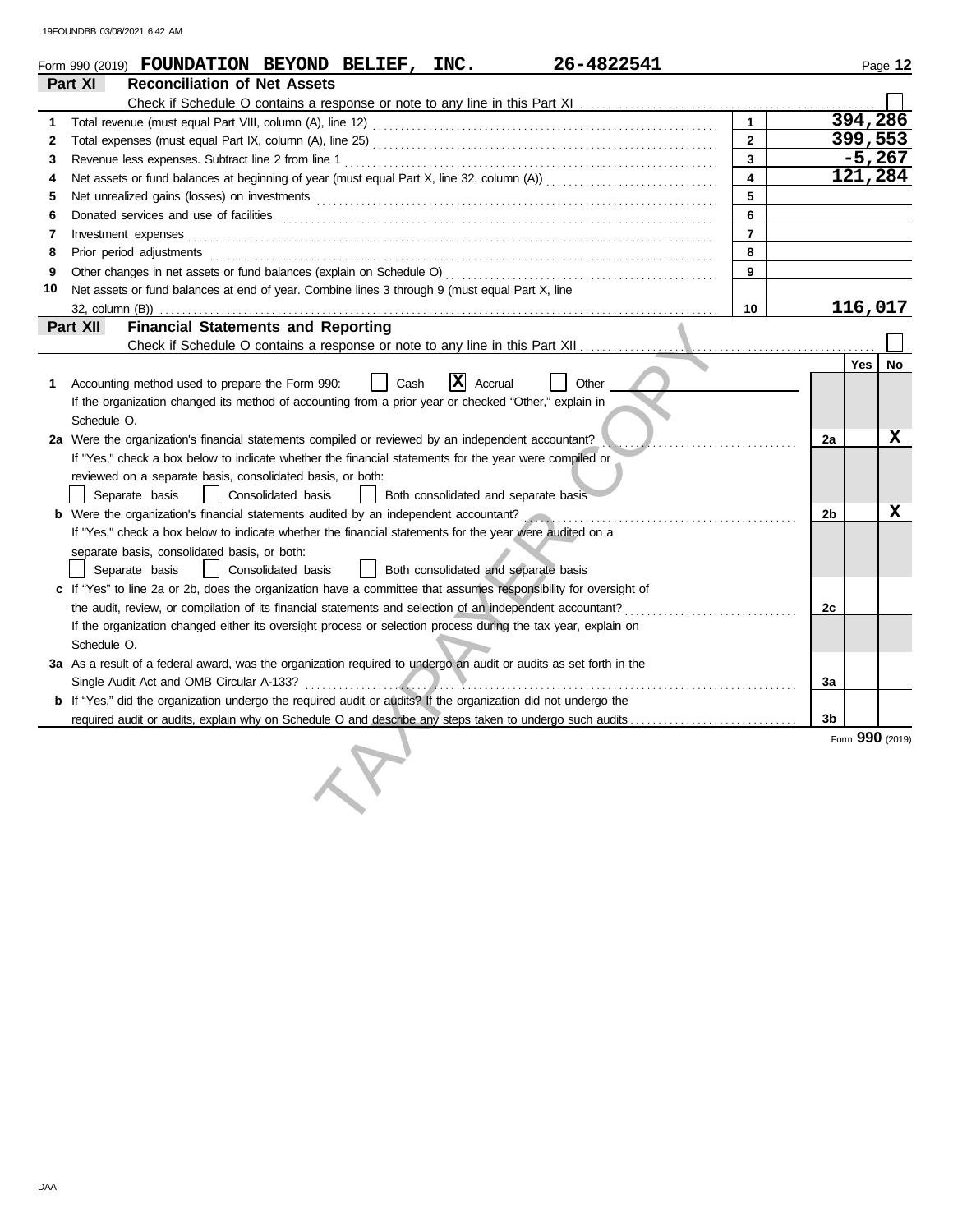Form 990 (2019) **FOUNDATION BEYOND BELIEF, INC.** 26-4822541

## Part XI Reconciliation of Net Assets

Check if Schedule O contains a response or note to any line in this Part XI . . . . . . . . . . ☐

| | | | |
|---|---|---|---|
| 1 | Total revenue (must equal Part VIII, column (A), line 12) | 1 | 394,286 |
| 2 | Total expenses (must equal Part IX, column (A), line 25) | 2 | 399,553 |
| 3 | Revenue less expenses. Subtract line 2 from line 1 | 3 | -5,267 |
| 4 | Net assets or fund balances at beginning of year (must equal Part X, line 32, column (A)) | 4 | 121,284 |
| 5 | Net unrealized gains (losses) on investments | 5 | |
| 6 | Donated services and use of facilities | 6 | |
| 7 | Investment expenses | 7 | |
| 8 | Prior period adjustments | 8 | |
| 9 | Other changes in net assets or fund balances (explain on Schedule O) | 9 | |
| 10 | Net assets or fund balances at end of year. Combine lines 3 through 9 (must equal Part X, line 32, column (B)) | 10 | 116,017 |

## Part XII Financial Statements and Reporting

Check if Schedule O contains a response or note to any line in this Part XII . . . . . . . . . . ☐

| | | | Yes | No |
|---|---|---|---|---|
| 1 | Accounting method used to prepare the Form 990: ☐ Cash ☒ Accrual ☐ Other<br>If the organization changed its method of accounting from a prior year or checked "Other," explain in Schedule O. | | | |
| 2a | Were the organization's financial statements compiled or reviewed by an independent accountant?<br>If "Yes," check a box below to indicate whether the financial statements for the year were compiled or reviewed on a separate basis, consolidated basis, or both:<br>☐ Separate basis ☐ Consolidated basis ☐ Both consolidated and separate basis | 2a | | X |
| b | Were the organization's financial statements audited by an independent accountant?<br>If "Yes," check a box below to indicate whether the financial statements for the year were audited on a separate basis, consolidated basis, or both:<br>☐ Separate basis ☐ Consolidated basis ☐ Both consolidated and separate basis | 2b | | X |
| c | If "Yes" to line 2a or 2b, does the organization have a committee that assumes responsibility for oversight of the audit, review, or compilation of its financial statements and selection of an independent accountant?<br>If the organization changed either its oversight process or selection process during the tax year, explain on Schedule O. | 2c | | |
| 3a | As a result of a federal award, was the organization required to undergo an audit or audits as set forth in the Single Audit Act and OMB Circular A-133? | 3a | | |
| b | If "Yes," did the organization undergo the required audit or audits? If the organization did not undergo the required audit or audits, explain why on Schedule O and describe any steps taken to undergo such audits | 3b | | |

Form **990** (2019)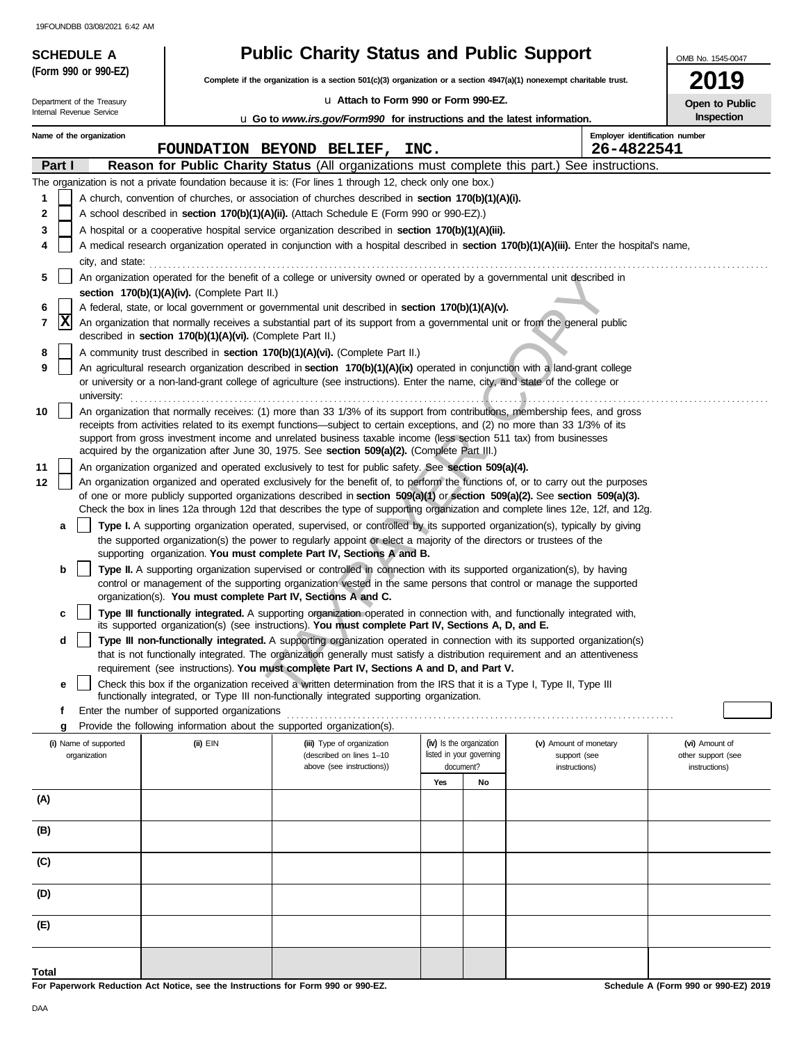# SCHEDULE A (Form 990 or 990-EZ)

Department of the Treasury
Internal Revenue Service

## Public Charity Status and Public Support

**Complete if the organization is a section 501(c)(3) organization or a section 4947(a)(1) nonexempt charitable trust.**

u **Attach to Form 990 or Form 990-EZ.**

u **Go to *www.irs.gov/Form990* for instructions and the latest information.**

OMB No. 1545-0047

**2019**

**Open to Public Inspection**

**Name of the organization:** FOUNDATION BEYOND BELIEF, INC.

**Employer identification number:** 26-4822541

### Part I — Reason for Public Charity Status (All organizations must complete this part.) See instructions.

The organization is not a private foundation because it is: (For lines 1 through 12, check only one box.)

1. [ ] A church, convention of churches, or association of churches described in **section 170(b)(1)(A)(i).**
2. [ ] A school described in **section 170(b)(1)(A)(ii).** (Attach Schedule E (Form 990 or 990-EZ).)
3. [ ] A hospital or a cooperative hospital service organization described in **section 170(b)(1)(A)(iii).**
4. [ ] A medical research organization operated in conjunction with a hospital described in **section 170(b)(1)(A)(iii).** Enter the hospital's name, city, and state:
5. [ ] An organization operated for the benefit of a college or university owned or operated by a governmental unit described in **section 170(b)(1)(A)(iv).** (Complete Part II.)
6. [ ] A federal, state, or local government or governmental unit described in **section 170(b)(1)(A)(v).**
7. [X] An organization that normally receives a substantial part of its support from a governmental unit or from the general public described in **section 170(b)(1)(A)(vi).** (Complete Part II.)
8. [ ] A community trust described in **section 170(b)(1)(A)(vi).** (Complete Part II.)
9. [ ] An agricultural research organization described in **section 170(b)(1)(A)(ix)** operated in conjunction with a land-grant college or university or a non-land-grant college of agriculture (see instructions). Enter the name, city, and state of the college or university:
10. [ ] An organization that normally receives: (1) more than 33 1/3% of its support from contributions, membership fees, and gross receipts from activities related to its exempt functions—subject to certain exceptions, and (2) no more than 33 1/3% of its support from gross investment income and unrelated business taxable income (less section 511 tax) from businesses acquired by the organization after June 30, 1975. See **section 509(a)(2).** (Complete Part III.)
11. [ ] An organization organized and operated exclusively to test for public safety. See **section 509(a)(4).**
12. [ ] An organization organized and operated exclusively for the benefit of, to perform the functions of, or to carry out the purposes of one or more publicly supported organizations described in **section 509(a)(1)** or **section 509(a)(2).** See **section 509(a)(3).** Check the box in lines 12a through 12d that describes the type of supporting organization and complete lines 12e, 12f, and 12g.
   - **a** [ ] **Type I.** A supporting organization operated, supervised, or controlled by its supported organization(s), typically by giving the supported organization(s) the power to regularly appoint or elect a majority of the directors or trustees of the supporting organization. **You must complete Part IV, Sections A and B.**
   - **b** [ ] **Type II.** A supporting organization supervised or controlled in connection with its supported organization(s), by having control or management of the supporting organization vested in the same persons that control or manage the supported organization(s). **You must complete Part IV, Sections A and C.**
   - **c** [ ] **Type III functionally integrated.** A supporting organization operated in connection with, and functionally integrated with, its supported organization(s) (see instructions). **You must complete Part IV, Sections A, D, and E.**
   - **d** [ ] **Type III non-functionally integrated.** A supporting organization operated in connection with its supported organization(s) that is not functionally integrated. The organization generally must satisfy a distribution requirement and an attentiveness requirement (see instructions). **You must complete Part IV, Sections A and D, and Part V.**
   - **e** [ ] Check this box if the organization received a written determination from the IRS that it is a Type I, Type II, Type III functionally integrated, or Type III non-functionally integrated supporting organization.
   - **f** Enter the number of supported organizations
   - **g** Provide the following information about the supported organization(s).

| (i) Name of supported organization | (ii) EIN | (iii) Type of organization (described on lines 1–10 above (see instructions)) | (iv) Is the organization listed in your governing document? Yes | No | (v) Amount of monetary support (see instructions) | (vi) Amount of other support (see instructions) |
|---|---|---|---|---|---|---|
| (A) | | | | | | |
| (B) | | | | | | |
| (C) | | | | | | |
| (D) | | | | | | |
| (E) | | | | | | |
| **Total** | | | | | | |

**For Paperwork Reduction Act Notice, see the Instructions for Form 990 or 990-EZ.**

**Schedule A (Form 990 or 990-EZ) 2019**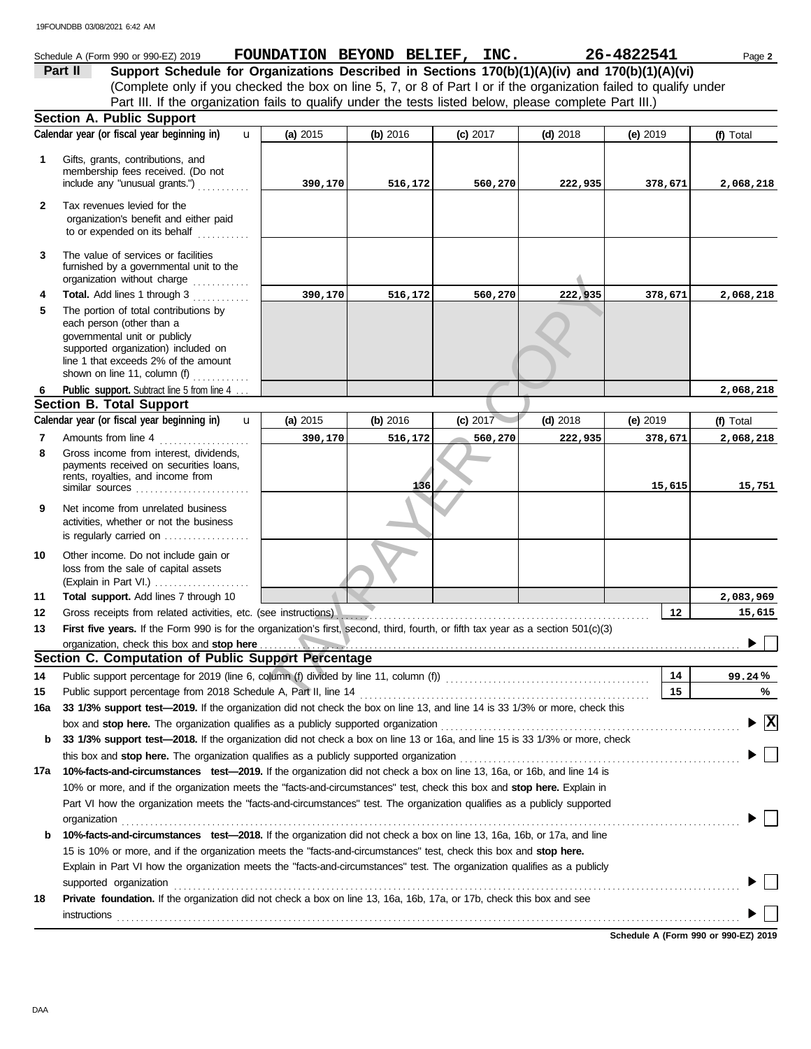Schedule A (Form 990 or 990-EZ) 2019 **FOUNDATION BEYOND BELIEF, INC.** **26-4822541**

**Part II** **Support Schedule for Organizations Described in Sections 170(b)(1)(A)(iv) and 170(b)(1)(A)(vi)**
(Complete only if you checked the box on line 5, 7, or 8 of Part I or if the organization failed to qualify under Part III. If the organization fails to qualify under the tests listed below, please complete Part III.)

## Section A. Public Support

| Calendar year (or fiscal year beginning in) | (a) 2015 | (b) 2016 | (c) 2017 | (d) 2018 | (e) 2019 | (f) Total |
|---|---|---|---|---|---|---|
| 1 Gifts, grants, contributions, and membership fees received. (Do not include any "unusual grants.") | 390,170 | 516,172 | 560,270 | 222,935 | 378,671 | 2,068,218 |
| 2 Tax revenues levied for the organization's benefit and either paid to or expended on its behalf | | | | | | |
| 3 The value of services or facilities furnished by a governmental unit to the organization without charge | | | | | | |
| 4 **Total.** Add lines 1 through 3 | 390,170 | 516,172 | 560,270 | 222,935 | 378,671 | 2,068,218 |
| 5 The portion of total contributions by each person (other than a governmental unit or publicly supported organization) included on line 1 that exceeds 2% of the amount shown on line 11, column (f) | | | | | | |
| 6 **Public support.** Subtract line 5 from line 4 | | | | | | 2,068,218 |

## Section B. Total Support

| Calendar year (or fiscal year beginning in) | (a) 2015 | (b) 2016 | (c) 2017 | (d) 2018 | (e) 2019 | (f) Total |
|---|---|---|---|---|---|---|
| 7 Amounts from line 4 | 390,170 | 516,172 | 560,270 | 222,935 | 378,671 | 2,068,218 |
| 8 Gross income from interest, dividends, payments received on securities loans, rents, royalties, and income from similar sources | | 136 | | | 15,615 | 15,751 |
| 9 Net income from unrelated business activities, whether or not the business is regularly carried on | | | | | | |
| 10 Other income. Do not include gain or loss from the sale of capital assets (Explain in Part VI.) | | | | | | |
| 11 **Total support.** Add lines 7 through 10 | | | | | | 2,083,969 |

12 Gross receipts from related activities, etc. (see instructions) — **12** — 15,615

13 **First five years.** If the Form 990 is for the organization's first, second, third, fourth, or fifth tax year as a section 501(c)(3) organization, check this box and **stop here** ☐

## Section C. Computation of Public Support Percentage

14 Public support percentage for 2019 (line 6, column (f) divided by line 11, column (f)) — **14** — 99.24 %

15 Public support percentage from 2018 Schedule A, Part II, line 14 — **15** — %

**16a** **33 1/3% support test—2019.** If the organization did not check the box on line 13, and line 14 is 33 1/3% or more, check this box and **stop here.** The organization qualifies as a publicly supported organization ☒

**b** **33 1/3% support test—2018.** If the organization did not check a box on line 13 or 16a, and line 15 is 33 1/3% or more, check this box and **stop here.** The organization qualifies as a publicly supported organization ☐

**17a** **10%-facts-and-circumstances test—2019.** If the organization did not check a box on line 13, 16a, or 16b, and line 14 is 10% or more, and if the organization meets the "facts-and-circumstances" test, check this box and **stop here.** Explain in Part VI how the organization meets the "facts-and-circumstances" test. The organization qualifies as a publicly supported organization ☐

**b** **10%-facts-and-circumstances test—2018.** If the organization did not check a box on line 13, 16a, 16b, or 17a, and line 15 is 10% or more, and if the organization meets the "facts-and-circumstances" test, check this box and **stop here.** Explain in Part VI how the organization meets the "facts-and-circumstances" test. The organization qualifies as a publicly supported organization ☐

**18** **Private foundation.** If the organization did not check a box on line 13, 16a, 16b, 17a, or 17b, check this box and see instructions ☐

**Schedule A (Form 990 or 990-EZ) 2019**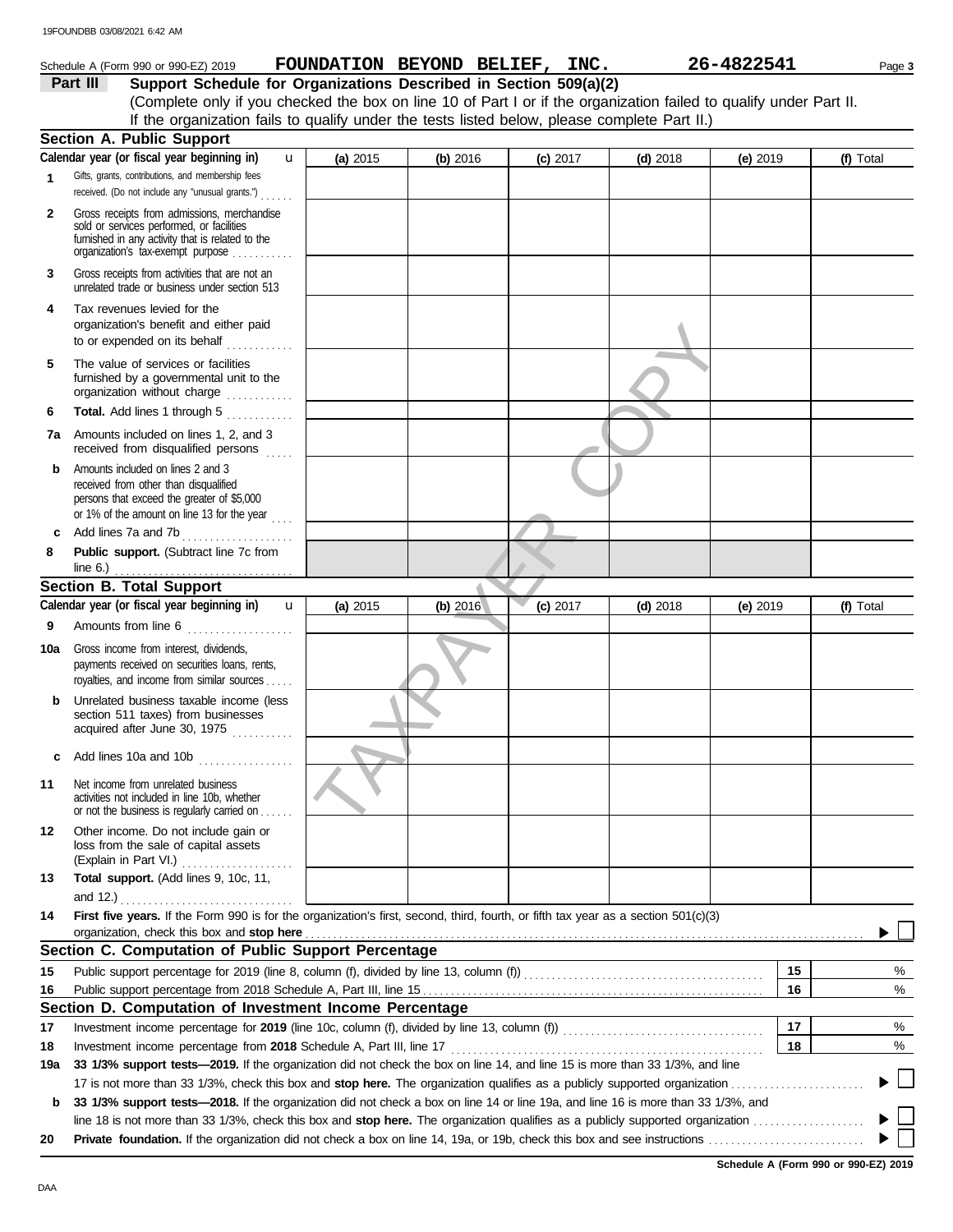Schedule A (Form 990 or 990-EZ) 2019 **FOUNDATION BEYOND BELIEF, INC.** **26-4822541**

**Part III** **Support Schedule for Organizations Described in Section 509(a)(2)**

(Complete only if you checked the box on line 10 of Part I or if the organization failed to qualify under Part II. If the organization fails to qualify under the tests listed below, please complete Part II.)

## Section A. Public Support

| Calendar year (or fiscal year beginning in) | (a) 2015 | (b) 2016 | (c) 2017 | (d) 2018 | (e) 2019 | (f) Total |
|---|---|---|---|---|---|---|
| **1** Gifts, grants, contributions, and membership fees received. (Do not include any "unusual grants.") | | | | | | |
| **2** Gross receipts from admissions, merchandise sold or services performed, or facilities furnished in any activity that is related to the organization's tax-exempt purpose | | | | | | |
| **3** Gross receipts from activities that are not an unrelated trade or business under section 513 | | | | | | |
| **4** Tax revenues levied for the organization's benefit and either paid to or expended on its behalf | | | | | | |
| **5** The value of services or facilities furnished by a governmental unit to the organization without charge | | | | | | |
| **6** **Total.** Add lines 1 through 5 | | | | | | |
| **7a** Amounts included on lines 1, 2, and 3 received from disqualified persons | | | | | | |
| **b** Amounts included on lines 2 and 3 received from other than disqualified persons that exceed the greater of $5,000 or 1% of the amount on line 13 for the year | | | | | | |
| **c** Add lines 7a and 7b | | | | | | |
| **8** **Public support.** (Subtract line 7c from line 6.) | | | | | | |

## Section B. Total Support

| Calendar year (or fiscal year beginning in) | (a) 2015 | (b) 2016 | (c) 2017 | (d) 2018 | (e) 2019 | (f) Total |
|---|---|---|---|---|---|---|
| **9** Amounts from line 6 | | | | | | |
| **10a** Gross income from interest, dividends, payments received on securities loans, rents, royalties, and income from similar sources | | | | | | |
| **b** Unrelated business taxable income (less section 511 taxes) from businesses acquired after June 30, 1975 | | | | | | |
| **c** Add lines 10a and 10b | | | | | | |
| **11** Net income from unrelated business activities not included in line 10b, whether or not the business is regularly carried on | | | | | | |
| **12** Other income. Do not include gain or loss from the sale of capital assets (Explain in Part VI.) | | | | | | |
| **13** **Total support.** (Add lines 9, 10c, 11, and 12.) | | | | | | |

**14** **First five years.** If the Form 990 is for the organization's first, second, third, fourth, or fifth tax year as a section 501(c)(3) organization, check this box and **stop here** ☐

## Section C. Computation of Public Support Percentage

| | | | |
|---|---|---|---|
| **15** | Public support percentage for 2019 (line 8, column (f), divided by line 13, column (f)) | **15** | % |
| **16** | Public support percentage from 2018 Schedule A, Part III, line 15 | **16** | % |

## Section D. Computation of Investment Income Percentage

| | | | |
|---|---|---|---|
| **17** | Investment income percentage for **2019** (line 10c, column (f), divided by line 13, column (f)) | **17** | % |
| **18** | Investment income percentage from **2018** Schedule A, Part III, line 17 | **18** | % |

**19a** **33 1/3% support tests—2019.** If the organization did not check the box on line 14, and line 15 is more than 33 1/3%, and line 17 is not more than 33 1/3%, check this box and **stop here.** The organization qualifies as a publicly supported organization ☐

**b** **33 1/3% support tests—2018.** If the organization did not check a box on line 14 or line 19a, and line 16 is more than 33 1/3%, and line 18 is not more than 33 1/3%, check this box and **stop here.** The organization qualifies as a publicly supported organization ☐

**20** **Private foundation.** If the organization did not check a box on line 14, 19a, or 19b, check this box and see instructions ☐

**Schedule A (Form 990 or 990-EZ) 2019**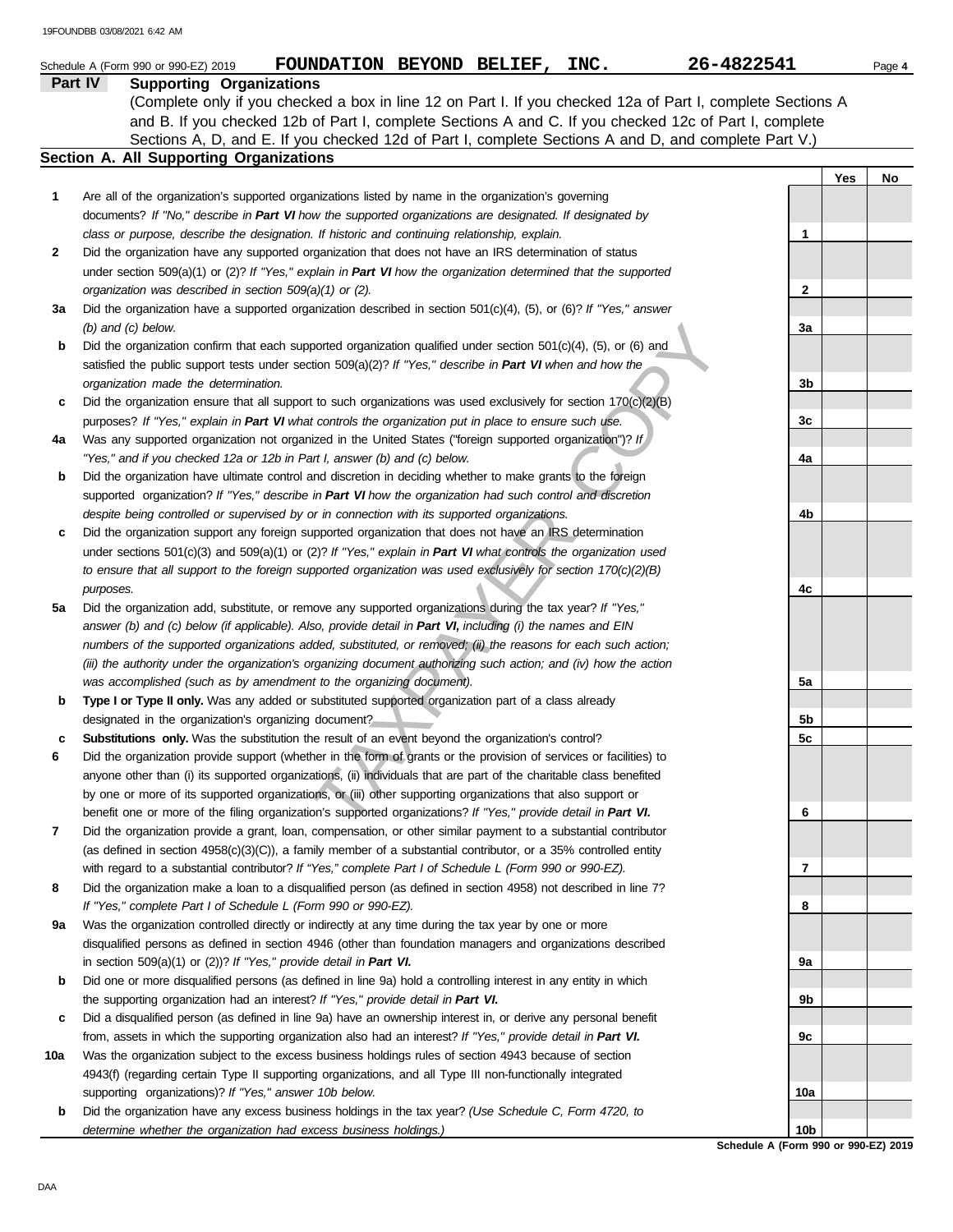Schedule A (Form 990 or 990-EZ) 2019 **FOUNDATION BEYOND BELIEF, INC.** **26-4822541** Page **4**

## Part IV Supporting Organizations

(Complete only if you checked a box in line 12 on Part I. If you checked 12a of Part I, complete Sections A and B. If you checked 12b of Part I, complete Sections A and C. If you checked 12c of Part I, complete Sections A, D, and E. If you checked 12d of Part I, complete Sections A and D, and complete Part V.)

### Section A. All Supporting Organizations

| | | | Yes | No |
|---|---|---|---|---|
| **1** | Are all of the organization's supported organizations listed by name in the organization's governing documents? *If "No," describe in **Part VI** how the supported organizations are designated. If designated by class or purpose, describe the designation. If historic and continuing relationship, explain.* | **1** | | |
| **2** | Did the organization have any supported organization that does not have an IRS determination of status under section 509(a)(1) or (2)? *If "Yes," explain in **Part VI** how the organization determined that the supported organization was described in section 509(a)(1) or (2).* | **2** | | |
| **3a** | Did the organization have a supported organization described in section 501(c)(4), (5), or (6)? *If "Yes," answer (b) and (c) below.* | **3a** | | |
| **b** | Did the organization confirm that each supported organization qualified under section 501(c)(4), (5), or (6) and satisfied the public support tests under section 509(a)(2)? *If "Yes," describe in **Part VI** when and how the organization made the determination.* | **3b** | | |
| **c** | Did the organization ensure that all support to such organizations was used exclusively for section 170(c)(2)(B) purposes? *If "Yes," explain in **Part VI** what controls the organization put in place to ensure such use.* | **3c** | | |
| **4a** | Was any supported organization not organized in the United States ("foreign supported organization")? *If "Yes," and if you checked 12a or 12b in Part I, answer (b) and (c) below.* | **4a** | | |
| **b** | Did the organization have ultimate control and discretion in deciding whether to make grants to the foreign supported organization? *If "Yes," describe in **Part VI** how the organization had such control and discretion despite being controlled or supervised by or in connection with its supported organizations.* | **4b** | | |
| **c** | Did the organization support any foreign supported organization that does not have an IRS determination under sections 501(c)(3) and 509(a)(1) or (2)? *If "Yes," explain in **Part VI** what controls the organization used to ensure that all support to the foreign supported organization was used exclusively for section 170(c)(2)(B) purposes.* | **4c** | | |
| **5a** | Did the organization add, substitute, or remove any supported organizations during the tax year? *If "Yes," answer (b) and (c) below (if applicable). Also, provide detail in **Part VI,** including (i) the names and EIN numbers of the supported organizations added, substituted, or removed; (ii) the reasons for each such action; (iii) the authority under the organization's organizing document authorizing such action; and (iv) how the action was accomplished (such as by amendment to the organizing document).* | **5a** | | |
| **b** | **Type I or Type II only.** Was any added or substituted supported organization part of a class already designated in the organization's organizing document? | **5b** | | |
| **c** | **Substitutions only.** Was the substitution the result of an event beyond the organization's control? | **5c** | | |
| **6** | Did the organization provide support (whether in the form of grants or the provision of services or facilities) to anyone other than (i) its supported organizations, (ii) individuals that are part of the charitable class benefited by one or more of its supported organizations, or (iii) other supporting organizations that also support or benefit one or more of the filing organization's supported organizations? *If "Yes," provide detail in **Part VI.*** | **6** | | |
| **7** | Did the organization provide a grant, loan, compensation, or other similar payment to a substantial contributor (as defined in section 4958(c)(3)(C)), a family member of a substantial contributor, or a 35% controlled entity with regard to a substantial contributor? *If "Yes," complete Part I of Schedule L (Form 990 or 990-EZ).* | **7** | | |
| **8** | Did the organization make a loan to a disqualified person (as defined in section 4958) not described in line 7? *If "Yes," complete Part I of Schedule L (Form 990 or 990-EZ).* | **8** | | |
| **9a** | Was the organization controlled directly or indirectly at any time during the tax year by one or more disqualified persons as defined in section 4946 (other than foundation managers and organizations described in section 509(a)(1) or (2))? *If "Yes," provide detail in **Part VI.*** | **9a** | | |
| **b** | Did one or more disqualified persons (as defined in line 9a) hold a controlling interest in any entity in which the supporting organization had an interest? *If "Yes," provide detail in **Part VI.*** | **9b** | | |
| **c** | Did a disqualified person (as defined in line 9a) have an ownership interest in, or derive any personal benefit from, assets in which the supporting organization also had an interest? *If "Yes," provide detail in **Part VI.*** | **9c** | | |
| **10a** | Was the organization subject to the excess business holdings rules of section 4943 because of section 4943(f) (regarding certain Type II supporting organizations, and all Type III non-functionally integrated supporting organizations)? *If "Yes," answer 10b below.* | **10a** | | |
| **b** | Did the organization have any excess business holdings in the tax year? *(Use Schedule C, Form 4720, to determine whether the organization had excess business holdings.)* | **10b** | | |

**Schedule A (Form 990 or 990-EZ) 2019**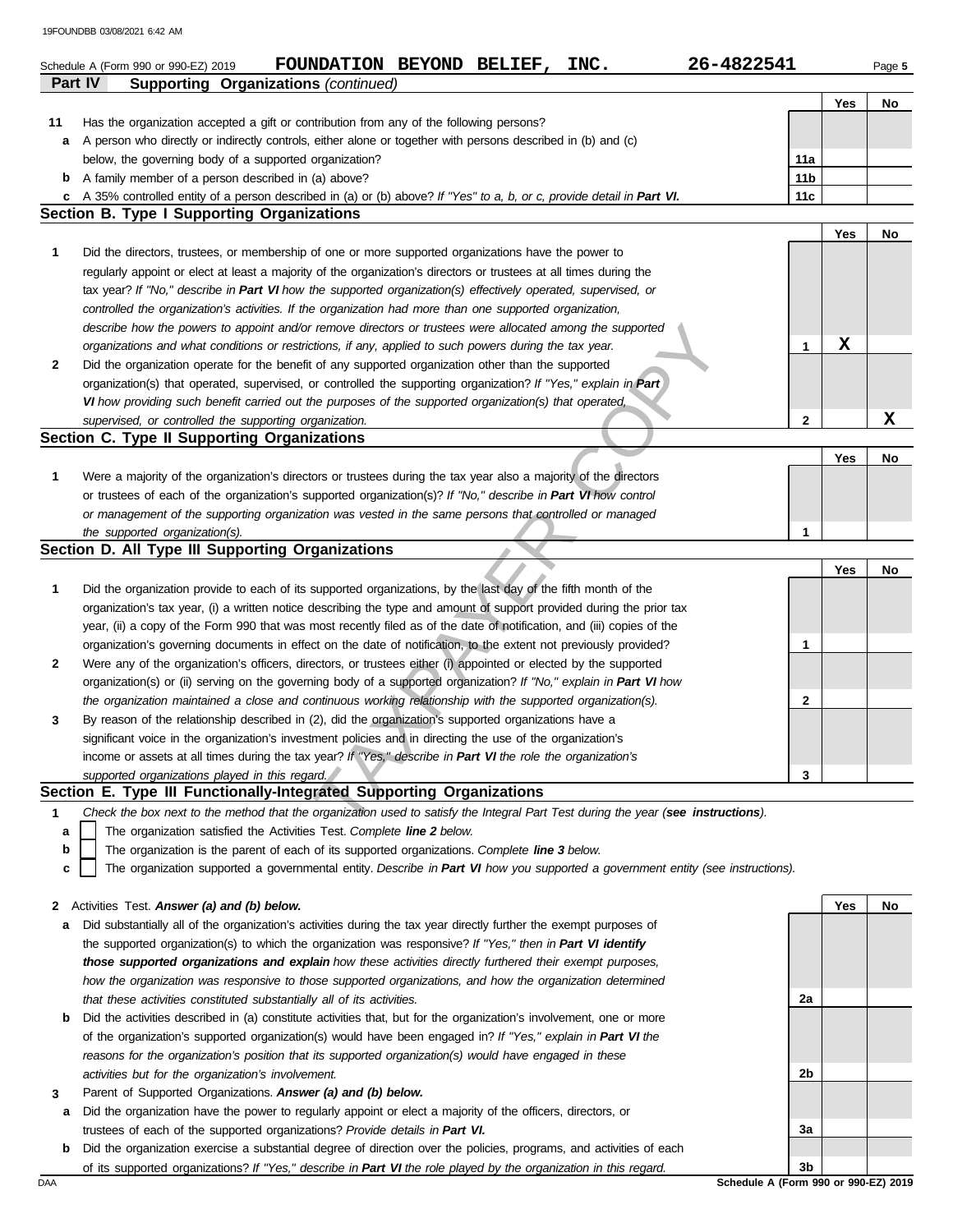Schedule A (Form 990 or 990-EZ) 2019 **FOUNDATION BEYOND BELIEF, INC.** **26-4822541**

**Part IV Supporting Organizations** *(continued)*

| | | | Yes | No |
|---|---|---|---|---|
| **11** | Has the organization accepted a gift or contribution from any of the following persons? | | | |
| **a** | A person who directly or indirectly controls, either alone or together with persons described in (b) and (c) below, the governing body of a supported organization? | **11a** | | |
| **b** | A family member of a person described in (a) above? | **11b** | | |
| **c** | A 35% controlled entity of a person described in (a) or (b) above? *If "Yes" to a, b, or c, provide detail in* ***Part VI.*** | **11c** | | |

## Section B. Type I Supporting Organizations

| | | | Yes | No |
|---|---|---|---|---|
| **1** | Did the directors, trustees, or membership of one or more supported organizations have the power to regularly appoint or elect at least a majority of the organization's directors or trustees at all times during the tax year? *If "No," describe in* ***Part VI*** *how the supported organization(s) effectively operated, supervised, or controlled the organization's activities. If the organization had more than one supported organization, describe how the powers to appoint and/or remove directors or trustees were allocated among the supported organizations and what conditions or restrictions, if any, applied to such powers during the tax year.* | **1** | X | |
| **2** | Did the organization operate for the benefit of any supported organization other than the supported organization(s) that operated, supervised, or controlled the supporting organization? *If "Yes," explain in* ***Part VI*** *how providing such benefit carried out the purposes of the supported organization(s) that operated, supervised, or controlled the supporting organization.* | **2** | | X |

## Section C. Type II Supporting Organizations

| | | | Yes | No |
|---|---|---|---|---|
| **1** | Were a majority of the organization's directors or trustees during the tax year also a majority of the directors or trustees of each of the organization's supported organization(s)? *If "No," describe in* ***Part VI*** *how control or management of the supporting organization was vested in the same persons that controlled or managed the supported organization(s).* | **1** | | |

## Section D. All Type III Supporting Organizations

| | | | Yes | No |
|---|---|---|---|---|
| **1** | Did the organization provide to each of its supported organizations, by the last day of the fifth month of the organization's tax year, (i) a written notice describing the type and amount of support provided during the prior tax year, (ii) a copy of the Form 990 that was most recently filed as of the date of notification, and (iii) copies of the organization's governing documents in effect on the date of notification, to the extent not previously provided? | **1** | | |
| **2** | Were any of the organization's officers, directors, or trustees either (i) appointed or elected by the supported organization(s) or (ii) serving on the governing body of a supported organization? *If "No," explain in* ***Part VI*** *how the organization maintained a close and continuous working relationship with the supported organization(s).* | **2** | | |
| **3** | By reason of the relationship described in (2), did the organization's supported organizations have a significant voice in the organization's investment policies and in directing the use of the organization's income or assets at all times during the tax year? *If "Yes," describe in* ***Part VI*** *the role the organization's supported organizations played in this regard.* | **3** | | |

## Section E. Type III Functionally-Integrated Supporting Organizations

**1** *Check the box next to the method that the organization used to satisfy the Integral Part Test during the year (**see instructions**).*

- **a** ☐ The organization satisfied the Activities Test. *Complete* ***line 2*** *below.*
- **b** ☐ The organization is the parent of each of its supported organizations. *Complete* ***line 3*** *below.*
- **c** ☐ The organization supported a governmental entity. *Describe in* ***Part VI*** *how you supported a government entity (see instructions).*

| | | | Yes | No |
|---|---|---|---|---|
| **2** | Activities Test. ***Answer (a) and (b) below.*** | | | |
| **a** | Did substantially all of the organization's activities during the tax year directly further the exempt purposes of the supported organization(s) to which the organization was responsive? *If "Yes," then in* ***Part VI identify those supported organizations and explain*** *how these activities directly furthered their exempt purposes, how the organization was responsive to those supported organizations, and how the organization determined that these activities constituted substantially all of its activities.* | **2a** | | |
| **b** | Did the activities described in (a) constitute activities that, but for the organization's involvement, one or more of the organization's supported organization(s) would have been engaged in? *If "Yes," explain in* ***Part VI*** *the reasons for the organization's position that its supported organization(s) would have engaged in these activities but for the organization's involvement.* | **2b** | | |
| **3** | Parent of Supported Organizations. ***Answer (a) and (b) below.*** | | | |
| **a** | Did the organization have the power to regularly appoint or elect a majority of the officers, directors, or trustees of each of the supported organizations? *Provide details in* ***Part VI.*** | **3a** | | |
| **b** | Did the organization exercise a substantial degree of direction over the policies, programs, and activities of each of its supported organizations? *If "Yes," describe in* ***Part VI*** *the role played by the organization in this regard.* | **3b** | | |

**Schedule A (Form 990 or 990-EZ) 2019**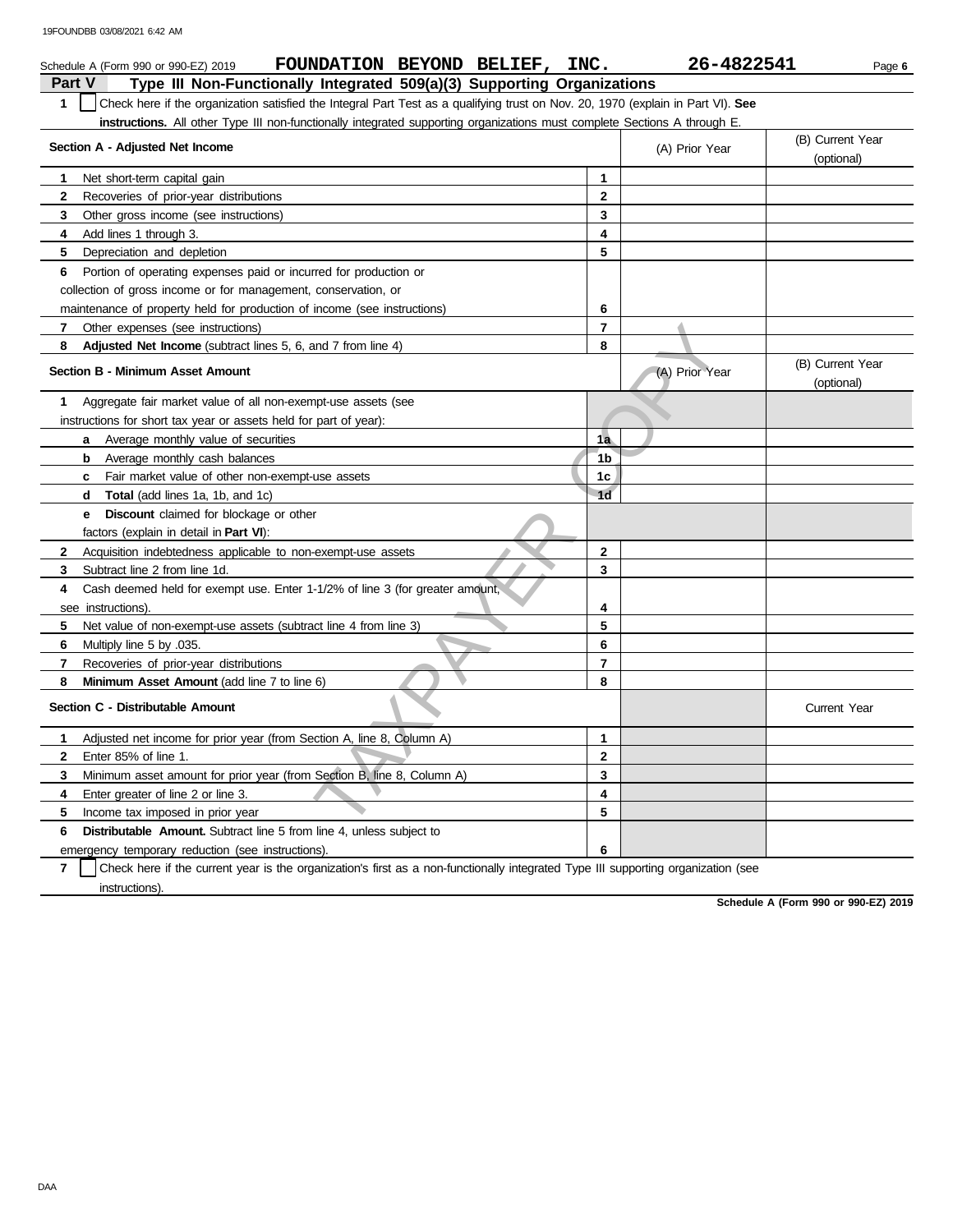Schedule A (Form 990 or 990-EZ) 2019 **FOUNDATION BEYOND BELIEF, INC.** **26-4822541**

## Part V Type III Non-Functionally Integrated 509(a)(3) Supporting Organizations

**1** ☐ Check here if the organization satisfied the Integral Part Test as a qualifying trust on Nov. 20, 1970 (explain in Part VI). **See instructions.** All other Type III non-functionally integrated supporting organizations must complete Sections A through E.

| Section A - Adjusted Net Income | | (A) Prior Year | (B) Current Year (optional) |
|---|---|---|---|
| **1** Net short-term capital gain | 1 | | |
| **2** Recoveries of prior-year distributions | 2 | | |
| **3** Other gross income (see instructions) | 3 | | |
| **4** Add lines 1 through 3. | 4 | | |
| **5** Depreciation and depletion | 5 | | |
| **6** Portion of operating expenses paid or incurred for production or collection of gross income or for management, conservation, or maintenance of property held for production of income (see instructions) | 6 | | |
| **7** Other expenses (see instructions) | 7 | | |
| **8** **Adjusted Net Income** (subtract lines 5, 6, and 7 from line 4) | 8 | | |

| Section B - Minimum Asset Amount | | (A) Prior Year | (B) Current Year (optional) |
|---|---|---|---|
| **1** Aggregate fair market value of all non-exempt-use assets (see instructions for short tax year or assets held for part of year): | | | |
| **a** Average monthly value of securities | 1a | | |
| **b** Average monthly cash balances | 1b | | |
| **c** Fair market value of other non-exempt-use assets | 1c | | |
| **d** **Total** (add lines 1a, 1b, and 1c) | 1d | | |
| **e** **Discount** claimed for blockage or other factors (explain in detail in **Part VI**): | | | |
| **2** Acquisition indebtedness applicable to non-exempt-use assets | 2 | | |
| **3** Subtract line 2 from line 1d. | 3 | | |
| **4** Cash deemed held for exempt use. Enter 1-1/2% of line 3 (for greater amount, see instructions). | 4 | | |
| **5** Net value of non-exempt-use assets (subtract line 4 from line 3) | 5 | | |
| **6** Multiply line 5 by .035. | 6 | | |
| **7** Recoveries of prior-year distributions | 7 | | |
| **8** **Minimum Asset Amount** (add line 7 to line 6) | 8 | | |

| Section C - Distributable Amount | | | Current Year |
|---|---|---|---|
| **1** Adjusted net income for prior year (from Section A, line 8, Column A) | 1 | | |
| **2** Enter 85% of line 1. | 2 | | |
| **3** Minimum asset amount for prior year (from Section B, line 8, Column A) | 3 | | |
| **4** Enter greater of line 2 or line 3. | 4 | | |
| **5** Income tax imposed in prior year | 5 | | |
| **6** **Distributable Amount.** Subtract line 5 from line 4, unless subject to emergency temporary reduction (see instructions). | 6 | | |

**7** ☐ Check here if the current year is the organization's first as a non-functionally integrated Type III supporting organization (see instructions).

**Schedule A (Form 990 or 990-EZ) 2019**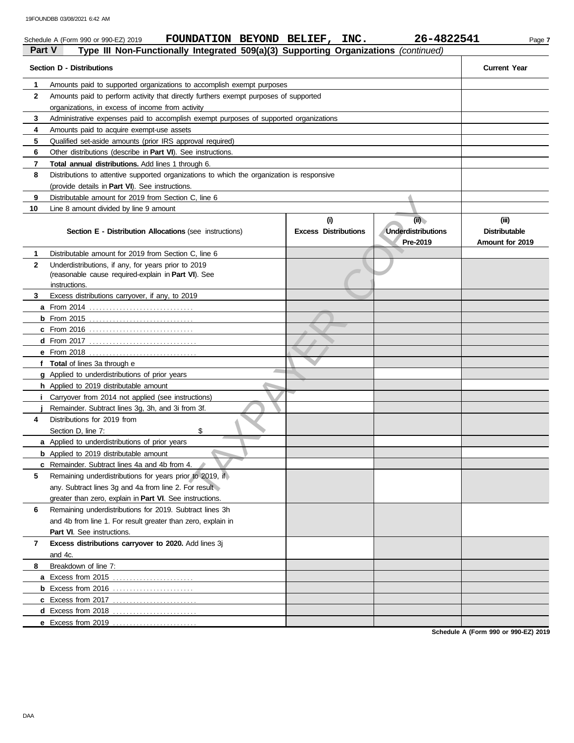Schedule A (Form 990 or 990-EZ) 2019 **FOUNDATION BEYOND BELIEF, INC.** **26-4822541**

**Part V** **Type III Non-Functionally Integrated 509(a)(3) Supporting Organizations** *(continued)*

| | **Section D - Distributions** | **Current Year** |
|---|---|---|
| **1** | Amounts paid to supported organizations to accomplish exempt purposes | |
| **2** | Amounts paid to perform activity that directly furthers exempt purposes of supported organizations, in excess of income from activity | |
| **3** | Administrative expenses paid to accomplish exempt purposes of supported organizations | |
| **4** | Amounts paid to acquire exempt-use assets | |
| **5** | Qualified set-aside amounts (prior IRS approval required) | |
| **6** | Other distributions (describe in **Part VI**). See instructions. | |
| **7** | **Total annual distributions.** Add lines 1 through 6. | |
| **8** | Distributions to attentive supported organizations to which the organization is responsive (provide details in **Part VI**). See instructions. | |
| **9** | Distributable amount for 2019 from Section C, line 6 | |
| **10** | Line 8 amount divided by line 9 amount | |

| | **Section E - Distribution Allocations** (see instructions) | **(i)** **Excess Distributions** | **(ii)** **Underdistributions Pre-2019** | **(iii)** **Distributable Amount for 2019** |
|---|---|---|---|---|
| **1** | Distributable amount for 2019 from Section C, line 6 | | | |
| **2** | Underdistributions, if any, for years prior to 2019 (reasonable cause required-explain in **Part VI**). See instructions. | | | |
| **3** | Excess distributions carryover, if any, to 2019 | | | |
| **a** | From 2014 | | | |
| **b** | From 2015 | | | |
| **c** | From 2016 | | | |
| **d** | From 2017 | | | |
| **e** | From 2018 | | | |
| **f** | **Total** of lines 3a through e | | | |
| **g** | Applied to underdistributions of prior years | | | |
| **h** | Applied to 2019 distributable amount | | | |
| **i** | Carryover from 2014 not applied (see instructions) | | | |
| **j** | Remainder. Subtract lines 3g, 3h, and 3i from 3f. | | | |
| **4** | Distributions for 2019 from Section D, line 7: $ | | | |
| **a** | Applied to underdistributions of prior years | | | |
| **b** | Applied to 2019 distributable amount | | | |
| **c** | Remainder. Subtract lines 4a and 4b from 4. | | | |
| **5** | Remaining underdistributions for years prior to 2019, if any. Subtract lines 3g and 4a from line 2. For result greater than zero, explain in **Part VI**. See instructions. | | | |
| **6** | Remaining underdistributions for 2019. Subtract lines 3h and 4b from line 1. For result greater than zero, explain in **Part VI**. See instructions. | | | |
| **7** | **Excess distributions carryover to 2020.** Add lines 3j and 4c. | | | |
| **8** | Breakdown of line 7: | | | |
| **a** | Excess from 2015 | | | |
| **b** | Excess from 2016 | | | |
| **c** | Excess from 2017 | | | |
| **d** | Excess from 2018 | | | |
| **e** | Excess from 2019 | | | |

**Schedule A (Form 990 or 990-EZ) 2019**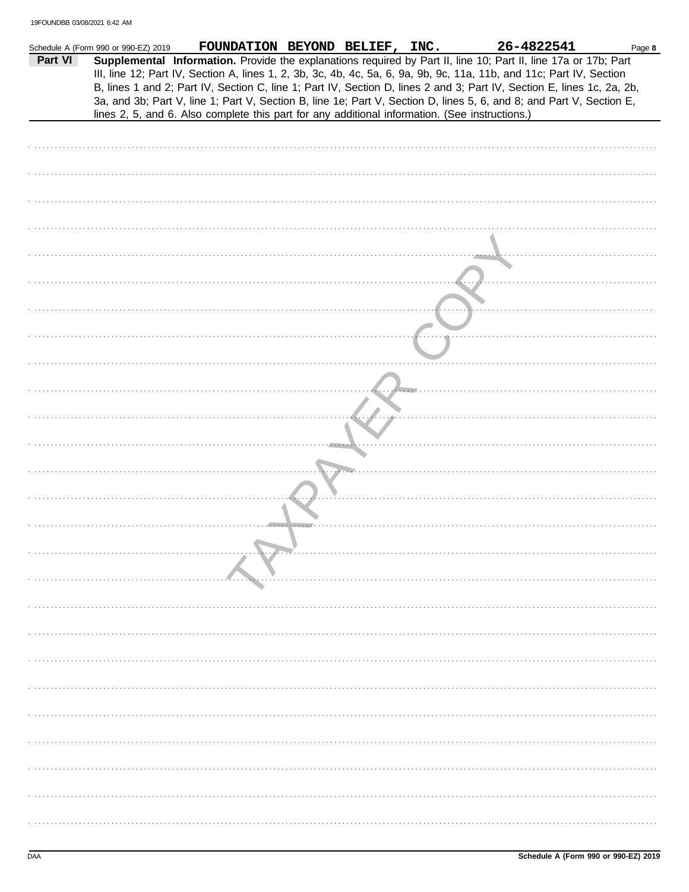Schedule A (Form 990 or 990-EZ) 2019 **FOUNDATION BEYOND BELIEF, INC.** **26-4822541**

**Part VI** **Supplemental Information.** Provide the explanations required by Part II, line 10; Part II, line 17a or 17b; Part III, line 12; Part IV, Section A, lines 1, 2, 3b, 3c, 4b, 4c, 5a, 6, 9a, 9b, 9c, 11a, 11b, and 11c; Part IV, Section B, lines 1 and 2; Part IV, Section C, line 1; Part IV, Section D, lines 2 and 3; Part IV, Section E, lines 1c, 2a, 2b, 3a, and 3b; Part V, line 1; Part V, Section B, line 1e; Part V, Section D, lines 5, 6, and 8; and Part V, Section E, lines 2, 5, and 6. Also complete this part for any additional information. (See instructions.)

TAXPAYER COPY

DAA **Schedule A (Form 990 or 990-EZ) 2019**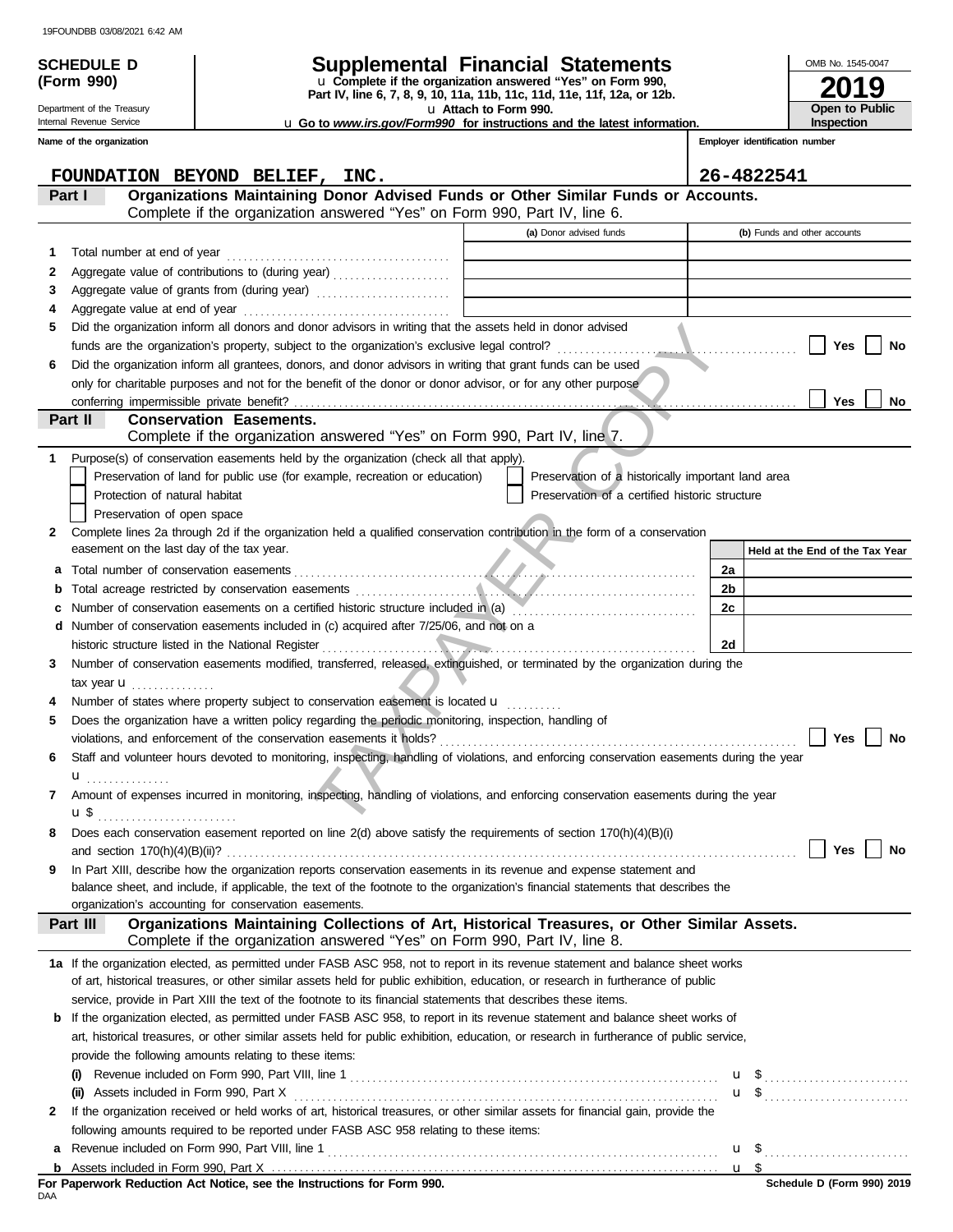19FOUNDBB 03/08/2021 6:42 AM

**SCHEDULE D (Form 990)**

Department of the Treasury
Internal Revenue Service

# Supplemental Financial Statements

u Complete if the organization answered "Yes" on Form 990, Part IV, line 6, 7, 8, 9, 10, 11a, 11b, 11c, 11d, 11e, 11f, 12a, or 12b.

u Attach to Form 990.

u Go to *www.irs.gov/Form990* for instructions and the latest information.

OMB No. 1545-0047

**2019**

**Open to Public Inspection**

| Name of the organization | Employer identification number |
|---|---|
| FOUNDATION BEYOND BELIEF, INC. | 26-4822541 |

## Part I Organizations Maintaining Donor Advised Funds or Other Similar Funds or Accounts.
Complete if the organization answered "Yes" on Form 990, Part IV, line 6.

| | | (a) Donor advised funds | (b) Funds and other accounts |
|---|---|---|---|
| 1 | Total number at end of year | | |
| 2 | Aggregate value of contributions to (during year) | | |
| 3 | Aggregate value of grants from (during year) | | |
| 4 | Aggregate value at end of year | | |

5 Did the organization inform all donors and donor advisors in writing that the assets held in donor advised funds are the organization's property, subject to the organization's exclusive legal control? ☐ Yes ☐ No

6 Did the organization inform all grantees, donors, and donor advisors in writing that grant funds can be used only for charitable purposes and not for the benefit of the donor or donor advisor, or for any other purpose conferring impermissible private benefit? ☐ Yes ☐ No

## Part II Conservation Easements.
Complete if the organization answered "Yes" on Form 990, Part IV, line 7.

1 Purpose(s) of conservation easements held by the organization (check all that apply).

☐ Preservation of land for public use (for example, recreation or education) ☐ Preservation of a historically important land area
☐ Protection of natural habitat ☐ Preservation of a certified historic structure
☐ Preservation of open space

2 Complete lines 2a through 2d if the organization held a qualified conservation contribution in the form of a conservation easement on the last day of the tax year.

| | | | Held at the End of the Tax Year |
|---|---|---|---|
| a | Total number of conservation easements | 2a | |
| b | Total acreage restricted by conservation easements | 2b | |
| c | Number of conservation easements on a certified historic structure included in (a) | 2c | |
| d | Number of conservation easements included in (c) acquired after 7/25/06, and not on a historic structure listed in the National Register | 2d | |

3 Number of conservation easements modified, transferred, released, extinguished, or terminated by the organization during the tax year u

4 Number of states where property subject to conservation easement is located u

5 Does the organization have a written policy regarding the periodic monitoring, inspection, handling of violations, and enforcement of the conservation easements it holds? ☐ Yes ☐ No

6 Staff and volunteer hours devoted to monitoring, inspecting, handling of violations, and enforcing conservation easements during the year u

7 Amount of expenses incurred in monitoring, inspecting, handling of violations, and enforcing conservation easements during the year u $

8 Does each conservation easement reported on line 2(d) above satisfy the requirements of section 170(h)(4)(B)(i) and section 170(h)(4)(B)(ii)? ☐ Yes ☐ No

9 In Part XIII, describe how the organization reports conservation easements in its revenue and expense statement and balance sheet, and include, if applicable, the text of the footnote to the organization's financial statements that describes the organization's accounting for conservation easements.

## Part III Organizations Maintaining Collections of Art, Historical Treasures, or Other Similar Assets.
Complete if the organization answered "Yes" on Form 990, Part IV, line 8.

1a If the organization elected, as permitted under FASB ASC 958, not to report in its revenue statement and balance sheet works of art, historical treasures, or other similar assets held for public exhibition, education, or research in furtherance of public service, provide in Part XIII the text of the footnote to its financial statements that describes these items.

b If the organization elected, as permitted under FASB ASC 958, to report in its revenue statement and balance sheet works of art, historical treasures, or other similar assets held for public exhibition, education, or research in furtherance of public service, provide the following amounts relating to these items:

(i) Revenue included on Form 990, Part VIII, line 1 u $

(ii) Assets included in Form 990, Part X u $

2 If the organization received or held works of art, historical treasures, or other similar assets for financial gain, provide the following amounts required to be reported under FASB ASC 958 relating to these items:

a Revenue included on Form 990, Part VIII, line 1 u $

b Assets included in Form 990, Part X u $

**For Paperwork Reduction Act Notice, see the Instructions for Form 990.** **Schedule D (Form 990) 2019**

DAA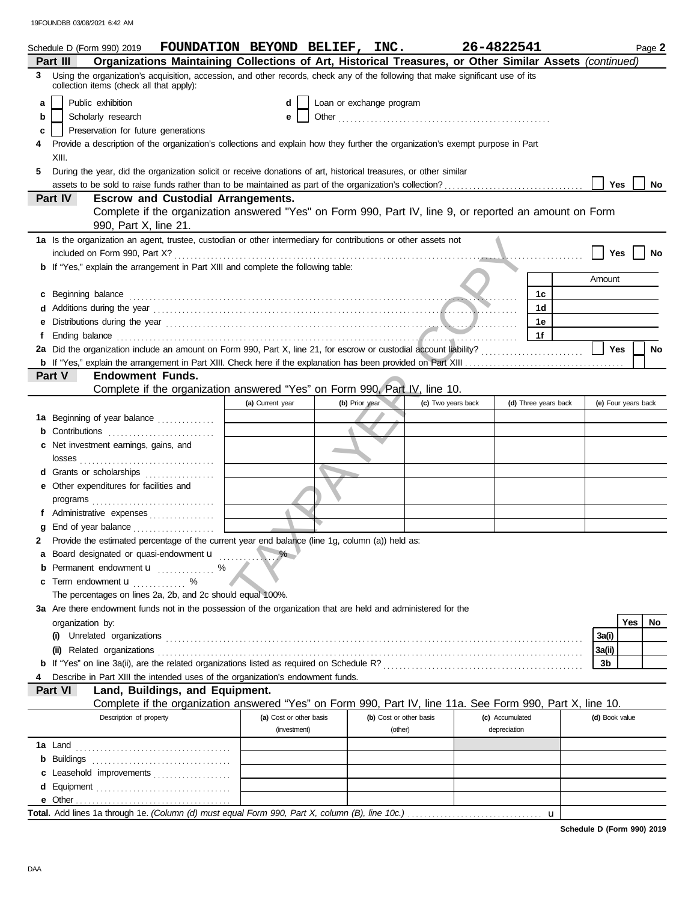19FOUNDBB 03/08/2021 6:42 AM

Schedule D (Form 990) 2019 **FOUNDATION BEYOND BELIEF, INC.** **26-4822541** Page **2**

**Part III — Organizations Maintaining Collections of Art, Historical Treasures, or Other Similar Assets** *(continued)*

**3** Using the organization's acquisition, accession, and other records, check any of the following that make significant use of its collection items (check all that apply):

- **a** ☐ Public exhibition
- **b** ☐ Scholarly research
- **c** ☐ Preservation for future generations
- **d** ☐ Loan or exchange program
- **e** ☐ Other

**4** Provide a description of the organization's collections and explain how they further the organization's exempt purpose in Part XIII.

**5** During the year, did the organization solicit or receive donations of art, historical treasures, or other similar assets to be sold to raise funds rather than to be maintained as part of the organization's collection? ☐ Yes ☐ No

**Part IV — Escrow and Custodial Arrangements.**

Complete if the organization answered "Yes" on Form 990, Part IV, line 9, or reported an amount on Form 990, Part X, line 21.

**1a** Is the organization an agent, trustee, custodian or other intermediary for contributions or other assets not included on Form 990, Part X? ☐ Yes ☐ No

**b** If "Yes," explain the arrangement in Part XIII and complete the following table:

| | | Amount |
|---|---|---|
| **c** Beginning balance | 1c | |
| **d** Additions during the year | 1d | |
| **e** Distributions during the year | 1e | |
| **f** Ending balance | 1f | |

**2a** Did the organization include an amount on Form 990, Part X, line 21, for escrow or custodial account liability? ☐ Yes ☐ No

**b** If "Yes," explain the arrangement in Part XIII. Check here if the explanation has been provided on Part XIII ☐

**Part V — Endowment Funds.**

Complete if the organization answered "Yes" on Form 990, Part IV, line 10.

| | (a) Current year | (b) Prior year | (c) Two years back | (d) Three years back | (e) Four years back |
|---|---|---|---|---|---|
| **1a** Beginning of year balance | | | | | |
| **b** Contributions | | | | | |
| **c** Net investment earnings, gains, and losses | | | | | |
| **d** Grants or scholarships | | | | | |
| **e** Other expenditures for facilities and programs | | | | | |
| **f** Administrative expenses | | | | | |
| **g** End of year balance | | | | | |

**2** Provide the estimated percentage of the current year end balance (line 1g, column (a)) held as:

- **a** Board designated or quasi-endowment u %
- **b** Permanent endowment u %
- **c** Term endowment u %

The percentages on lines 2a, 2b, and 2c should equal 100%.

**3a** Are there endowment funds not in the possession of the organization that are held and administered for the organization by:

| | | Yes | No |
|---|---|---|---|
| **(i)** Unrelated organizations | 3a(i) | | |
| **(ii)** Related organizations | 3a(ii) | | |
| **b** If "Yes" on line 3a(ii), are the related organizations listed as required on Schedule R? | 3b | | |

**4** Describe in Part XIII the intended uses of the organization's endowment funds.

**Part VI — Land, Buildings, and Equipment.**

Complete if the organization answered "Yes" on Form 990, Part IV, line 11a. See Form 990, Part X, line 10.

| Description of property | (a) Cost or other basis (investment) | (b) Cost or other basis (other) | (c) Accumulated depreciation | (d) Book value |
|---|---|---|---|---|
| **1a** Land | | | | |
| **b** Buildings | | | | |
| **c** Leasehold improvements | | | | |
| **d** Equipment | | | | |
| **e** Other | | | | |
| **Total.** Add lines 1a through 1e. *(Column (d) must equal Form 990, Part X, column (B), line 10c.)* u | | | | |

**Schedule D (Form 990) 2019**

DAA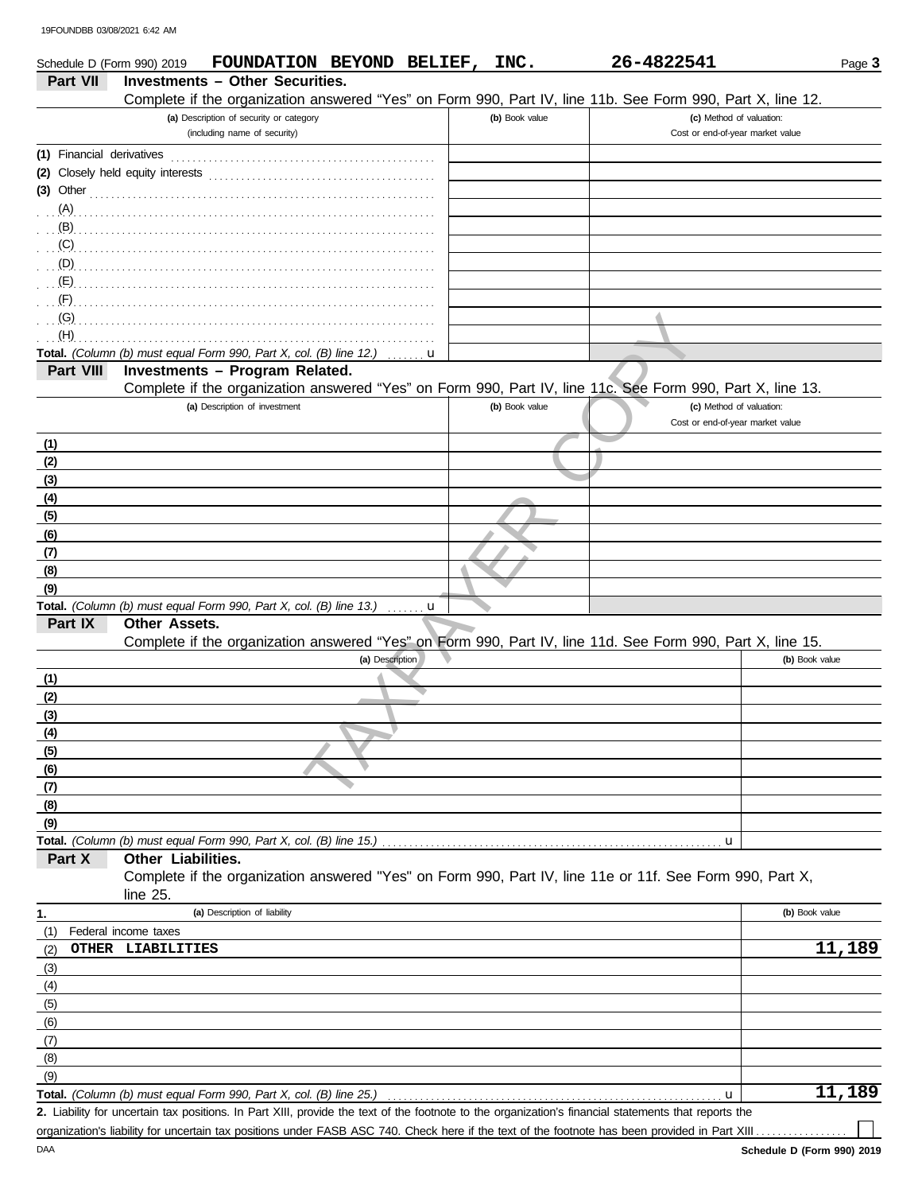Schedule D (Form 990) 2019 **FOUNDATION BEYOND BELIEF, INC.** **26-4822541**

## Part VII Investments – Other Securities.

Complete if the organization answered "Yes" on Form 990, Part IV, line 11b. See Form 990, Part X, line 12.

| (a) Description of security or category (including name of security) | (b) Book value | (c) Method of valuation: Cost or end-of-year market value |
|---|---|---|
| (1) Financial derivatives | | |
| (2) Closely held equity interests | | |
| (3) Other | | |
| (A) | | |
| (B) | | |
| (C) | | |
| (D) | | |
| (E) | | |
| (F) | | |
| (G) | | |
| (H) | | |
| **Total.** *(Column (b) must equal Form 990, Part X, col. (B) line 12.)* u | | |

## Part VIII Investments – Program Related.

Complete if the organization answered "Yes" on Form 990, Part IV, line 11c. See Form 990, Part X, line 13.

| (a) Description of investment | (b) Book value | (c) Method of valuation: Cost or end-of-year market value |
|---|---|---|
| (1) | | |
| (2) | | |
| (3) | | |
| (4) | | |
| (5) | | |
| (6) | | |
| (7) | | |
| (8) | | |
| (9) | | |
| **Total.** *(Column (b) must equal Form 990, Part X, col. (B) line 13.)* u | | |

## Part IX Other Assets.

Complete if the organization answered "Yes" on Form 990, Part IV, line 11d. See Form 990, Part X, line 15.

| (a) Description | (b) Book value |
|---|---|
| (1) | |
| (2) | |
| (3) | |
| (4) | |
| (5) | |
| (6) | |
| (7) | |
| (8) | |
| (9) | |
| **Total.** *(Column (b) must equal Form 990, Part X, col. (B) line 15.)* u | |

## Part X Other Liabilities.

Complete if the organization answered "Yes" on Form 990, Part IV, line 11e or 11f. See Form 990, Part X, line 25.

| 1. (a) Description of liability | (b) Book value |
|---|---|
| (1) Federal income taxes | |
| (2) OTHER LIABILITIES | 11,189 |
| (3) | |
| (4) | |
| (5) | |
| (6) | |
| (7) | |
| (8) | |
| (9) | |
| **Total.** *(Column (b) must equal Form 990, Part X, col. (B) line 25.)* u | 11,189 |

**2.** Liability for uncertain tax positions. In Part XIII, provide the text of the footnote to the organization's financial statements that reports the organization's liability for uncertain tax positions under FASB ASC 740. Check here if the text of the footnote has been provided in Part XIII ☐

Schedule D (Form 990) 2019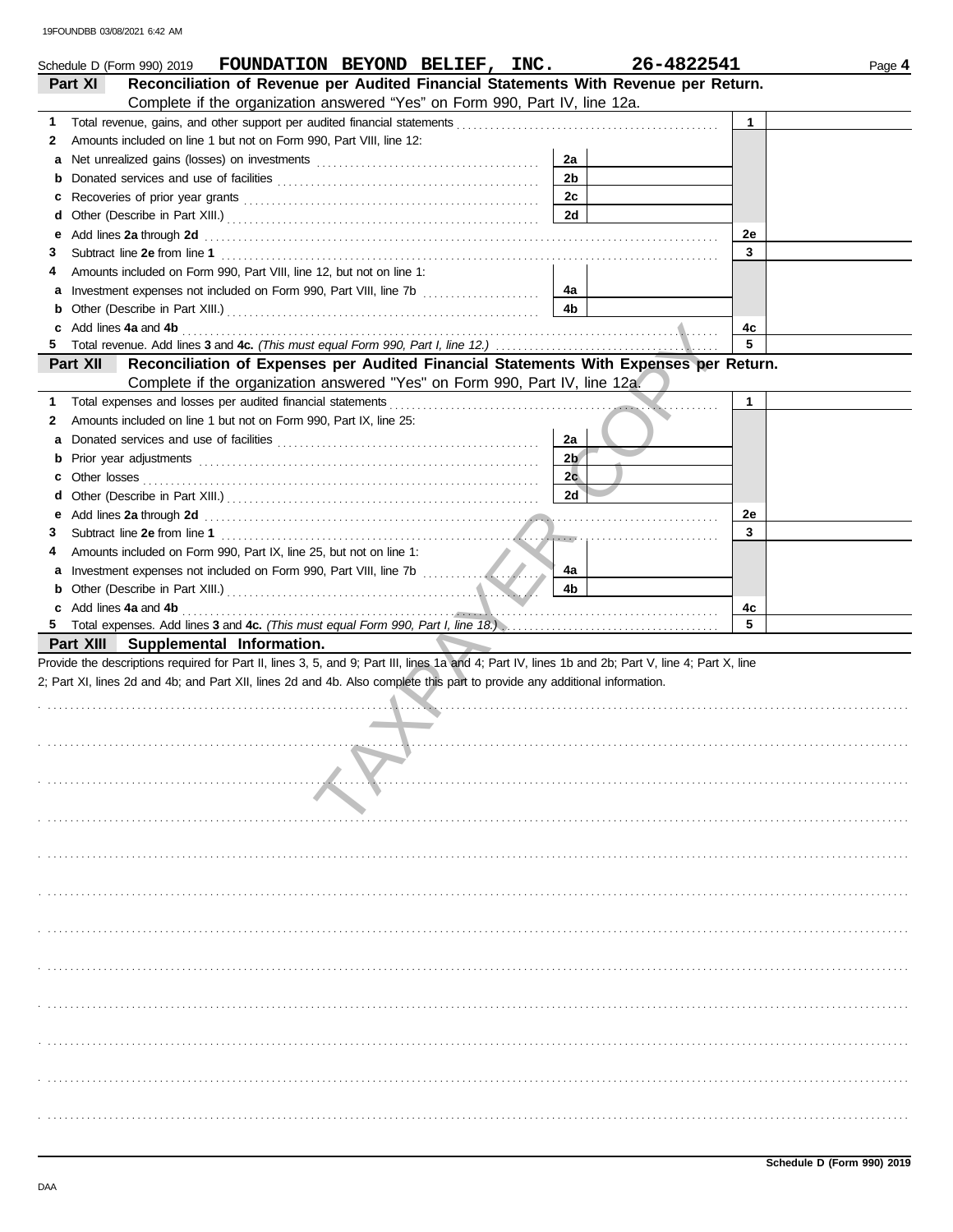Schedule D (Form 990) 2019 **FOUNDATION BEYOND BELIEF, INC.** **26-4822541** Page **4**

## Part XI Reconciliation of Revenue per Audited Financial Statements With Revenue per Return.

Complete if the organization answered "Yes" on Form 990, Part IV, line 12a.

| | | | | | |
|---|---|---|---|---|---|
| **1** | Total revenue, gains, and other support per audited financial statements | | | 1 | |
| **2** | Amounts included on line 1 but not on Form 990, Part VIII, line 12: | | | | |
| **a** | Net unrealized gains (losses) on investments | 2a | | | |
| **b** | Donated services and use of facilities | 2b | | | |
| **c** | Recoveries of prior year grants | 2c | | | |
| **d** | Other (Describe in Part XIII.) | 2d | | | |
| **e** | Add lines **2a** through **2d** | | | 2e | |
| **3** | Subtract line **2e** from line **1** | | | 3 | |
| **4** | Amounts included on Form 990, Part VIII, line 12, but not on line 1: | | | | |
| **a** | Investment expenses not included on Form 990, Part VIII, line 7b | 4a | | | |
| **b** | Other (Describe in Part XIII.) | 4b | | | |
| **c** | Add lines **4a** and **4b** | | | 4c | |
| **5** | Total revenue. Add lines **3** and **4c.** *(This must equal Form 990, Part I, line 12.)* | | | 5 | |

## Part XII Reconciliation of Expenses per Audited Financial Statements With Expenses per Return.

Complete if the organization answered "Yes" on Form 990, Part IV, line 12a.

| | | | | | |
|---|---|---|---|---|---|
| **1** | Total expenses and losses per audited financial statements | | | 1 | |
| **2** | Amounts included on line 1 but not on Form 990, Part IX, line 25: | | | | |
| **a** | Donated services and use of facilities | 2a | | | |
| **b** | Prior year adjustments | 2b | | | |
| **c** | Other losses | 2c | | | |
| **d** | Other (Describe in Part XIII.) | 2d | | | |
| **e** | Add lines **2a** through **2d** | | | 2e | |
| **3** | Subtract line **2e** from line **1** | | | 3 | |
| **4** | Amounts included on Form 990, Part IX, line 25, but not on line 1: | | | | |
| **a** | Investment expenses not included on Form 990, Part VIII, line 7b | 4a | | | |
| **b** | Other (Describe in Part XIII.) | 4b | | | |
| **c** | Add lines **4a** and **4b** | | | 4c | |
| **5** | Total expenses. Add lines **3** and **4c.** *(This must equal Form 990, Part I, line 18.)* | | | 5 | |

## Part XIII Supplemental Information.

Provide the descriptions required for Part II, lines 3, 5, and 9; Part III, lines 1a and 4; Part IV, lines 1b and 2b; Part V, line 4; Part X, line 2; Part XI, lines 2d and 4b; and Part XII, lines 2d and 4b. Also complete this part to provide any additional information.

**Schedule D (Form 990) 2019**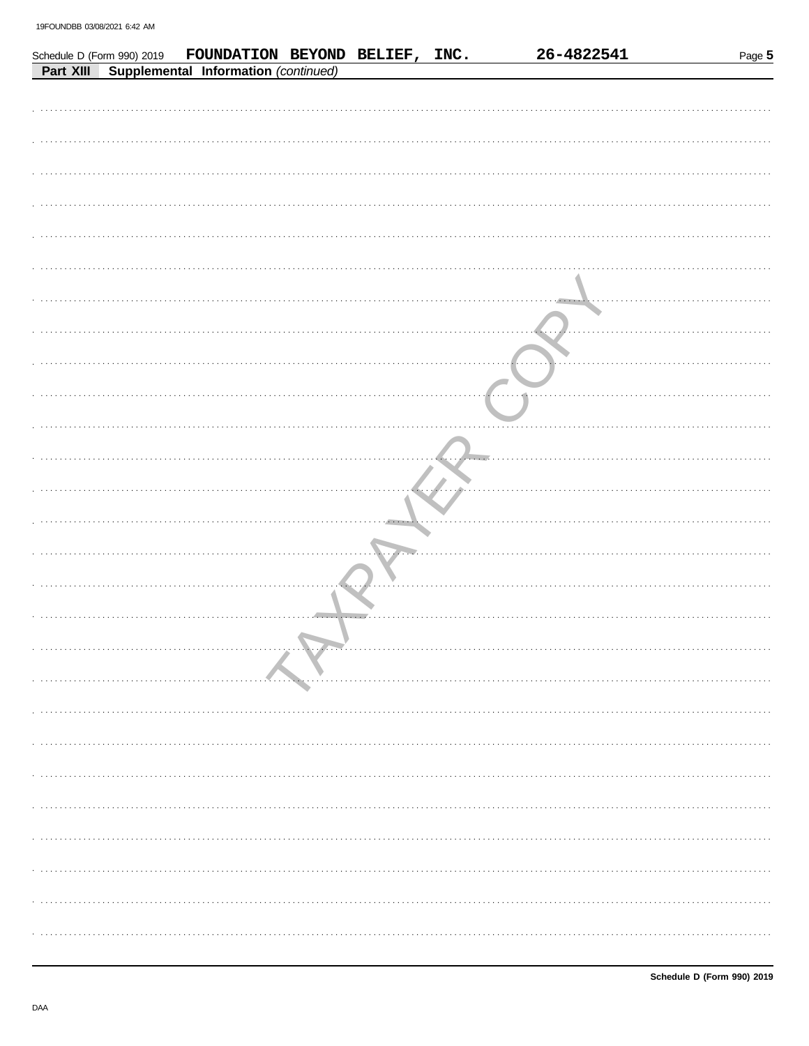Schedule D (Form 990) 2019 **FOUNDATION BEYOND BELIEF, INC.** **26-4822541** Page **5**

**Part XIII** **Supplemental Information** *(continued)*

TAXPAYER COPY

**Schedule D (Form 990) 2019**

DAA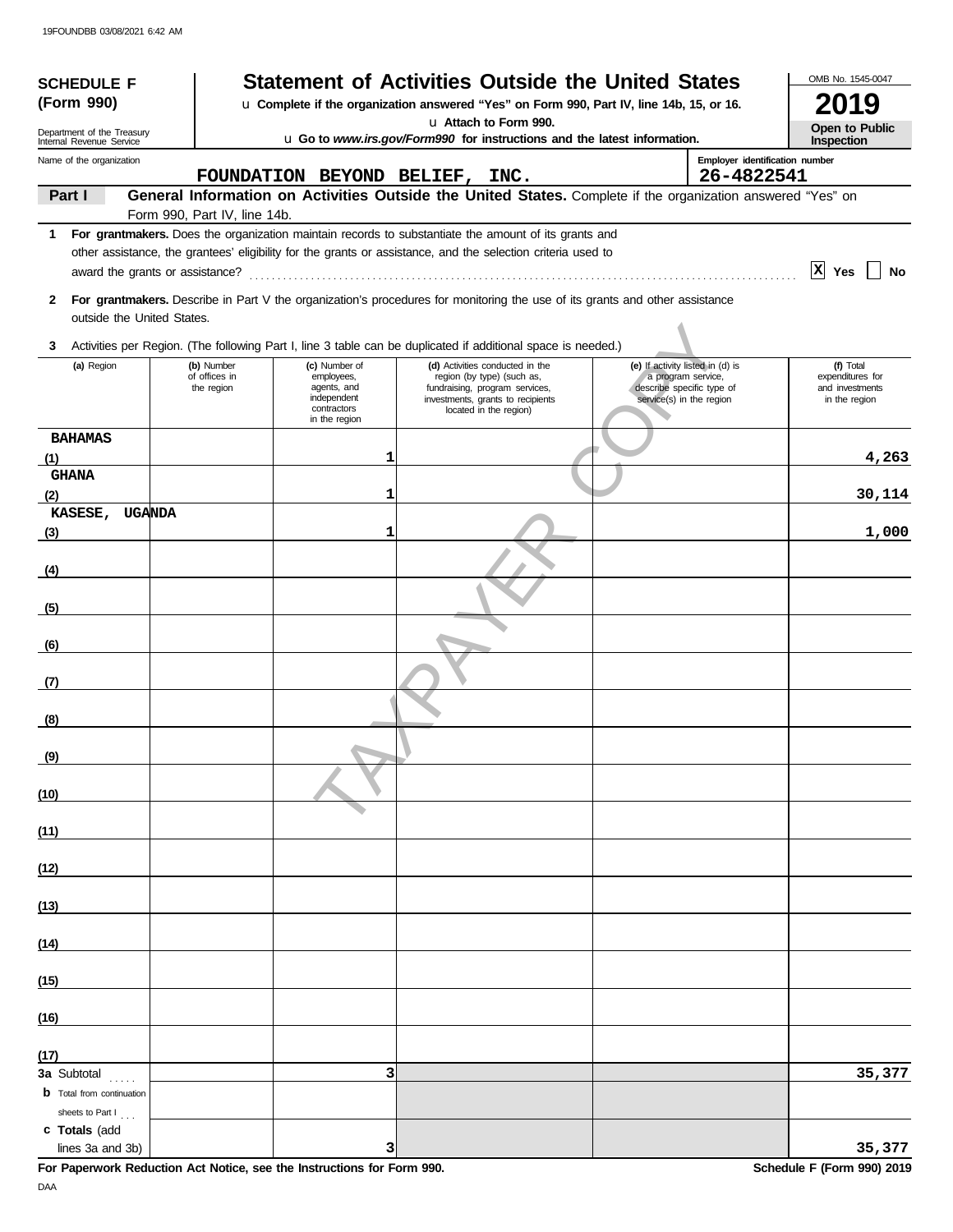19FOUNDBB 03/08/2021 6:42 AM

**SCHEDULE F (Form 990)**

Department of the Treasury
Internal Revenue Service

# Statement of Activities Outside the United States

u Complete if the organization answered "Yes" on Form 990, Part IV, line 14b, 15, or 16.
u Attach to Form 990.
u Go to *www.irs.gov/Form990* for instructions and the latest information.

OMB No. 1545-0047

**2019**

**Open to Public Inspection**

Name of the organization: **FOUNDATION BEYOND BELIEF, INC.**

Employer identification number: **26-4822541**

**Part I** **General Information on Activities Outside the United States.** Complete if the organization answered "Yes" on Form 990, Part IV, line 14b.

**1** **For grantmakers.** Does the organization maintain records to substantiate the amount of its grants and other assistance, the grantees' eligibility for the grants or assistance, and the selection criteria used to award the grants or assistance? . . . . . . [X] Yes [ ] No

**2** **For grantmakers.** Describe in Part V the organization's procedures for monitoring the use of its grants and other assistance outside the United States.

**3** Activities per Region. (The following Part I, line 3 table can be duplicated if additional space is needed.)

| (a) Region | (b) Number of offices in the region | (c) Number of employees, agents, and independent contractors in the region | (d) Activities conducted in the region (by type) (such as, fundraising, program services, investments, grants to recipients located in the region) | (e) If activity listed in (d) is a program service, describe specific type of service(s) in the region | (f) Total expenditures for and investments in the region |
|---|---|---|---|---|---|
| (1) BAHAMAS | | 1 | | | 4,263 |
| (2) GHANA | | 1 | | | 30,114 |
| (3) KASESE, UGANDA | | 1 | | | 1,000 |
| (4) | | | | | |
| (5) | | | | | |
| (6) | | | | | |
| (7) | | | | | |
| (8) | | | | | |
| (9) | | | | | |
| (10) | | | | | |
| (11) | | | | | |
| (12) | | | | | |
| (13) | | | | | |
| (14) | | | | | |
| (15) | | | | | |
| (16) | | | | | |
| (17) | | | | | |
| **3a** Subtotal . . . . . | | 3 | | | 35,377 |
| **b** Total from continuation sheets to Part I . . . | | | | | |
| **c Totals** (add lines 3a and 3b) | | 3 | | | 35,377 |

**For Paperwork Reduction Act Notice, see the Instructions for Form 990.** **Schedule F (Form 990) 2019**

DAA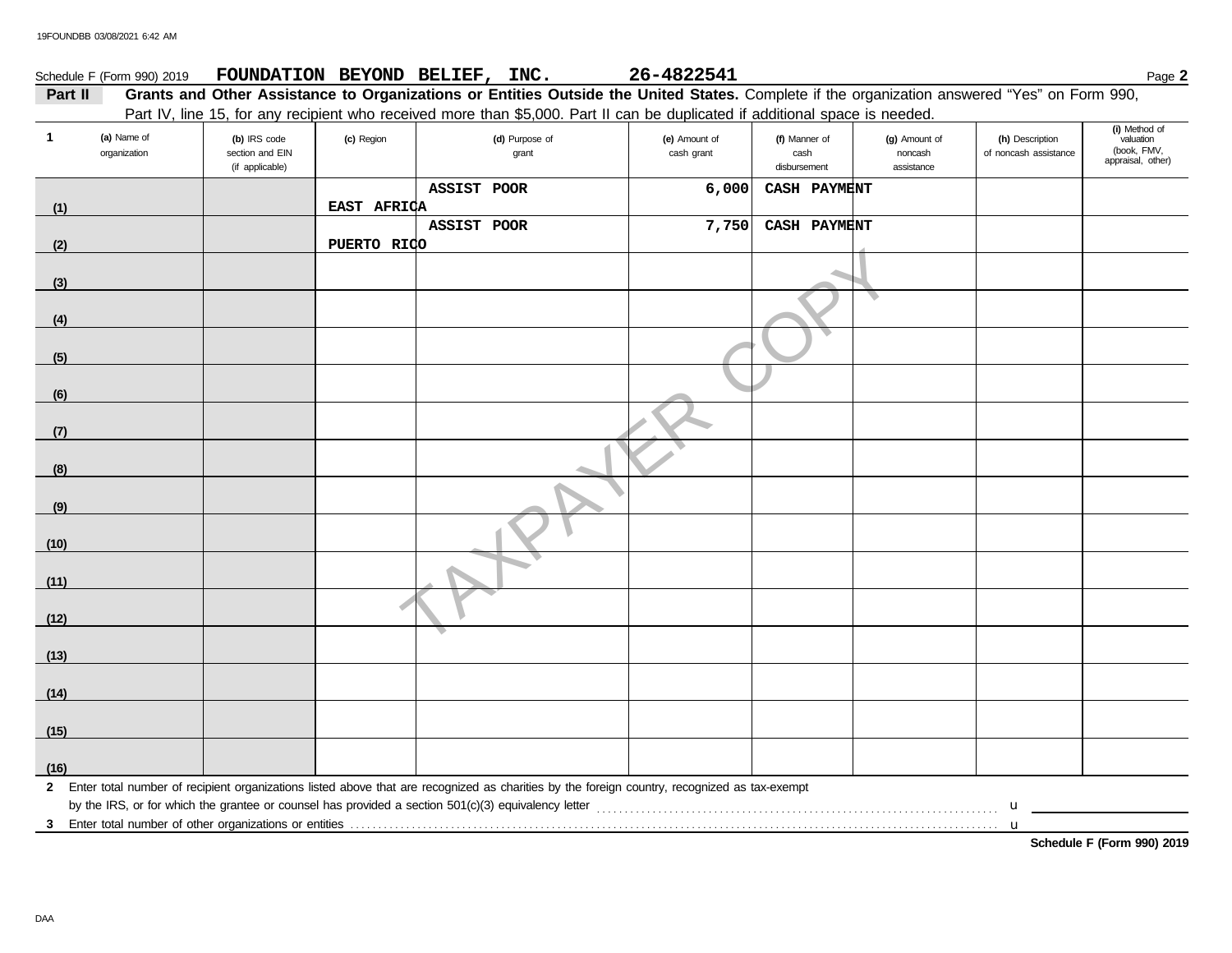Schedule F (Form 990) 2019 **FOUNDATION BEYOND BELIEF, INC.** **26-4822541** Page **2**

**Part II** **Grants and Other Assistance to Organizations or Entities Outside the United States.** Complete if the organization answered "Yes" on Form 990, Part IV, line 15, for any recipient who received more than $5,000. Part II can be duplicated if additional space is needed.

| 1 (a) Name of organization | (b) IRS code section and EIN (if applicable) | (c) Region | (d) Purpose of grant | (e) Amount of cash grant | (f) Manner of cash disbursement | (g) Amount of noncash assistance | (h) Description of noncash assistance | (i) Method of valuation (book, FMV, appraisal, other) |
|---|---|---|---|---|---|---|---|---|
| (1) | | EAST AFRICA | ASSIST POOR | 6,000 | CASH PAYMENT | | | |
| (2) | | PUERTO RICO | ASSIST POOR | 7,750 | CASH PAYMENT | | | |
| (3) | | | | | | | | |
| (4) | | | | | | | | |
| (5) | | | | | | | | |
| (6) | | | | | | | | |
| (7) | | | | | | | | |
| (8) | | | | | | | | |
| (9) | | | | | | | | |
| (10) | | | | | | | | |
| (11) | | | | | | | | |
| (12) | | | | | | | | |
| (13) | | | | | | | | |
| (14) | | | | | | | | |
| (15) | | | | | | | | |
| (16) | | | | | | | | |

**2** Enter total number of recipient organizations listed above that are recognized as charities by the foreign country, recognized as tax-exempt by the IRS, or for which the grantee or counsel has provided a section 501(c)(3) equivalency letter ..... u

**3** Enter total number of other organizations or entities ..... u

**Schedule F (Form 990) 2019**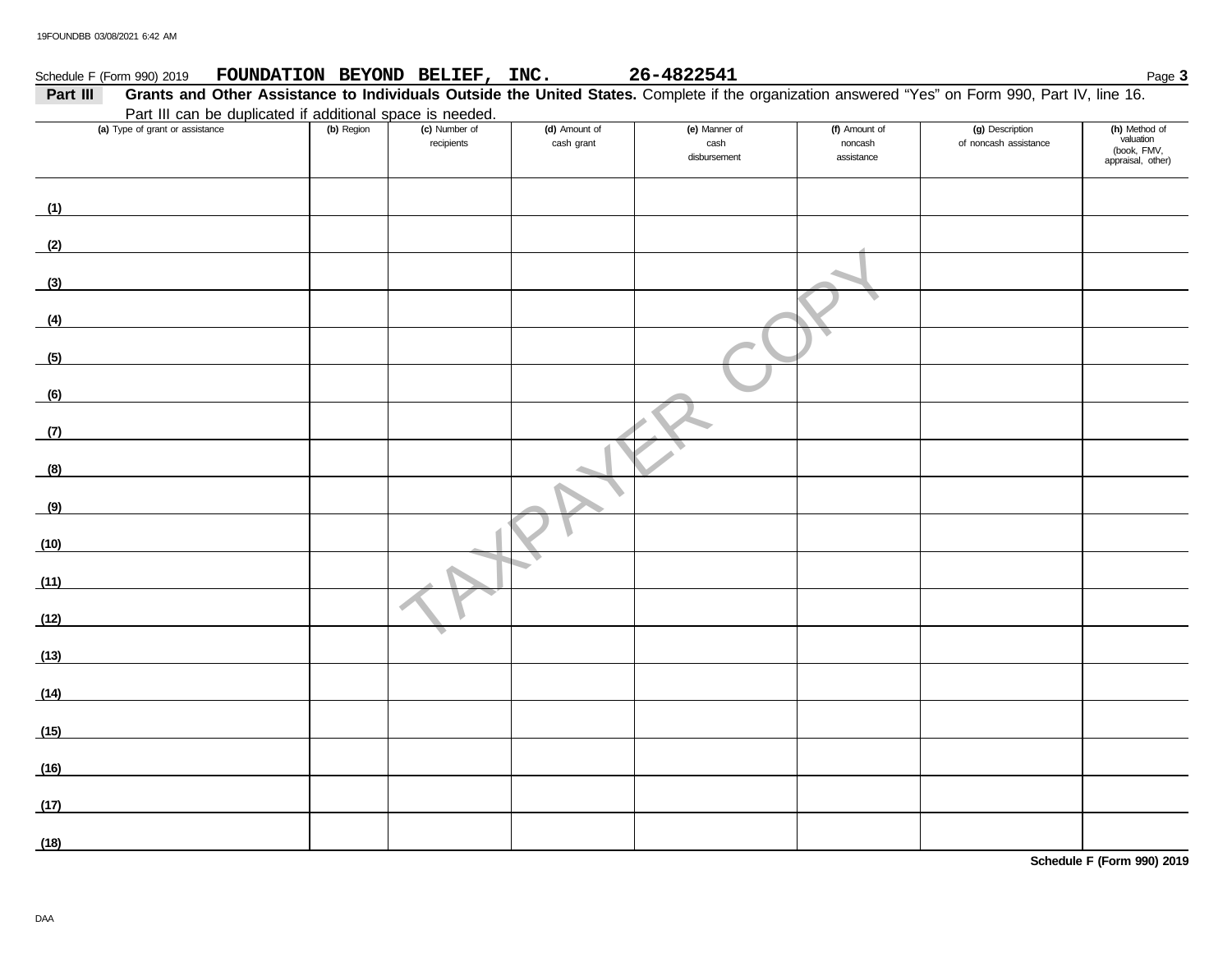Schedule F (Form 990) 2019 **FOUNDATION BEYOND BELIEF, INC.** **26-4822541**

**Part III** **Grants and Other Assistance to Individuals Outside the United States.** Complete if the organization answered "Yes" on Form 990, Part IV, line 16. Part III can be duplicated if additional space is needed.

| (a) Type of grant or assistance | (b) Region | (c) Number of recipients | (d) Amount of cash grant | (e) Manner of cash disbursement | (f) Amount of noncash assistance | (g) Description of noncash assistance | (h) Method of valuation (book, FMV, appraisal, other) |
|---|---|---|---|---|---|---|---|
| (1) | | | | | | | |
| (2) | | | | | | | |
| (3) | | | | | | | |
| (4) | | | | | | | |
| (5) | | | | | | | |
| (6) | | | | | | | |
| (7) | | | | | | | |
| (8) | | | | | | | |
| (9) | | | | | | | |
| (10) | | | | | | | |
| (11) | | | | | | | |
| (12) | | | | | | | |
| (13) | | | | | | | |
| (14) | | | | | | | |
| (15) | | | | | | | |
| (16) | | | | | | | |
| (17) | | | | | | | |
| (18) | | | | | | | |

**Schedule F (Form 990) 2019**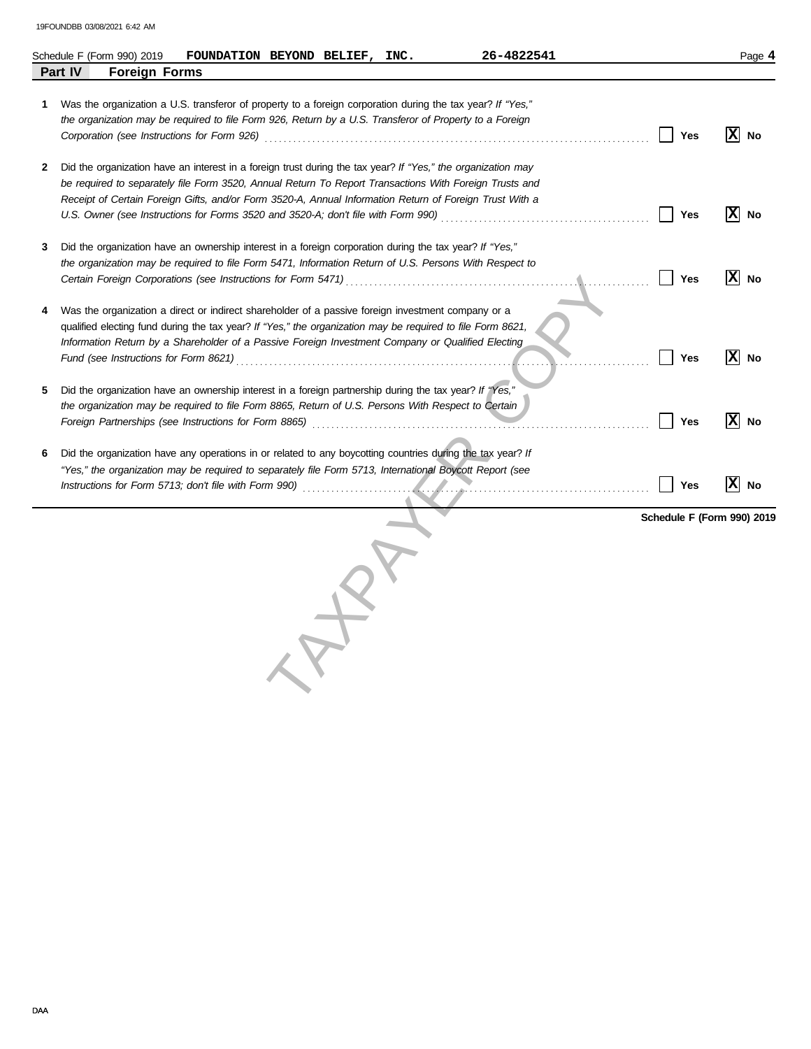Schedule F (Form 990) 2019 **FOUNDATION BEYOND BELIEF, INC.** **26-4822541**

## Part IV Foreign Forms

| | | Yes | No |
|---|---|---|---|
| **1** | Was the organization a U.S. transferor of property to a foreign corporation during the tax year? *If "Yes," the organization may be required to file Form 926, Return by a U.S. Transferor of Property to a Foreign Corporation (see Instructions for Form 926)* | | X |
| **2** | Did the organization have an interest in a foreign trust during the tax year? *If "Yes," the organization may be required to separately file Form 3520, Annual Return To Report Transactions With Foreign Trusts and Receipt of Certain Foreign Gifts, and/or Form 3520-A, Annual Information Return of Foreign Trust With a U.S. Owner (see Instructions for Forms 3520 and 3520-A; don't file with Form 990)* | | X |
| **3** | Did the organization have an ownership interest in a foreign corporation during the tax year? *If "Yes," the organization may be required to file Form 5471, Information Return of U.S. Persons With Respect to Certain Foreign Corporations (see Instructions for Form 5471)* | | X |
| **4** | Was the organization a direct or indirect shareholder of a passive foreign investment company or a qualified electing fund during the tax year? *If "Yes," the organization may be required to file Form 8621, Information Return by a Shareholder of a Passive Foreign Investment Company or Qualified Electing Fund (see Instructions for Form 8621)* | | X |
| **5** | Did the organization have an ownership interest in a foreign partnership during the tax year? *If "Yes," the organization may be required to file Form 8865, Return of U.S. Persons With Respect to Certain Foreign Partnerships (see Instructions for Form 8865)* | | X |
| **6** | Did the organization have any operations in or related to any boycotting countries during the tax year? *If "Yes," the organization may be required to separately file Form 5713, International Boycott Report (see Instructions for Form 5713; don't file with Form 990)* | | X |

**Schedule F (Form 990) 2019**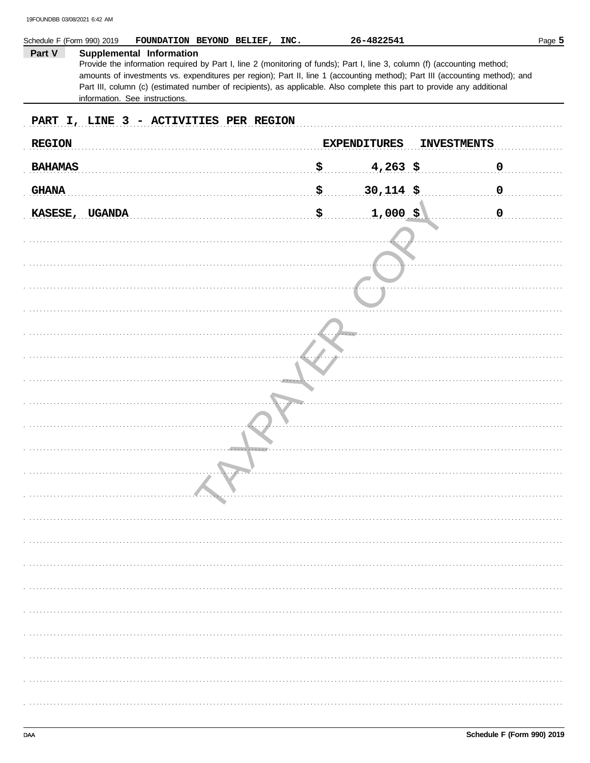Schedule F (Form 990) 2019 **FOUNDATION BEYOND BELIEF, INC.** **26-4822541**

**Part V** **Supplemental Information**

Provide the information required by Part I, line 2 (monitoring of funds); Part I, line 3, column (f) (accounting method; amounts of investments vs. expenditures per region); Part II, line 1 (accounting method); Part III (accounting method); and Part III, column (c) (estimated number of recipients), as applicable. Also complete this part to provide any additional information. See instructions.

**PART I, LINE 3 - ACTIVITIES PER REGION**

| REGION | EXPENDITURES | INVESTMENTS |
|---|---|---|
| BAHAMAS | $ 4,263 | $ 0 |
| GHANA | $ 30,114 | $ 0 |
| KASESE, UGANDA | $ 1,000 | $ 0 |

Schedule F (Form 990) 2019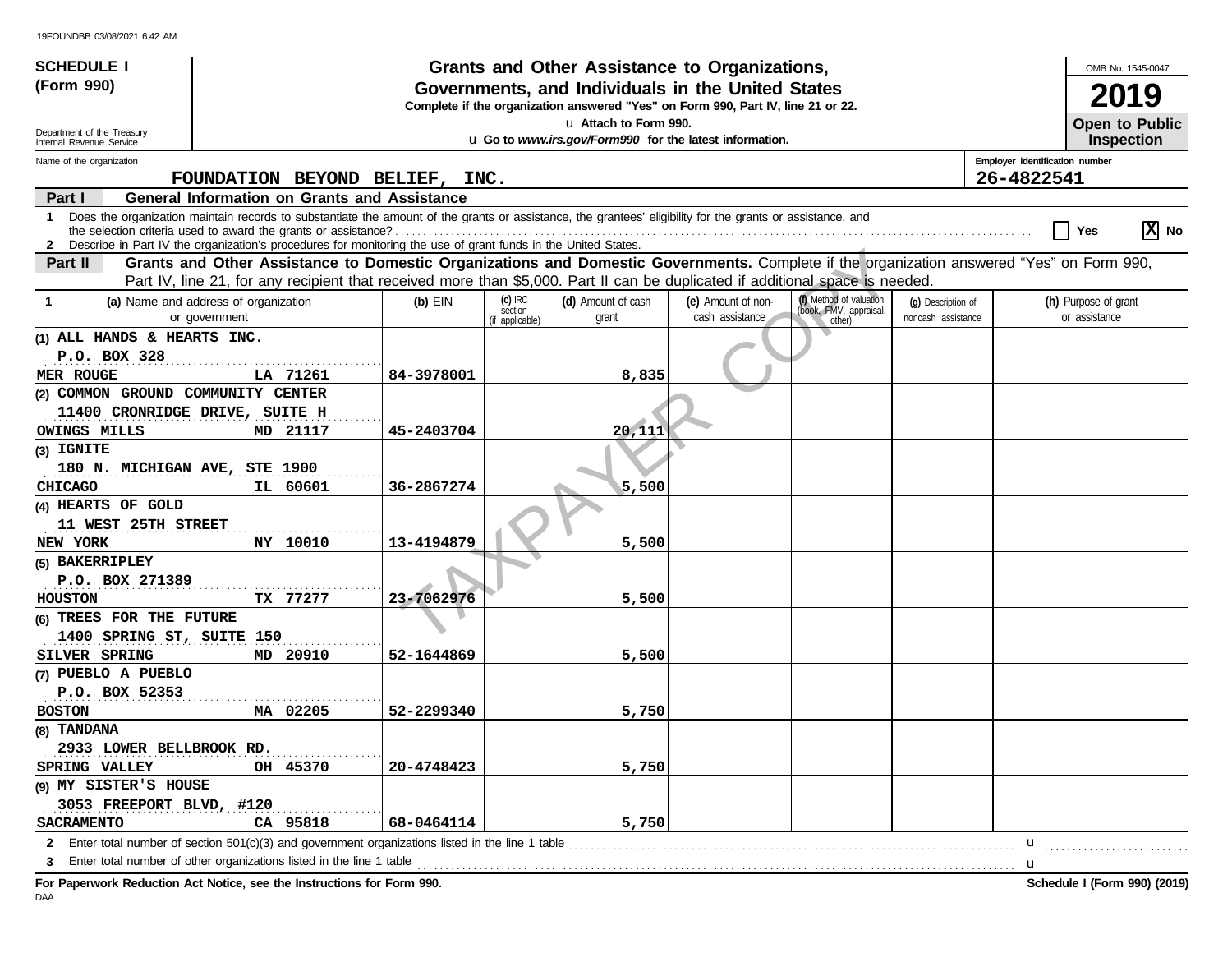**SCHEDULE I**
**(Form 990)**

Department of the Treasury
Internal Revenue Service

# Grants and Other Assistance to Organizations, Governments, and Individuals in the United States

**Complete if the organization answered "Yes" on Form 990, Part IV, line 21 or 22.**
**u Attach to Form 990.**
**u Go to *www.irs.gov/Form990* for the latest information.**

OMB No. 1545-0047

**2019**

**Open to Public Inspection**

Name of the organization: **FOUNDATION BEYOND BELIEF, INC.**

Employer identification number: **26-4822541**

## Part I — General Information on Grants and Assistance

1 Does the organization maintain records to substantiate the amount of the grants or assistance, the grantees' eligibility for the grants or assistance, and the selection criteria used to award the grants or assistance? ☐ Yes ☒ No

2 Describe in Part IV the organization's procedures for monitoring the use of grant funds in the United States.

## Part II — Grants and Other Assistance to Domestic Organizations and Domestic Governments.

Complete if the organization answered "Yes" on Form 990, Part IV, line 21, for any recipient that received more than $5,000. Part II can be duplicated if additional space is needed.

| 1 (a) Name and address of organization or government | (b) EIN | (c) IRC section (if applicable) | (d) Amount of cash grant | (e) Amount of non-cash assistance | (f) Method of valuation (book, FMV, appraisal, other) | (g) Description of noncash assistance | (h) Purpose of grant or assistance |
|---|---|---|---|---|---|---|---|
| (1) ALL HANDS & HEARTS INC.<br>P.O. BOX 328<br>MER ROUGE LA 71261 | 84-3978001 | | 8,835 | | | | |
| (2) COMMON GROUND COMMUNITY CENTER<br>11400 CRONRIDGE DRIVE, SUITE H<br>OWINGS MILLS MD 21117 | 45-2403704 | | 20,111 | | | | |
| (3) IGNITE<br>180 N. MICHIGAN AVE, STE 1900<br>CHICAGO IL 60601 | 36-2867274 | | 5,500 | | | | |
| (4) HEARTS OF GOLD<br>11 WEST 25TH STREET<br>NEW YORK NY 10010 | 13-4194879 | | 5,500 | | | | |
| (5) BAKERRIPLEY<br>P.O. BOX 271389<br>HOUSTON TX 77277 | 23-7062976 | | 5,500 | | | | |
| (6) TREES FOR THE FUTURE<br>1400 SPRING ST, SUITE 150<br>SILVER SPRING MD 20910 | 52-1644869 | | 5,500 | | | | |
| (7) PUEBLO A PUEBLO<br>P.O. BOX 52353<br>BOSTON MA 02205 | 52-2299340 | | 5,750 | | | | |
| (8) TANDANA<br>2933 LOWER BELLBROOK RD.<br>SPRING VALLEY OH 45370 | 20-4748423 | | 5,750 | | | | |
| (9) MY SISTER'S HOUSE<br>3053 FREEPORT BLVD, #120<br>SACRAMENTO CA 95818 | 68-0464114 | | 5,750 | | | | |

2 Enter total number of section 501(c)(3) and government organizations listed in the line 1 table u

3 Enter total number of other organizations listed in the line 1 table u

**For Paperwork Reduction Act Notice, see the Instructions for Form 990.** **Schedule I (Form 990) (2019)**

DAA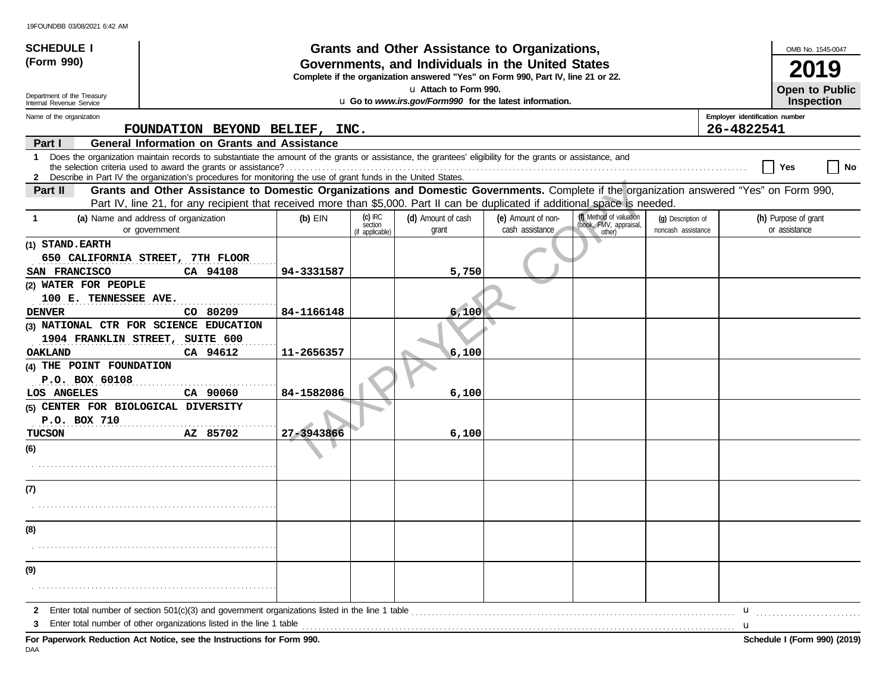19FOUNDBB 03/08/2021 6:42 AM

**SCHEDULE I (Form 990)**

Department of the Treasury
Internal Revenue Service

# Grants and Other Assistance to Organizations, Governments, and Individuals in the United States

**Complete if the organization answered "Yes" on Form 990, Part IV, line 21 or 22.**

u **Attach to Form 990.**

u **Go to *www.irs.gov/Form990* for the latest information.**

OMB No. 1545-0047

**2019**

**Open to Public Inspection**

Name of the organization: **FOUNDATION BEYOND BELIEF, INC.**

Employer identification number: **26-4822541**

## Part I General Information on Grants and Assistance

1 Does the organization maintain records to substantiate the amount of the grants or assistance, the grantees' eligibility for the grants or assistance, and the selection criteria used to award the grants or assistance? .......... Yes No

2 Describe in Part IV the organization's procedures for monitoring the use of grant funds in the United States.

## Part II Grants and Other Assistance to Domestic Organizations and Domestic Governments. 

Complete if the organization answered "Yes" on Form 990, Part IV, line 21, for any recipient that received more than $5,000. Part II can be duplicated if additional space is needed.

| 1 (a) Name and address of organization or government | (b) EIN | (c) IRC section (if applicable) | (d) Amount of cash grant | (e) Amount of non-cash assistance | (f) Method of valuation (book, FMV, appraisal, other) | (g) Description of noncash assistance | (h) Purpose of grant or assistance |
|---|---|---|---|---|---|---|---|
| (1) STAND.EARTH 650 CALIFORNIA STREET, 7TH FLOOR SAN FRANCISCO CA 94108 | 94-3331587 | | 5,750 | | | | |
| (2) WATER FOR PEOPLE 100 E. TENNESSEE AVE. DENVER CO 80209 | 84-1166148 | | 6,100 | | | | |
| (3) NATIONAL CTR FOR SCIENCE EDUCATION 1904 FRANKLIN STREET, SUITE 600 OAKLAND CA 94612 | 11-2656357 | | 6,100 | | | | |
| (4) THE POINT FOUNDATION P.O. BOX 60108 LOS ANGELES CA 90060 | 84-1582086 | | 6,100 | | | | |
| (5) CENTER FOR BIOLOGICAL DIVERSITY P.O. BOX 710 TUCSON AZ 85702 | 27-3943866 | | 6,100 | | | | |
| (6) | | | | | | | |
| (7) | | | | | | | |
| (8) | | | | | | | |
| (9) | | | | | | | |

2 Enter total number of section 501(c)(3) and government organizations listed in the line 1 table .......... u

3 Enter total number of other organizations listed in the line 1 table .......... u

**For Paperwork Reduction Act Notice, see the Instructions for Form 990.** **Schedule I (Form 990) (2019)**

DAA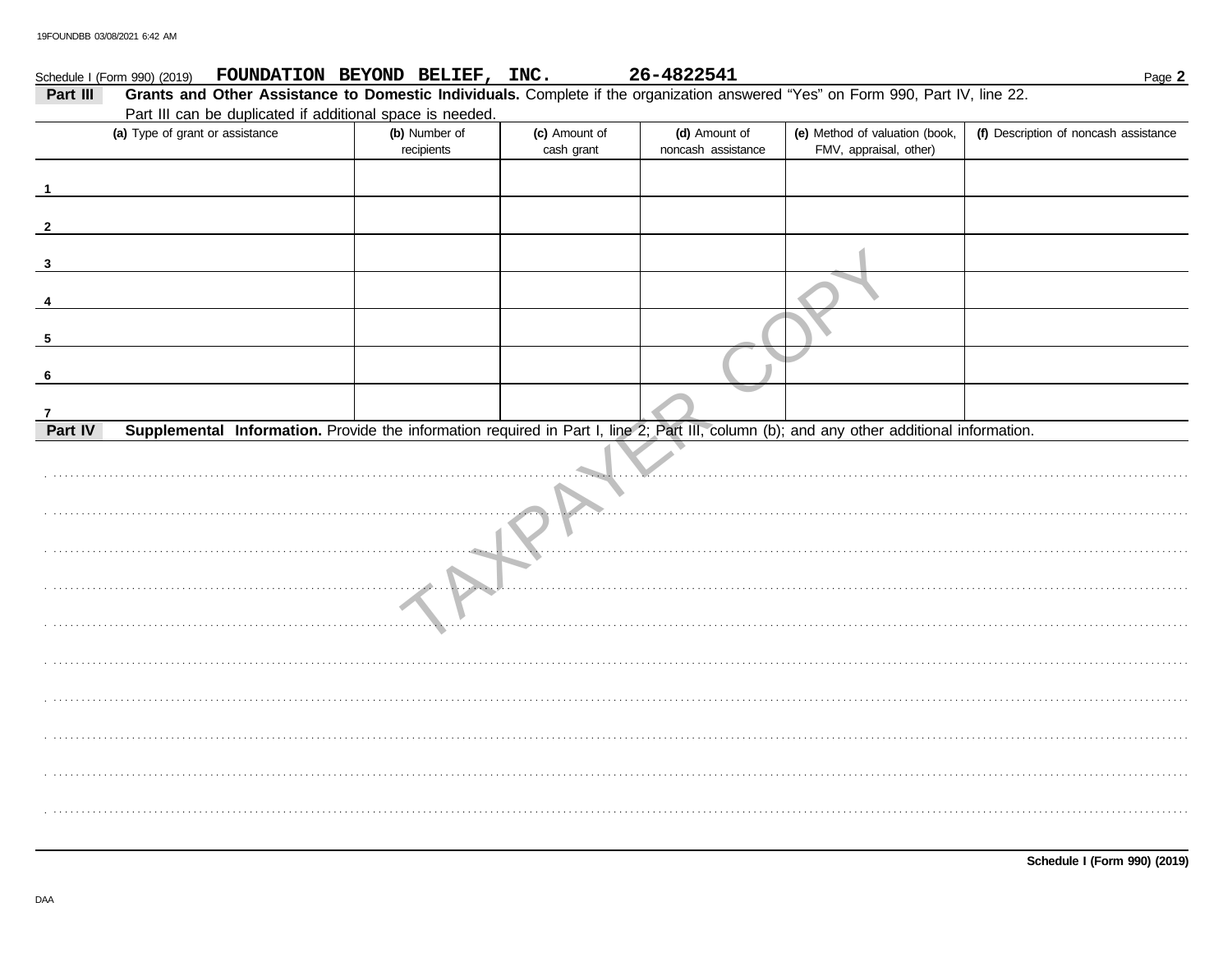Schedule I (Form 990) (2019) **FOUNDATION BEYOND BELIEF, INC.** **26-4822541**

## Part III Grants and Other Assistance to Domestic Individuals.

Complete if the organization answered "Yes" on Form 990, Part IV, line 22. Part III can be duplicated if additional space is needed.

| (a) Type of grant or assistance | (b) Number of recipients | (c) Amount of cash grant | (d) Amount of noncash assistance | (e) Method of valuation (book, FMV, appraisal, other) | (f) Description of noncash assistance |
|---|---|---|---|---|---|
| 1 | | | | | |
| 2 | | | | | |
| 3 | | | | | |
| 4 | | | | | |
| 5 | | | | | |
| 6 | | | | | |
| 7 | | | | | |

## Part IV Supplemental Information.

Provide the information required in Part I, line 2; Part III, column (b); and any other additional information.

TAXPAYER COPY

**Schedule I (Form 990) (2019)**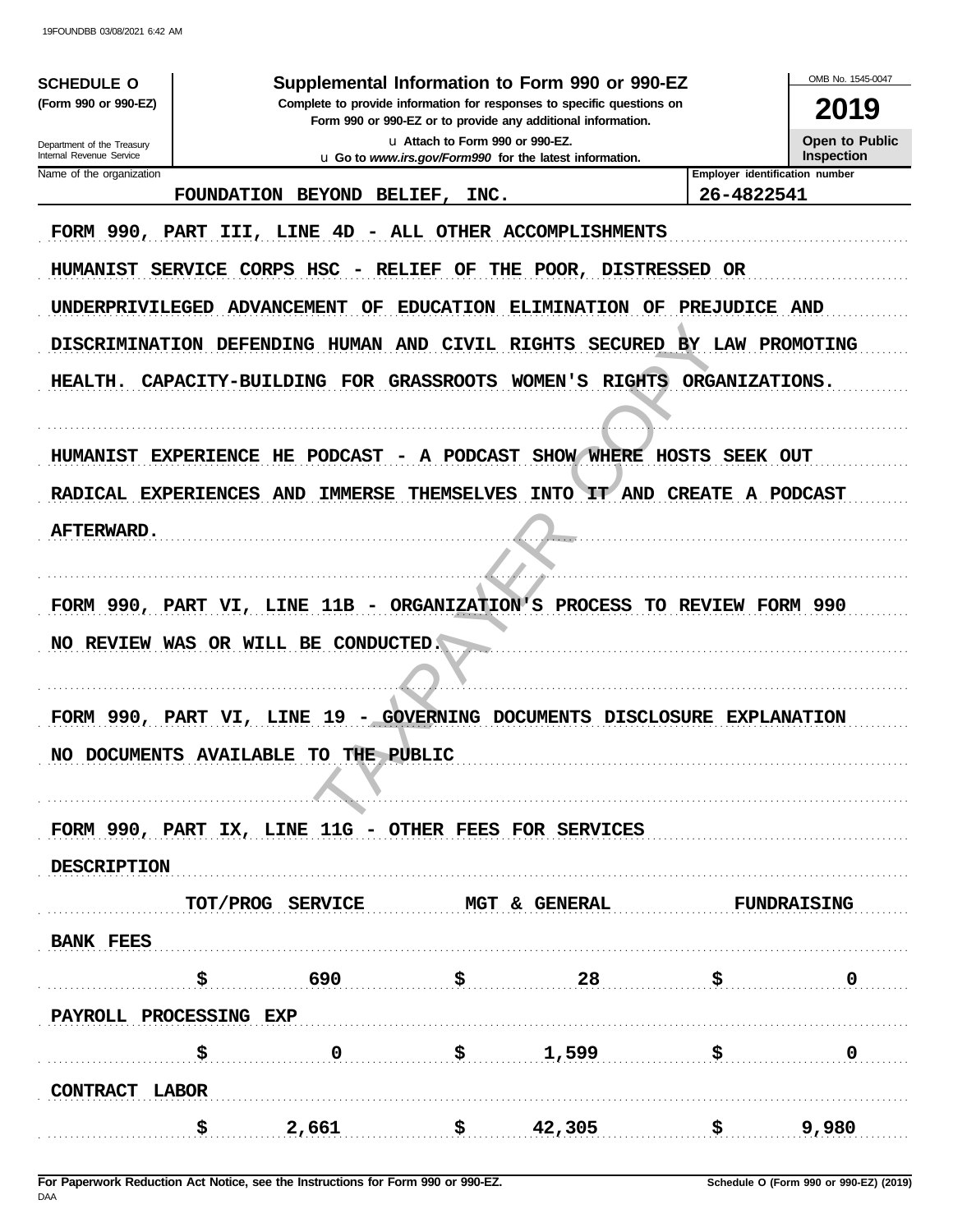**SCHEDULE O**
**(Form 990 or 990-EZ)**

Department of the Treasury
Internal Revenue Service

# Supplemental Information to Form 990 or 990-EZ

**Complete to provide information for responses to specific questions on Form 990 or 990-EZ or to provide any additional information.**

u Attach to Form 990 or 990-EZ.

u Go to *www.irs.gov/Form990* for the latest information.

OMB No. 1545-0047

**2019**

**Open to Public Inspection**

| Name of the organization | Employer identification number |
|---|---|
| FOUNDATION BEYOND BELIEF, INC. | 26-4822541 |

FORM 990, PART III, LINE 4D - ALL OTHER ACCOMPLISHMENTS

HUMANIST SERVICE CORPS HSC - RELIEF OF THE POOR, DISTRESSED OR UNDERPRIVILEGED ADVANCEMENT OF EDUCATION ELIMINATION OF PREJUDICE AND DISCRIMINATION DEFENDING HUMAN AND CIVIL RIGHTS SECURED BY LAW PROMOTING HEALTH. CAPACITY-BUILDING FOR GRASSROOTS WOMEN'S RIGHTS ORGANIZATIONS.

HUMANIST EXPERIENCE HE PODCAST - A PODCAST SHOW WHERE HOSTS SEEK OUT RADICAL EXPERIENCES AND IMMERSE THEMSELVES INTO IT AND CREATE A PODCAST AFTERWARD.

FORM 990, PART VI, LINE 11B - ORGANIZATION'S PROCESS TO REVIEW FORM 990

NO REVIEW WAS OR WILL BE CONDUCTED.

FORM 990, PART VI, LINE 19 - GOVERNING DOCUMENTS DISCLOSURE EXPLANATION

NO DOCUMENTS AVAILABLE TO THE PUBLIC

FORM 990, PART IX, LINE 11G - OTHER FEES FOR SERVICES

| DESCRIPTION | TOT/PROG SERVICE | MGT & GENERAL | FUNDRAISING |
|---|---|---|---|
| BANK FEES | $ 690 | $ 28 | $ 0 |
| PAYROLL PROCESSING EXP | $ 0 | $ 1,599 | $ 0 |
| CONTRACT LABOR | $ 2,661 | $ 42,305 | $ 9,980 |

**For Paperwork Reduction Act Notice, see the Instructions for Form 990 or 990-EZ.**

**Schedule O (Form 990 or 990-EZ) (2019)**

DAA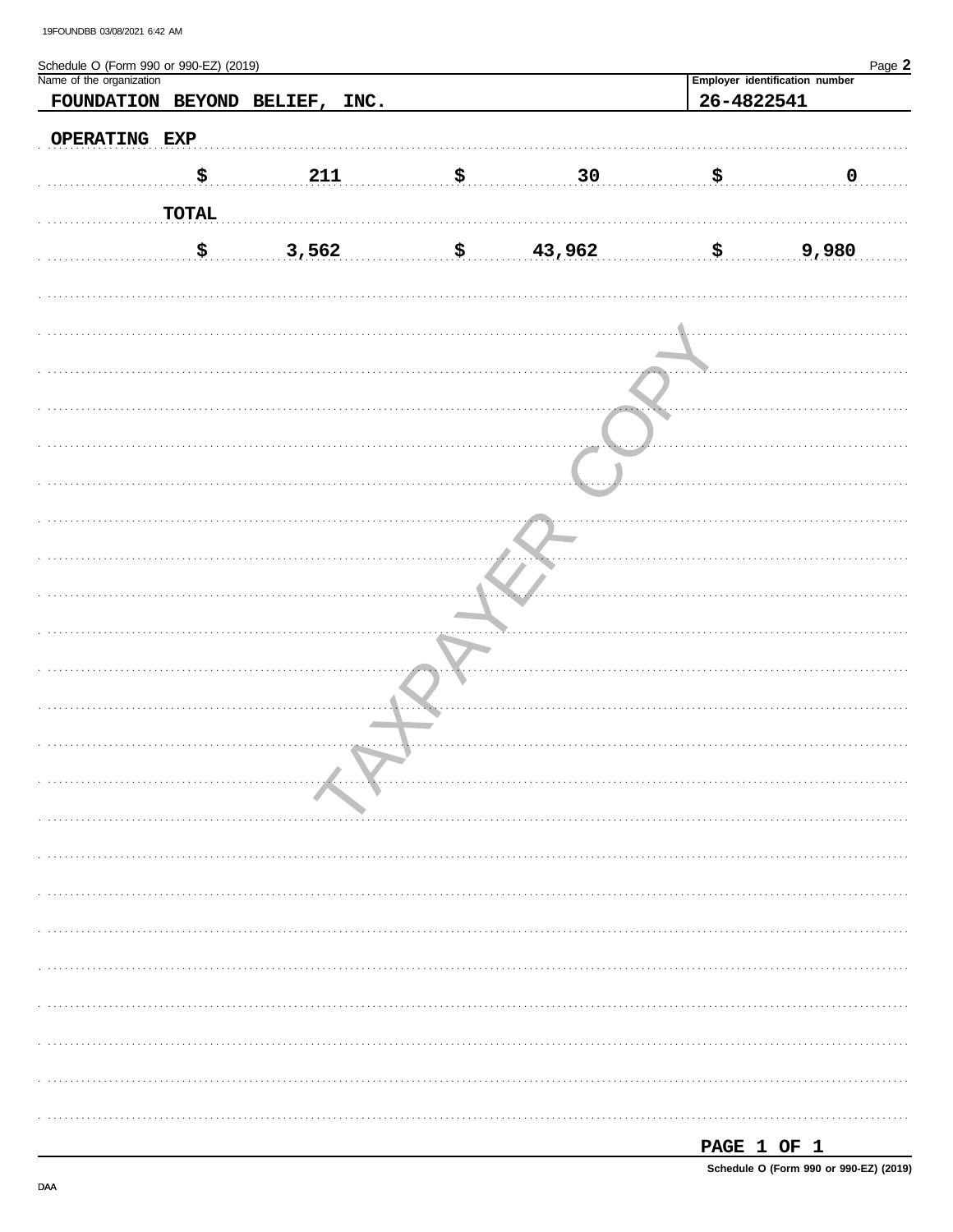Schedule O (Form 990 or 990-EZ) (2019) Page **2**

Name of the organization: **FOUNDATION BEYOND BELIEF, INC.**

Employer identification number: **26-4822541**

**OPERATING EXP**

| | | | | | |
|---|---|---|---|---|---|
| $ | 211 | $ | 30 | $ | 0 |

**TOTAL**

| | | | | | |
|---|---|---|---|---|---|
| $ | 3,562 | $ | 43,962 | $ | 9,980 |

TAXPAYER COPY

PAGE 1 OF 1

Schedule O (Form 990 or 990-EZ) (2019)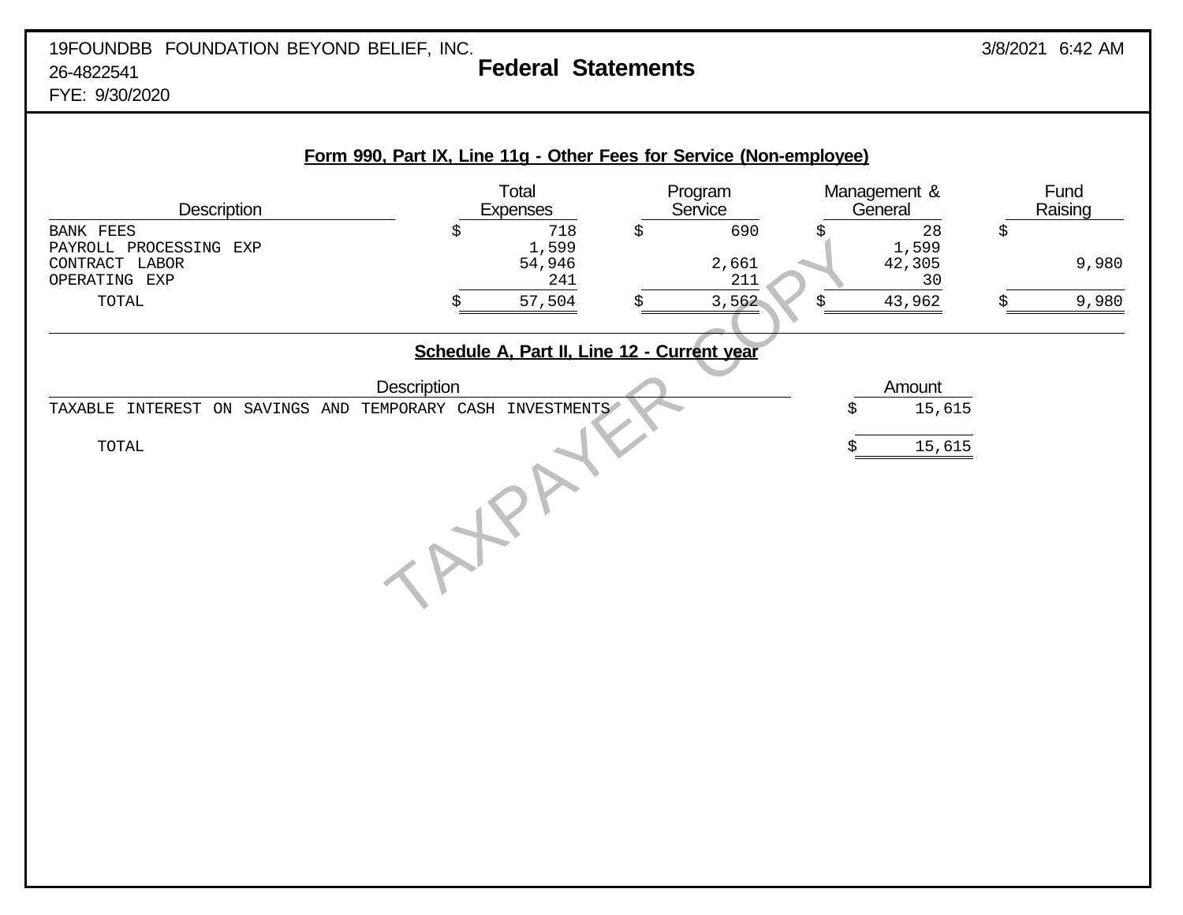19FOUNDBB FOUNDATION BEYOND BELIEF, INC.
26-4822541
FYE: 9/30/2020

3/8/2021 6:42 AM

# Federal Statements

## Form 990, Part IX, Line 11g - Other Fees for Service (Non-employee)

| Description | Total Expenses | Program Service | Management & General | Fund Raising |
|---|---|---|---|---|
| BANK FEES | $ 718 | $ 690 | $ 28 | $ |
| PAYROLL PROCESSING EXP | 1,599 | | 1,599 | |
| CONTRACT LABOR | 54,946 | 2,661 | 42,305 | 9,980 |
| OPERATING EXP | 241 | 211 | 30 | |
| TOTAL | $ 57,504 | $ 3,562 | $ 43,962 | $ 9,980 |

## Schedule A, Part II, Line 12 - Current year

| Description | Amount |
|---|---|
| TAXABLE INTEREST ON SAVINGS AND TEMPORARY CASH INVESTMENTS | $ 15,615 |
| TOTAL | $ 15,615 |

TAXPAYER COPY